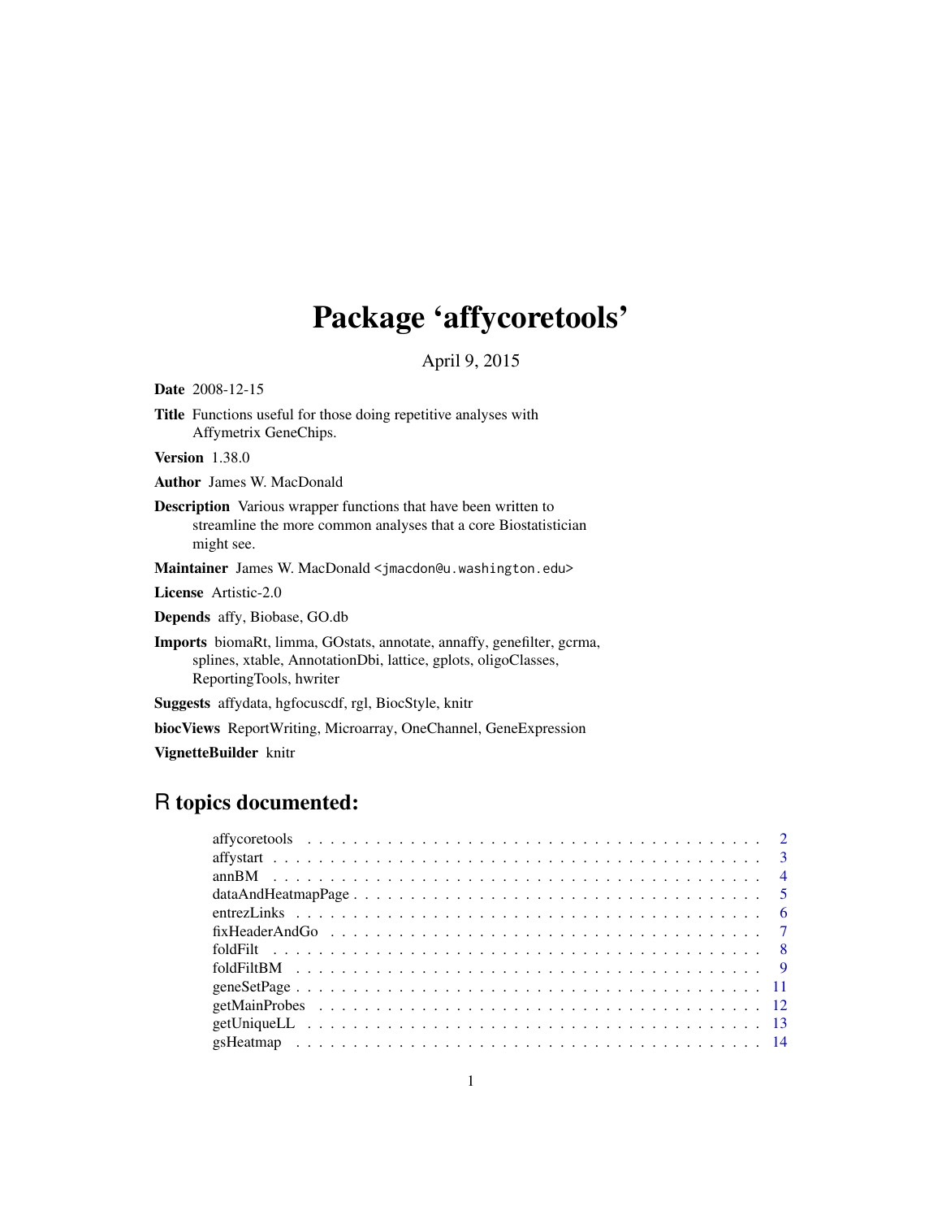# Package 'affycoretools'

April 9, 2015

**Date** 2008-12-15

**Title** Functions useful for those doing repetitive analyses with Affymetrix GeneChips.

**Version** 1.38.0

**Author** James W. MacDonald

**Description** Various wrapper functions that have been written to streamline the more common analyses that a core Biostatistician might see.

**Maintainer** James W. MacDonald <jmacdon@u.washington.edu>

**License** Artistic-2.0

**Depends** affy, Biobase, GO.db

**Imports** biomaRt, limma, GOstats, annotate, annaffy, genefilter, gcrma, splines, xtable, AnnotationDbi, lattice, gplots, oligoClasses, ReportingTools, hwriter

**Suggests** affydata, hgfocuscdf, rgl, BiocStyle, knitr

**biocViews** ReportWriting, Microarray, OneChannel, GeneExpression

**VignetteBuilder** knitr

## R topics documented:

| | |
|---|---|
| affycoretools | 2 |
| affystart | 3 |
| annBM | 4 |
| dataAndHeatmapPage | 5 |
| entrezLinks | 6 |
| fixHeaderAndGo | 7 |
| foldFilt | 8 |
| foldFiltBM | 9 |
| geneSetPage | 11 |
| getMainProbes | 12 |
| getUniqueLL | 13 |
| gsHeatmap | 14 |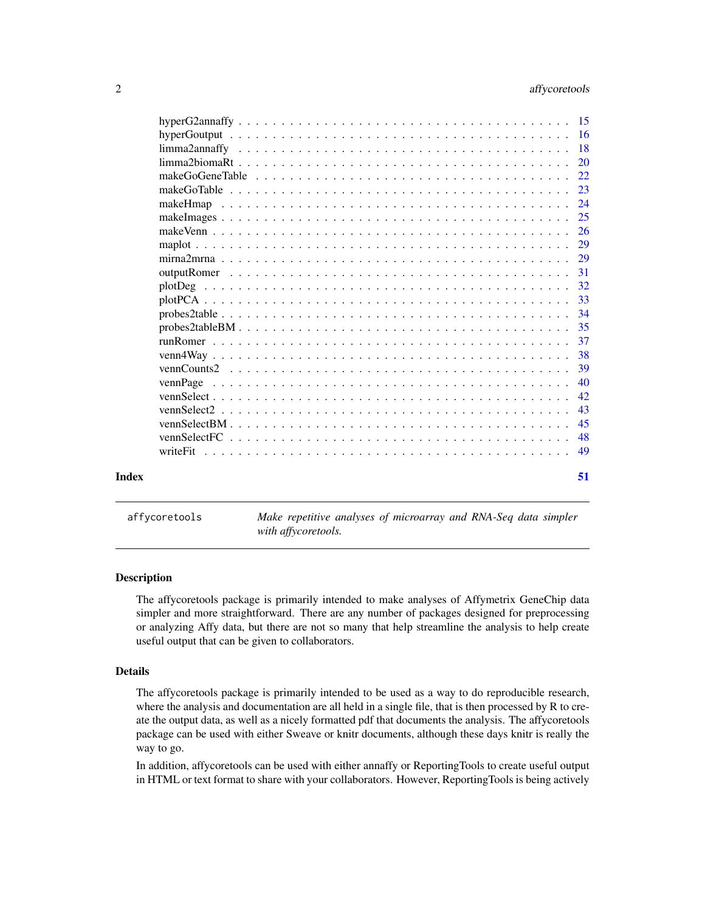hyperG2annaffy . . . . . . . . . . . . . . . . . . . . . . . . . . . . . . . . . . . . 15
hyperGoutput . . . . . . . . . . . . . . . . . . . . . . . . . . . . . . . . . . . . . 16
limma2annaffy . . . . . . . . . . . . . . . . . . . . . . . . . . . . . . . . . . . . 18
limma2biomaRt . . . . . . . . . . . . . . . . . . . . . . . . . . . . . . . . . . . . 20
makeGoGeneTable . . . . . . . . . . . . . . . . . . . . . . . . . . . . . . . . . . 22
makeGoTable . . . . . . . . . . . . . . . . . . . . . . . . . . . . . . . . . . . . . 23
makeHmap . . . . . . . . . . . . . . . . . . . . . . . . . . . . . . . . . . . . . . 24
makeImages . . . . . . . . . . . . . . . . . . . . . . . . . . . . . . . . . . . . . 25
makeVenn . . . . . . . . . . . . . . . . . . . . . . . . . . . . . . . . . . . . . . 26
maplot . . . . . . . . . . . . . . . . . . . . . . . . . . . . . . . . . . . . . . . . 29
mirna2mrna . . . . . . . . . . . . . . . . . . . . . . . . . . . . . . . . . . . . . 29
outputRomer . . . . . . . . . . . . . . . . . . . . . . . . . . . . . . . . . . . . . 31
plotDeg . . . . . . . . . . . . . . . . . . . . . . . . . . . . . . . . . . . . . . . 32
plotPCA . . . . . . . . . . . . . . . . . . . . . . . . . . . . . . . . . . . . . . . 33
probes2table . . . . . . . . . . . . . . . . . . . . . . . . . . . . . . . . . . . . . 34
probes2tableBM . . . . . . . . . . . . . . . . . . . . . . . . . . . . . . . . . . . 35
runRomer . . . . . . . . . . . . . . . . . . . . . . . . . . . . . . . . . . . . . . 37
venn4Way . . . . . . . . . . . . . . . . . . . . . . . . . . . . . . . . . . . . . . 38
vennCounts2 . . . . . . . . . . . . . . . . . . . . . . . . . . . . . . . . . . . . . 39
vennPage . . . . . . . . . . . . . . . . . . . . . . . . . . . . . . . . . . . . . . 40
vennSelect . . . . . . . . . . . . . . . . . . . . . . . . . . . . . . . . . . . . . . 42
vennSelect2 . . . . . . . . . . . . . . . . . . . . . . . . . . . . . . . . . . . . . 43
vennSelectBM . . . . . . . . . . . . . . . . . . . . . . . . . . . . . . . . . . . . 45
vennSelectFC . . . . . . . . . . . . . . . . . . . . . . . . . . . . . . . . . . . . 48
writeFit . . . . . . . . . . . . . . . . . . . . . . . . . . . . . . . . . . . . . . . 49

**Index** **51**

---

`affycoretools` *Make repetitive analyses of microarray and RNA-Seq data simpler with affycoretools.*

---

### Description

The affycoretools package is primarily intended to make analyses of Affymetrix GeneChip data simpler and more straightforward. There are any number of packages designed for preprocessing or analyzing Affy data, but there are not so many that help streamline the analysis to help create useful output that can be given to collaborators.

### Details

The affycoretools package is primarily intended to be used as a way to do reproducible research, where the analysis and documentation are all held in a single file, that is then processed by R to create the output data, as well as a nicely formatted pdf that documents the analysis. The affycoretools package can be used with either Sweave or knitr documents, although these days knitr is really the way to go.

In addition, affycoretools can be used with either annaffy or ReportingTools to create useful output in HTML or text format to share with your collaborators. However, ReportingTools is being actively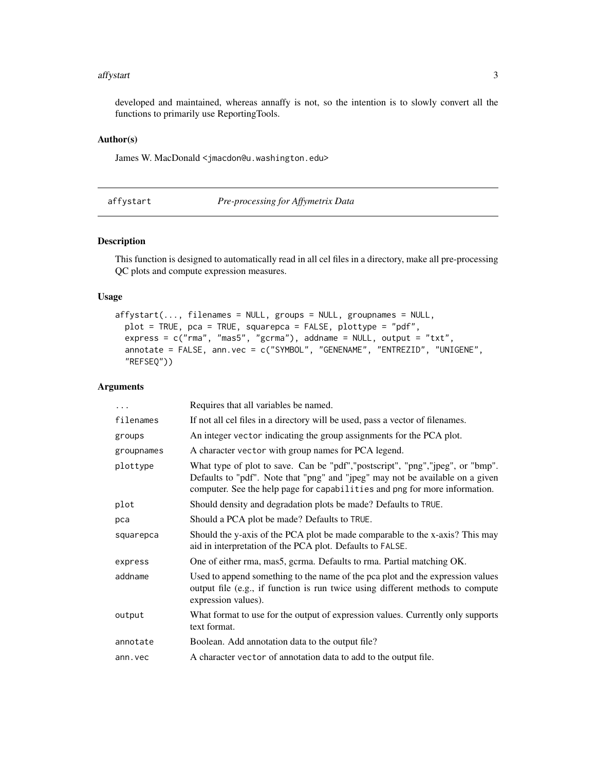developed and maintained, whereas annaffy is not, so the intention is to slowly convert all the functions to primarily use ReportingTools.

### Author(s)

James W. MacDonald <jmacdon@u.washington.edu>

---

## affystart — *Pre-processing for Affymetrix Data*

---

### Description

This function is designed to automatically read in all cel files in a directory, make all pre-processing QC plots and compute expression measures.

### Usage

```
affystart(..., filenames = NULL, groups = NULL, groupnames = NULL,
  plot = TRUE, pca = TRUE, squarepca = FALSE, plottype = "pdf",
  express = c("rma", "mas5", "gcrma"), addname = NULL, output = "txt",
  annotate = FALSE, ann.vec = c("SYMBOL", "GENENAME", "ENTREZID", "UNIGENE",
  "REFSEQ"))
```

### Arguments

| | |
|---|---|
| `...` | Requires that all variables be named. |
| `filenames` | If not all cel files in a directory will be used, pass a vector of filenames. |
| `groups` | An integer `vector` indicating the group assignments for the PCA plot. |
| `groupnames` | A character `vector` with group names for PCA legend. |
| `plottype` | What type of plot to save. Can be "pdf","postscript", "png","jpeg", or "bmp". Defaults to "pdf". Note that "png" and "jpeg" may not be available on a given computer. See the help page for `capabilities` and `png` for more information. |
| `plot` | Should density and degradation plots be made? Defaults to `TRUE`. |
| `pca` | Should a PCA plot be made? Defaults to `TRUE`. |
| `squarepca` | Should the y-axis of the PCA plot be made comparable to the x-axis? This may aid in interpretation of the PCA plot. Defaults to `FALSE`. |
| `express` | One of either rma, mas5, gcrma. Defaults to rma. Partial matching OK. |
| `addname` | Used to append something to the name of the pca plot and the expression values output file (e.g., if function is run twice using different methods to compute expression values). |
| `output` | What format to use for the output of expression values. Currently only supports text format. |
| `annotate` | Boolean. Add annotation data to the output file? |
| `ann.vec` | A character `vector` of annotation data to add to the output file. |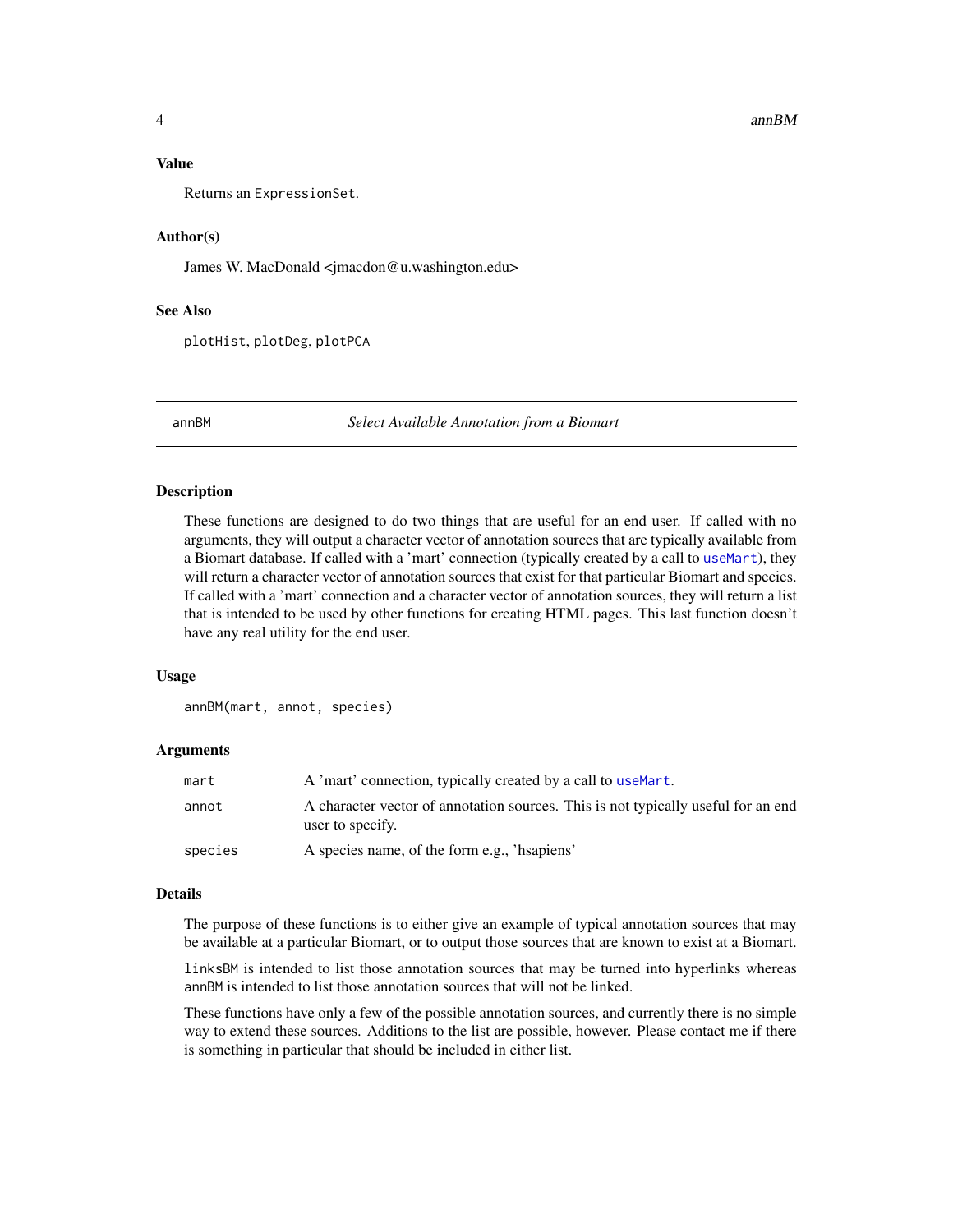### Value

Returns an ExpressionSet.

### Author(s)

James W. MacDonald <jmacdon@u.washington.edu>

### See Also

plotHist, plotDeg, plotPCA

---

## annBM — *Select Available Annotation from a Biomart*

### Description

These functions are designed to do two things that are useful for an end user. If called with no arguments, they will output a character vector of annotation sources that are typically available from a Biomart database. If called with a 'mart' connection (typically created by a call to useMart), they will return a character vector of annotation sources that exist for that particular Biomart and species. If called with a 'mart' connection and a character vector of annotation sources, they will return a list that is intended to be used by other functions for creating HTML pages. This last function doesn't have any real utility for the end user.

### Usage

```
annBM(mart, annot, species)
```

### Arguments

| | |
|---|---|
| mart | A 'mart' connection, typically created by a call to useMart. |
| annot | A character vector of annotation sources. This is not typically useful for an end user to specify. |
| species | A species name, of the form e.g., 'hsapiens' |

### Details

The purpose of these functions is to either give an example of typical annotation sources that may be available at a particular Biomart, or to output those sources that are known to exist at a Biomart.

linksBM is intended to list those annotation sources that may be turned into hyperlinks whereas annBM is intended to list those annotation sources that will not be linked.

These functions have only a few of the possible annotation sources, and currently there is no simple way to extend these sources. Additions to the list are possible, however. Please contact me if there is something in particular that should be included in either list.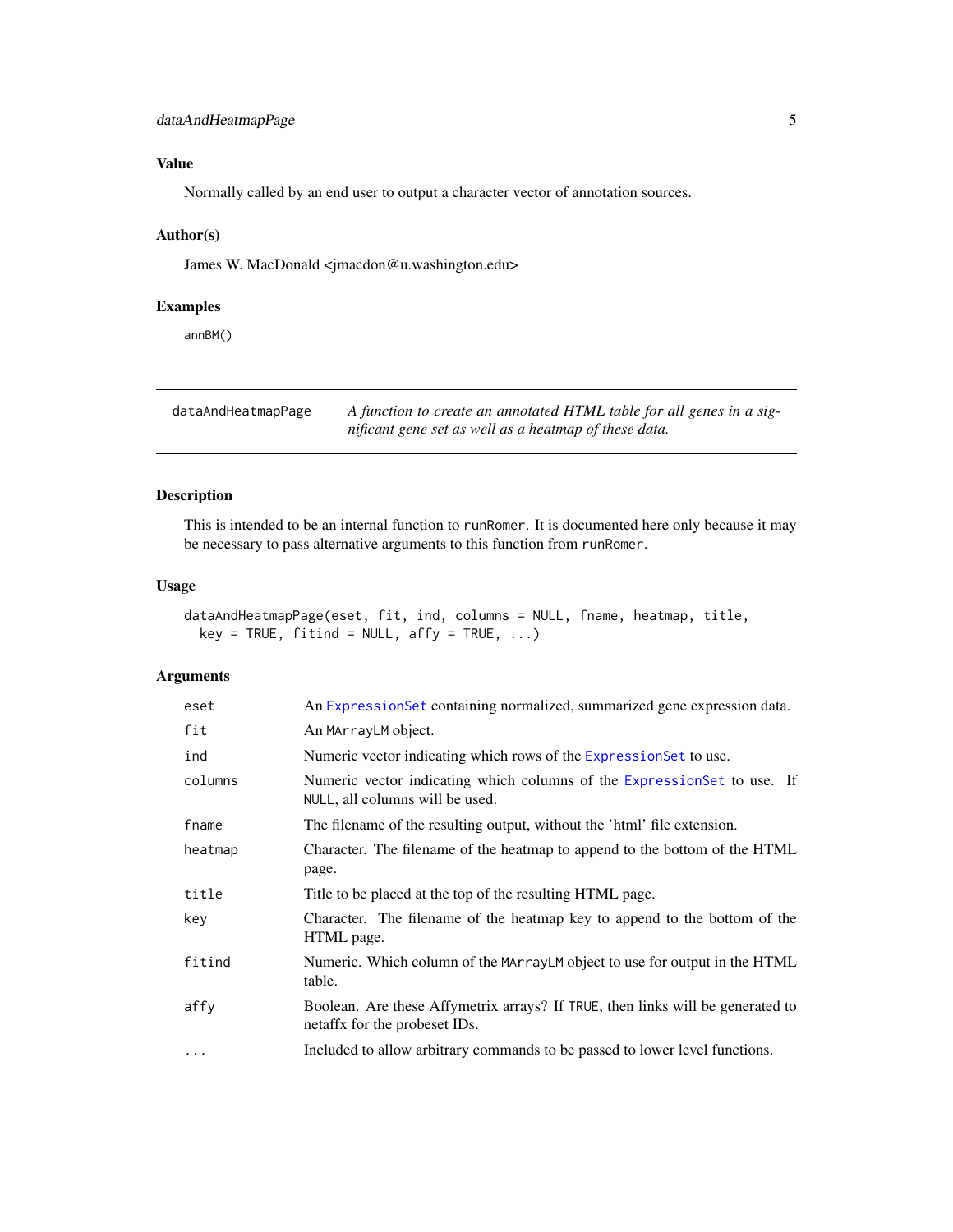### Value

Normally called by an end user to output a character vector of annotation sources.

### Author(s)

James W. MacDonald <jmacdon@u.washington.edu>

### Examples

```
annBM()
```

---

## dataAndHeatmapPage

*A function to create an annotated HTML table for all genes in a significant gene set as well as a heatmap of these data.*

---

### Description

This is intended to be an internal function to `runRomer`. It is documented here only because it may be necessary to pass alternative arguments to this function from `runRomer`.

### Usage

```
dataAndHeatmapPage(eset, fit, ind, columns = NULL, fname, heatmap, title,
  key = TRUE, fitind = NULL, affy = TRUE, ...)
```

### Arguments

| | |
|---|---|
| `eset` | An `ExpressionSet` containing normalized, summarized gene expression data. |
| `fit` | An `MArrayLM` object. |
| `ind` | Numeric vector indicating which rows of the `ExpressionSet` to use. |
| `columns` | Numeric vector indicating which columns of the `ExpressionSet` to use. If `NULL`, all columns will be used. |
| `fname` | The filename of the resulting output, without the 'html' file extension. |
| `heatmap` | Character. The filename of the heatmap to append to the bottom of the HTML page. |
| `title` | Title to be placed at the top of the resulting HTML page. |
| `key` | Character. The filename of the heatmap key to append to the bottom of the HTML page. |
| `fitind` | Numeric. Which column of the `MArrayLM` object to use for output in the HTML table. |
| `affy` | Boolean. Are these Affymetrix arrays? If `TRUE`, then links will be generated to netaffx for the probeset IDs. |
| `...` | Included to allow arbitrary commands to be passed to lower level functions. |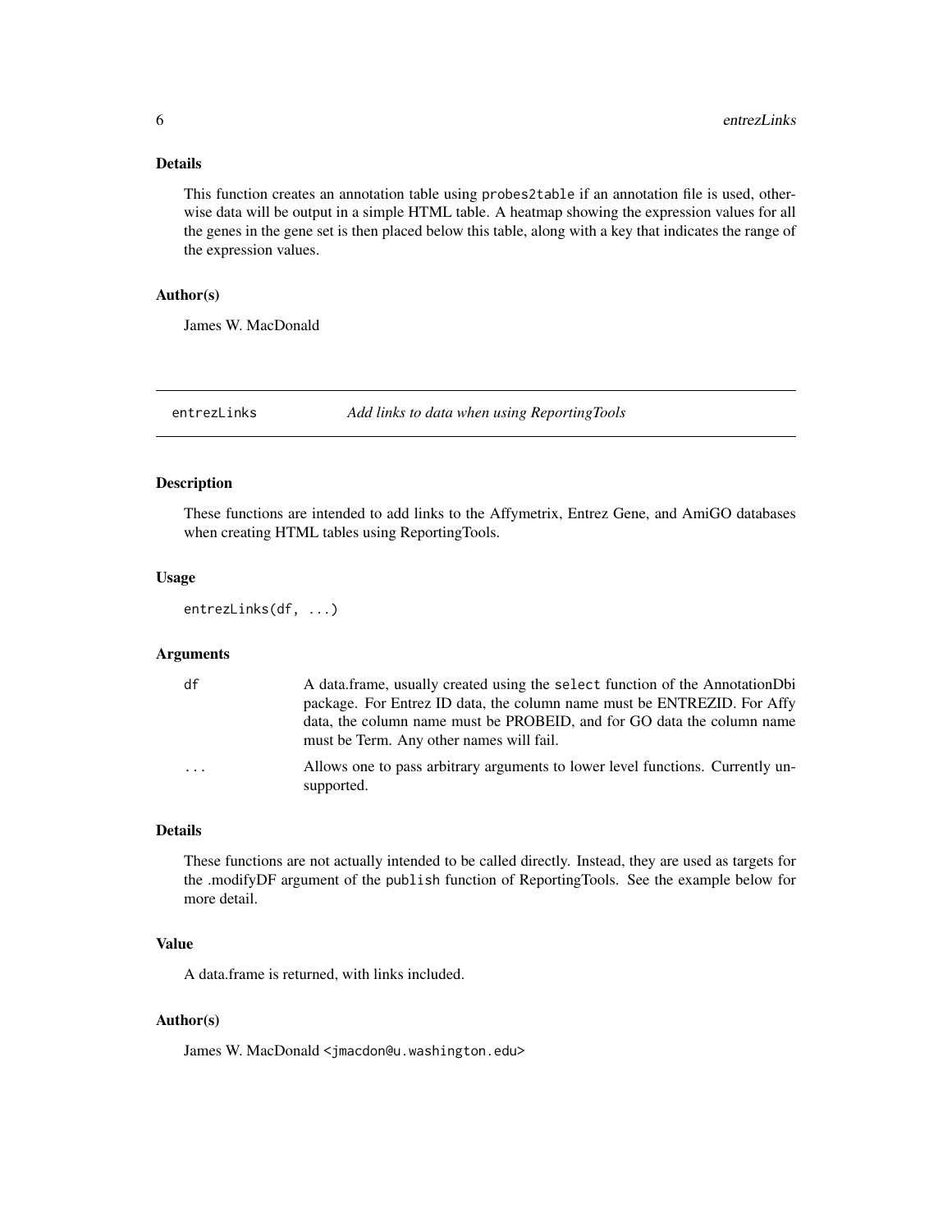### Details

This function creates an annotation table using `probes2table` if an annotation file is used, otherwise data will be output in a simple HTML table. A heatmap showing the expression values for all the genes in the gene set is then placed below this table, along with a key that indicates the range of the expression values.

### Author(s)

James W. MacDonald

---

## entrezLinks &nbsp;&nbsp;&nbsp;&nbsp;&nbsp; *Add links to data when using ReportingTools*

---

### Description

These functions are intended to add links to the Affymetrix, Entrez Gene, and AmiGO databases when creating HTML tables using ReportingTools.

### Usage

```
entrezLinks(df, ...)
```

### Arguments

| | |
|---|---|
| `df` | A data.frame, usually created using the `select` function of the AnnotationDbi package. For Entrez ID data, the column name must be ENTREZID. For Affy data, the column name must be PROBEID, and for GO data the column name must be Term. Any other names will fail. |
| `...` | Allows one to pass arbitrary arguments to lower level functions. Currently unsupported. |

### Details

These functions are not actually intended to be called directly. Instead, they are used as targets for the .modifyDF argument of the `publish` function of ReportingTools. See the example below for more detail.

### Value

A data.frame is returned, with links included.

### Author(s)

James W. MacDonald <jmacdon@u.washington.edu>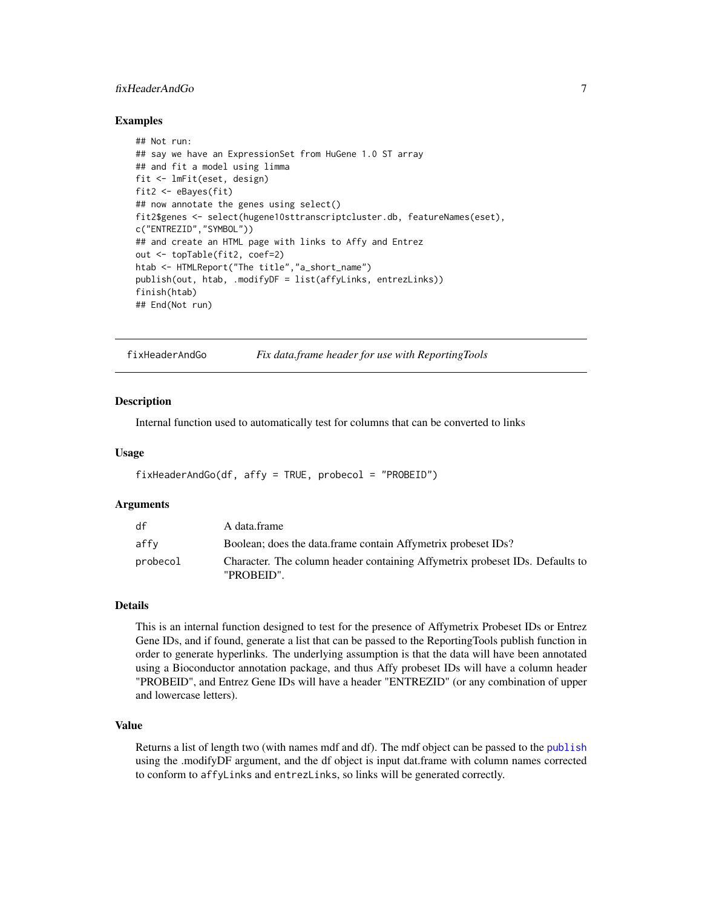### Examples

```
## Not run:
## say we have an ExpressionSet from HuGene 1.0 ST array
## and fit a model using limma
fit <- lmFit(eset, design)
fit2 <- eBayes(fit)
## now annotate the genes using select()
fit2$genes <- select(hugene10sttranscriptcluster.db, featureNames(eset),
c("ENTREZID","SYMBOL"))
## and create an HTML page with links to Affy and Entrez
out <- topTable(fit2, coef=2)
htab <- HTMLReport("The title","a_short_name")
publish(out, htab, .modifyDF = list(affyLinks, entrezLinks))
finish(htab)
## End(Not run)
```

---

## fixHeaderAndGo — *Fix data.frame header for use with ReportingTools*

### Description

Internal function used to automatically test for columns that can be converted to links

### Usage

```
fixHeaderAndGo(df, affy = TRUE, probecol = "PROBEID")
```

### Arguments

| | |
|---|---|
| `df` | A data.frame |
| `affy` | Boolean; does the data.frame contain Affymetrix probeset IDs? |
| `probecol` | Character. The column header containing Affymetrix probeset IDs. Defaults to "PROBEID". |

### Details

This is an internal function designed to test for the presence of Affymetrix Probeset IDs or Entrez Gene IDs, and if found, generate a list that can be passed to the ReportingTools publish function in order to generate hyperlinks. The underlying assumption is that the data will have been annotated using a Bioconductor annotation package, and thus Affy probeset IDs will have a column header "PROBEID", and Entrez Gene IDs will have a header "ENTREZID" (or any combination of upper and lowercase letters).

### Value

Returns a list of length two (with names mdf and df). The mdf object can be passed to the `publish` using the .modifyDF argument, and the df object is input dat.frame with column names corrected to conform to `affyLinks` and `entrezLinks`, so links will be generated correctly.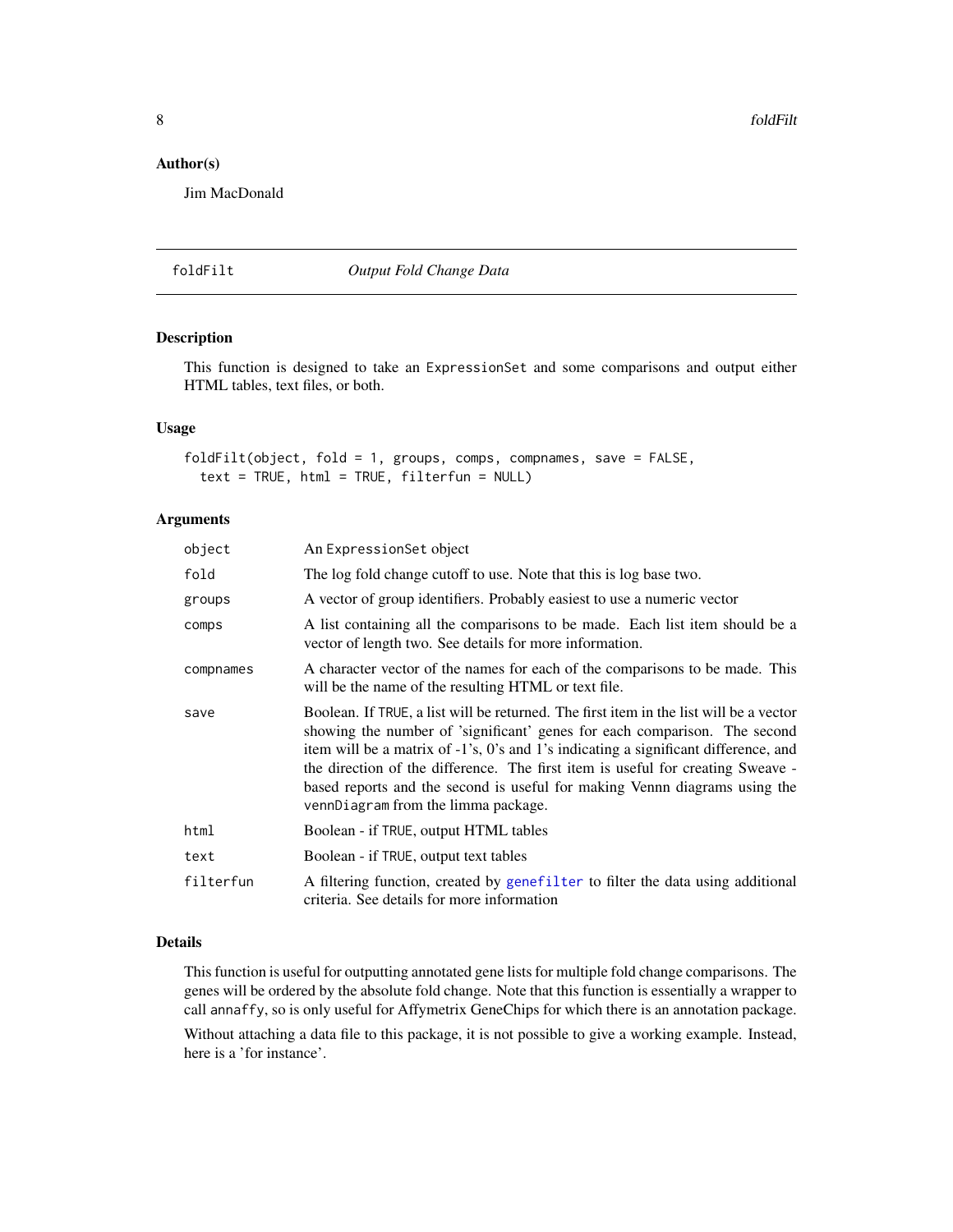### Author(s)

Jim MacDonald

---

## foldFilt — *Output Fold Change Data*

---

### Description

This function is designed to take an `ExpressionSet` and some comparisons and output either HTML tables, text files, or both.

### Usage

```
foldFilt(object, fold = 1, groups, comps, compnames, save = FALSE,
  text = TRUE, html = TRUE, filterfun = NULL)
```

### Arguments

| | |
|---|---|
| `object` | An `ExpressionSet` object |
| `fold` | The log fold change cutoff to use. Note that this is log base two. |
| `groups` | A vector of group identifiers. Probably easiest to use a numeric vector |
| `comps` | A list containing all the comparisons to be made. Each list item should be a vector of length two. See details for more information. |
| `compnames` | A character vector of the names for each of the comparisons to be made. This will be the name of the resulting HTML or text file. |
| `save` | Boolean. If `TRUE`, a list will be returned. The first item in the list will be a vector showing the number of 'significant' genes for each comparison. The second item will be a matrix of -1's, 0's and 1's indicating a significant difference, and the direction of the difference. The first item is useful for creating Sweave - based reports and the second is useful for making Vennn diagrams using the `vennDiagram` from the limma package. |
| `html` | Boolean - if `TRUE`, output HTML tables |
| `text` | Boolean - if `TRUE`, output text tables |
| `filterfun` | A filtering function, created by `genefilter` to filter the data using additional criteria. See details for more information |

### Details

This function is useful for outputting annotated gene lists for multiple fold change comparisons. The genes will be ordered by the absolute fold change. Note that this function is essentially a wrapper to call `annaffy`, so is only useful for Affymetrix GeneChips for which there is an annotation package.

Without attaching a data file to this package, it is not possible to give a working example. Instead, here is a 'for instance'.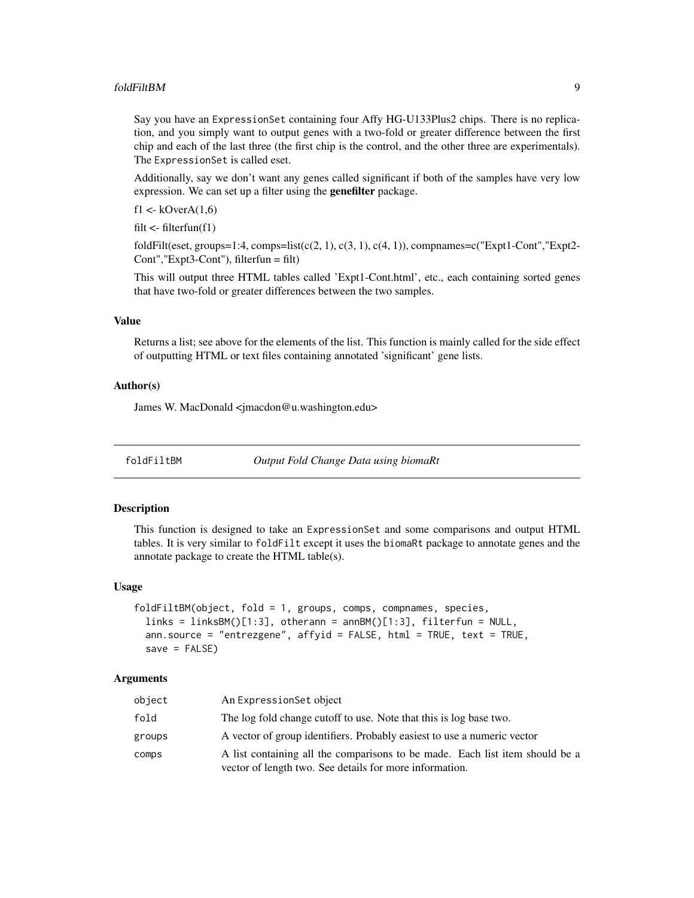Say you have an ExpressionSet containing four Affy HG-U133Plus2 chips. There is no replication, and you simply want to output genes with a two-fold or greater difference between the first chip and each of the last three (the first chip is the control, and the other three are experimentals). The ExpressionSet is called eset.

Additionally, say we don't want any genes called significant if both of the samples have very low expression. We can set up a filter using the **genefilter** package.

f1 <- kOverA(1,6)

filt <- filterfun(f1)

foldFilt(eset, groups=1:4, comps=list(c(2, 1), c(3, 1), c(4, 1)), compnames=c("Expt1-Cont","Expt2-Cont","Expt3-Cont"), filterfun = filt)

This will output three HTML tables called 'Expt1-Cont.html', etc., each containing sorted genes that have two-fold or greater differences between the two samples.

### Value

Returns a list; see above for the elements of the list. This function is mainly called for the side effect of outputting HTML or text files containing annotated 'significant' gene lists.

### Author(s)

James W. MacDonald <jmacdon@u.washington.edu>

---

## foldFiltBM *Output Fold Change Data using biomaRt*

---

### Description

This function is designed to take an ExpressionSet and some comparisons and output HTML tables. It is very similar to foldFilt except it uses the biomaRt package to annotate genes and the annotate package to create the HTML table(s).

### Usage

```
foldFiltBM(object, fold = 1, groups, comps, compnames, species,
  links = linksBM()[1:3], otherann = annBM()[1:3], filterfun = NULL,
  ann.source = "entrezgene", affyid = FALSE, html = TRUE, text = TRUE,
  save = FALSE)
```

### Arguments

| | |
|---|---|
| object | An ExpressionSet object |
| fold | The log fold change cutoff to use. Note that this is log base two. |
| groups | A vector of group identifiers. Probably easiest to use a numeric vector |
| comps | A list containing all the comparisons to be made. Each list item should be a vector of length two. See details for more information. |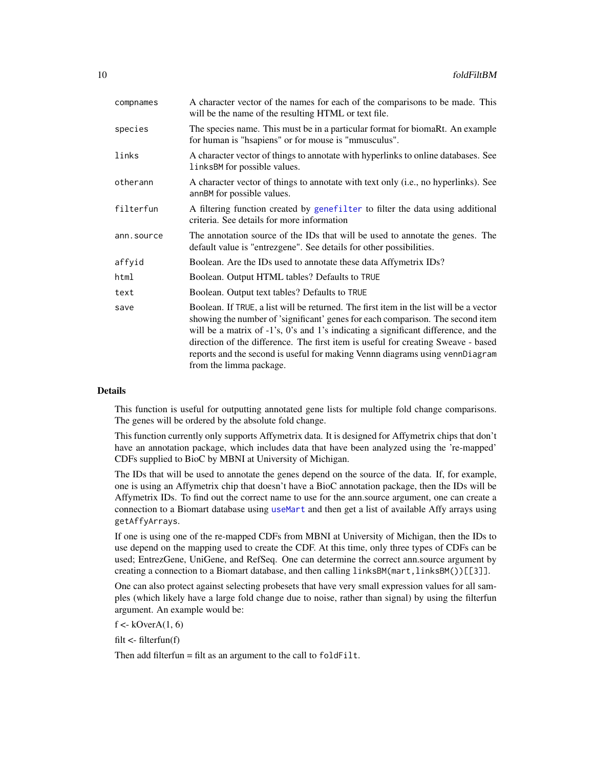| | |
|---|---|
| compnames | A character vector of the names for each of the comparisons to be made. This will be the name of the resulting HTML or text file. |
| species | The species name. This must be in a particular format for biomaRt. An example for human is "hsapiens" or for mouse is "mmusculus". |
| links | A character vector of things to annotate with hyperlinks to online databases. See `linksBM` for possible values. |
| otherann | A character vector of things to annotate with text only (i.e., no hyperlinks). See `annBM` for possible values. |
| filterfun | A filtering function created by `genefilter` to filter the data using additional criteria. See details for more information |
| ann.source | The annotation source of the IDs that will be used to annotate the genes. The default value is "entrezgene". See details for other possibilities. |
| affyid | Boolean. Are the IDs used to annotate these data Affymetrix IDs? |
| html | Boolean. Output HTML tables? Defaults to `TRUE` |
| text | Boolean. Output text tables? Defaults to `TRUE` |
| save | Boolean. If `TRUE`, a list will be returned. The first item in the list will be a vector showing the number of 'significant' genes for each comparison. The second item will be a matrix of -1's, 0's and 1's indicating a significant difference, and the direction of the difference. The first item is useful for creating Sweave - based reports and the second is useful for making Venn diagrams using `vennDiagram` from the limma package. |

## Details

This function is useful for outputting annotated gene lists for multiple fold change comparisons. The genes will be ordered by the absolute fold change.

This function currently only supports Affymetrix data. It is designed for Affymetrix chips that don't have an annotation package, which includes data that have been analyzed using the 're-mapped' CDFs supplied to BioC by MBNI at University of Michigan.

The IDs that will be used to annotate the genes depend on the source of the data. If, for example, one is using an Affymetrix chip that doesn't have a BioC annotation package, then the IDs will be Affymetrix IDs. To find out the correct name to use for the ann.source argument, one can create a connection to a Biomart database using `useMart` and then get a list of available Affy arrays using `getAffyArrays`.

If one is using one of the re-mapped CDFs from MBNI at University of Michigan, then the IDs to use depend on the mapping used to create the CDF. At this time, only three types of CDFs can be used; EntrezGene, UniGene, and RefSeq. One can determine the correct ann.source argument by creating a connection to a Biomart database, and then calling `linksBM(mart,linksBM())[[3]]`.

One can also protect against selecting probesets that have very small expression values for all samples (which likely have a large fold change due to noise, rather than signal) by using the filterfun argument. An example would be:

f <- kOverA(1, 6)

filt <- filterfun(f)

Then add filterfun = filt as an argument to the call to `foldFilt`.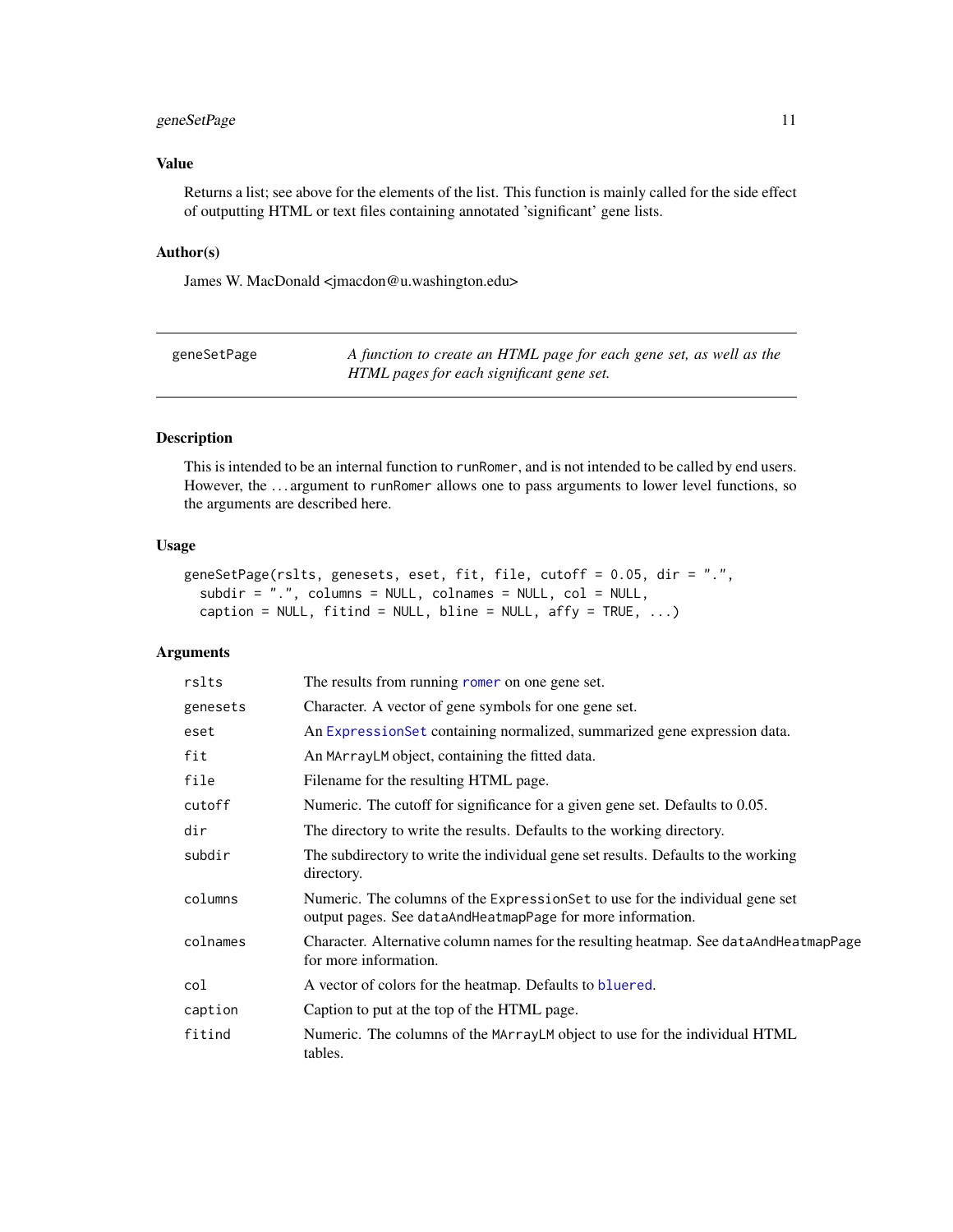## Value

Returns a list; see above for the elements of the list. This function is mainly called for the side effect of outputting HTML or text files containing annotated 'significant' gene lists.

## Author(s)

James W. MacDonald <jmacdon@u.washington.edu>

---

# geneSetPage

*A function to create an HTML page for each gene set, as well as the HTML pages for each significant gene set.*

---

## Description

This is intended to be an internal function to `runRomer`, and is not intended to be called by end users. However, the ... argument to `runRomer` allows one to pass arguments to lower level functions, so the arguments are described here.

## Usage

```
geneSetPage(rslts, genesets, eset, fit, file, cutoff = 0.05, dir = ".",
  subdir = ".", columns = NULL, colnames = NULL, col = NULL,
  caption = NULL, fitind = NULL, bline = NULL, affy = TRUE, ...)
```

## Arguments

| | |
|---|---|
| `rslts` | The results from running `romer` on one gene set. |
| `genesets` | Character. A vector of gene symbols for one gene set. |
| `eset` | An `ExpressionSet` containing normalized, summarized gene expression data. |
| `fit` | An `MArrayLM` object, containing the fitted data. |
| `file` | Filename for the resulting HTML page. |
| `cutoff` | Numeric. The cutoff for significance for a given gene set. Defaults to 0.05. |
| `dir` | The directory to write the results. Defaults to the working directory. |
| `subdir` | The subdirectory to write the individual gene set results. Defaults to the working directory. |
| `columns` | Numeric. The columns of the `ExpressionSet` to use for the individual gene set output pages. See `dataAndHeatmapPage` for more information. |
| `colnames` | Character. Alternative column names for the resulting heatmap. See `dataAndHeatmapPage` for more information. |
| `col` | A vector of colors for the heatmap. Defaults to `bluered`. |
| `caption` | Caption to put at the top of the HTML page. |
| `fitind` | Numeric. The columns of the `MArrayLM` object to use for the individual HTML tables. |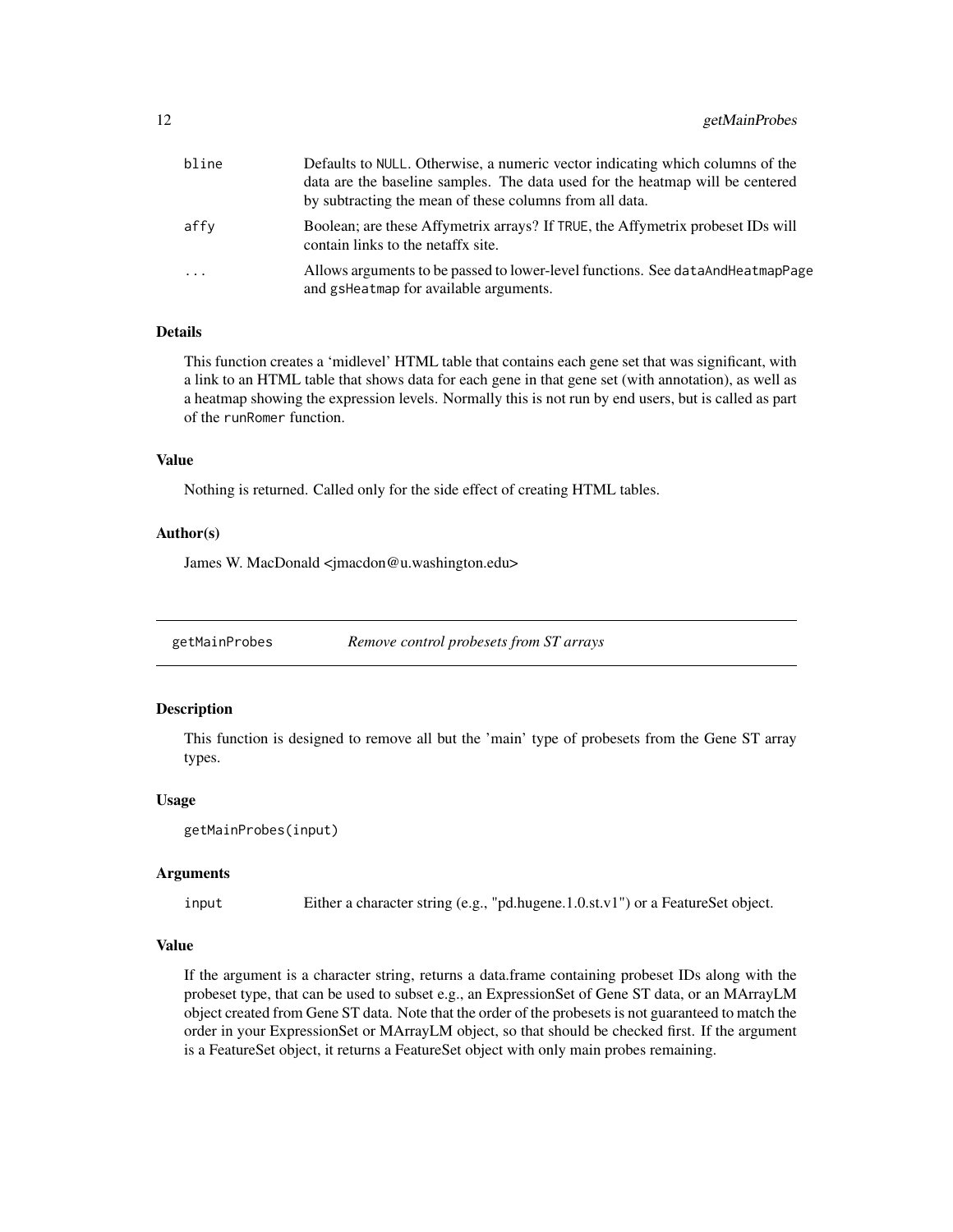| | |
|---|---|
| bline | Defaults to NULL. Otherwise, a numeric vector indicating which columns of the data are the baseline samples. The data used for the heatmap will be centered by subtracting the mean of these columns from all data. |
| affy | Boolean; are these Affymetrix arrays? If TRUE, the Affymetrix probeset IDs will contain links to the netaffx site. |
| ... | Allows arguments to be passed to lower-level functions. See dataAndHeatmapPage and gsHeatmap for available arguments. |

### Details

This function creates a 'midlevel' HTML table that contains each gene set that was significant, with a link to an HTML table that shows data for each gene in that gene set (with annotation), as well as a heatmap showing the expression levels. Normally this is not run by end users, but is called as part of the runRomer function.

### Value

Nothing is returned. Called only for the side effect of creating HTML tables.

### Author(s)

James W. MacDonald <jmacdon@u.washington.edu>

---

## getMainProbes *Remove control probesets from ST arrays*

### Description

This function is designed to remove all but the 'main' type of probesets from the Gene ST array types.

### Usage

```
getMainProbes(input)
```

### Arguments

| | |
|---|---|
| input | Either a character string (e.g., "pd.hugene.1.0.st.v1") or a FeatureSet object. |

### Value

If the argument is a character string, returns a data.frame containing probeset IDs along with the probeset type, that can be used to subset e.g., an ExpressionSet of Gene ST data, or an MArrayLM object created from Gene ST data. Note that the order of the probesets is not guaranteed to match the order in your ExpressionSet or MArrayLM object, so that should be checked first. If the argument is a FeatureSet object, it returns a FeatureSet object with only main probes remaining.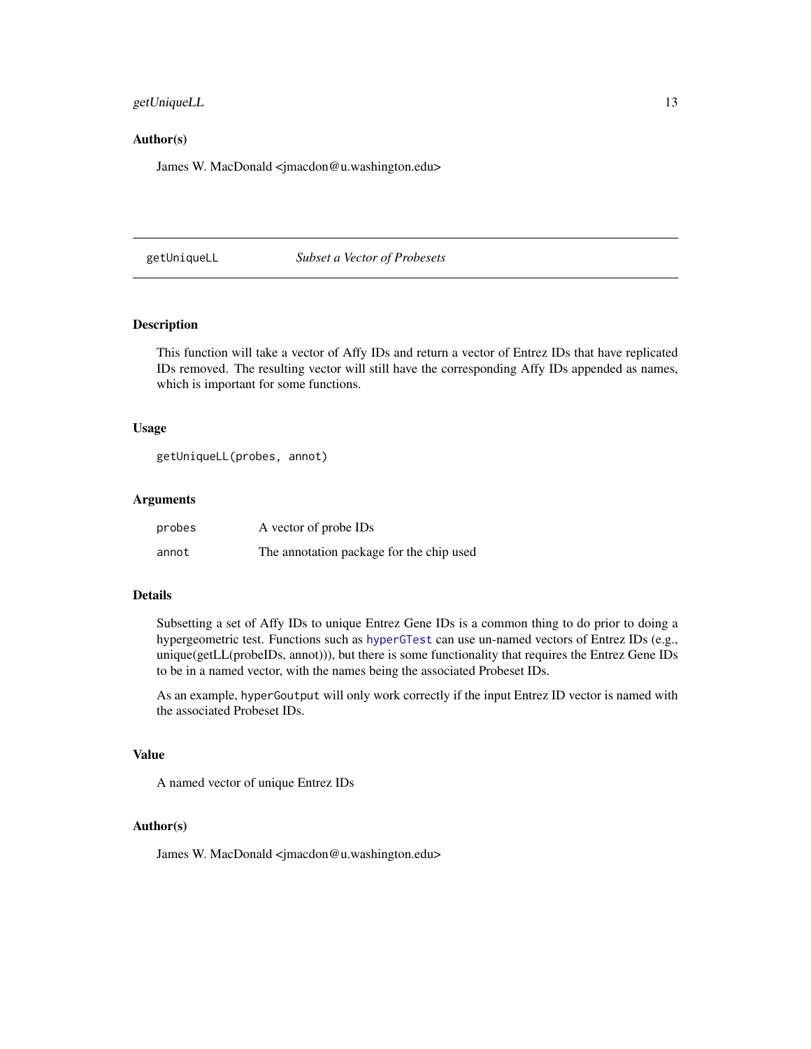### Author(s)

James W. MacDonald <jmacdon@u.washington.edu>

---

## getUniqueLL — *Subset a Vector of Probesets*

### Description

This function will take a vector of Affy IDs and return a vector of Entrez IDs that have replicated IDs removed. The resulting vector will still have the corresponding Affy IDs appended as names, which is important for some functions.

### Usage

```
getUniqueLL(probes, annot)
```

### Arguments

| | |
|---|---|
| `probes` | A vector of probe IDs |
| `annot` | The annotation package for the chip used |

### Details

Subsetting a set of Affy IDs to unique Entrez Gene IDs is a common thing to do prior to doing a hypergeometric test. Functions such as `hyperGTest` can use un-named vectors of Entrez IDs (e.g., unique(getLL(probeIDs, annot))), but there is some functionality that requires the Entrez Gene IDs to be in a named vector, with the names being the associated Probeset IDs.

As an example, `hyperGoutput` will only work correctly if the input Entrez ID vector is named with the associated Probeset IDs.

### Value

A named vector of unique Entrez IDs

### Author(s)

James W. MacDonald <jmacdon@u.washington.edu>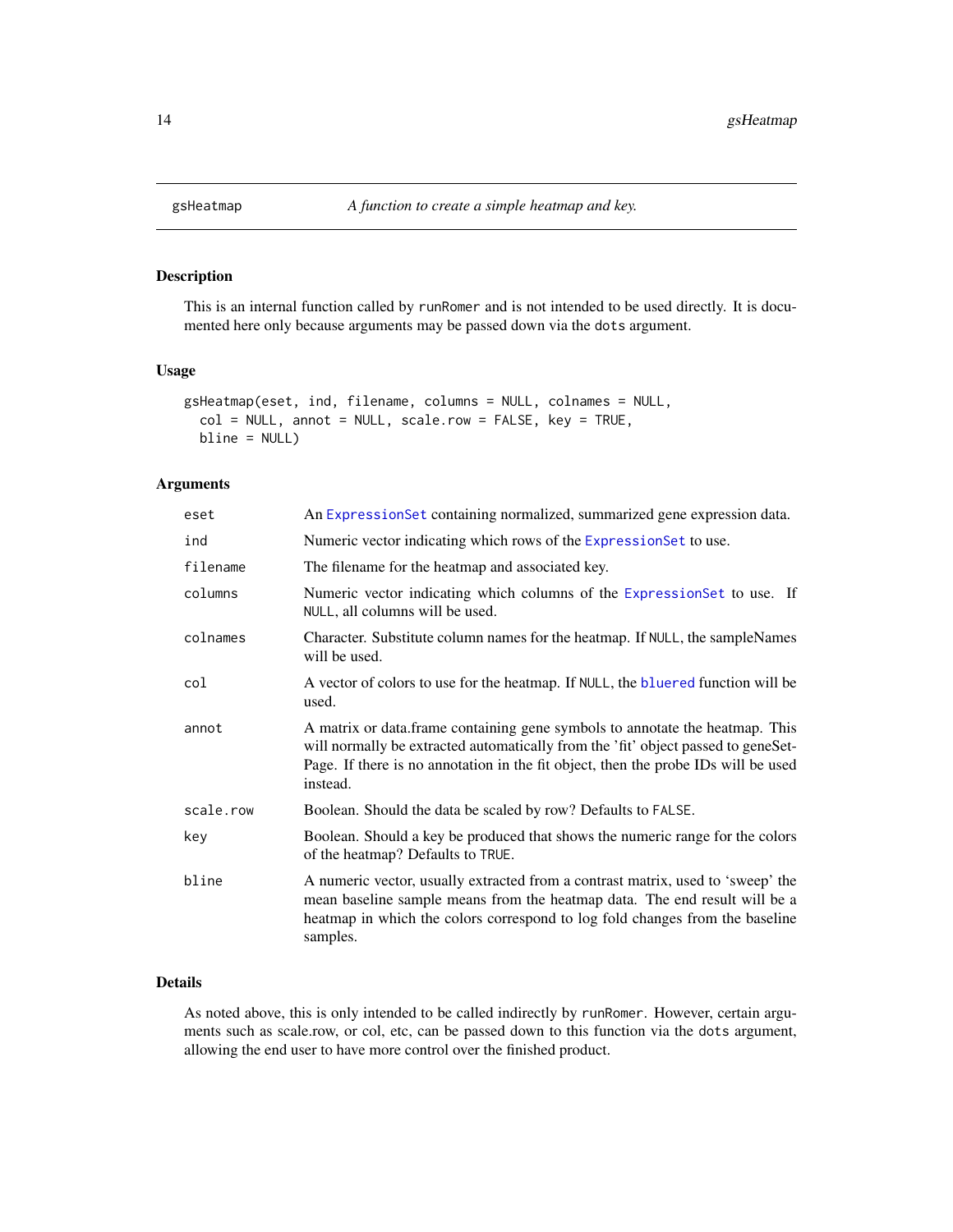gsHeatmap — *A function to create a simple heatmap and key.*

## Description

This is an internal function called by `runRomer` and is not intended to be used directly. It is documented here only because arguments may be passed down via the `dots` argument.

## Usage

```
gsHeatmap(eset, ind, filename, columns = NULL, colnames = NULL,
  col = NULL, annot = NULL, scale.row = FALSE, key = TRUE,
  bline = NULL)
```

## Arguments

| | |
|---|---|
| `eset` | An `ExpressionSet` containing normalized, summarized gene expression data. |
| `ind` | Numeric vector indicating which rows of the `ExpressionSet` to use. |
| `filename` | The filename for the heatmap and associated key. |
| `columns` | Numeric vector indicating which columns of the `ExpressionSet` to use. If `NULL`, all columns will be used. |
| `colnames` | Character. Substitute column names for the heatmap. If `NULL`, the sampleNames will be used. |
| `col` | A vector of colors to use for the heatmap. If `NULL`, the `bluered` function will be used. |
| `annot` | A matrix or data.frame containing gene symbols to annotate the heatmap. This will normally be extracted automatically from the 'fit' object passed to geneSetPage. If there is no annotation in the fit object, then the probe IDs will be used instead. |
| `scale.row` | Boolean. Should the data be scaled by row? Defaults to `FALSE`. |
| `key` | Boolean. Should a key be produced that shows the numeric range for the colors of the heatmap? Defaults to `TRUE`. |
| `bline` | A numeric vector, usually extracted from a contrast matrix, used to 'sweep' the mean baseline sample means from the heatmap data. The end result will be a heatmap in which the colors correspond to log fold changes from the baseline samples. |

## Details

As noted above, this is only intended to be called indirectly by `runRomer`. However, certain arguments such as scale.row, or col, etc, can be passed down to this function via the `dots` argument, allowing the end user to have more control over the finished product.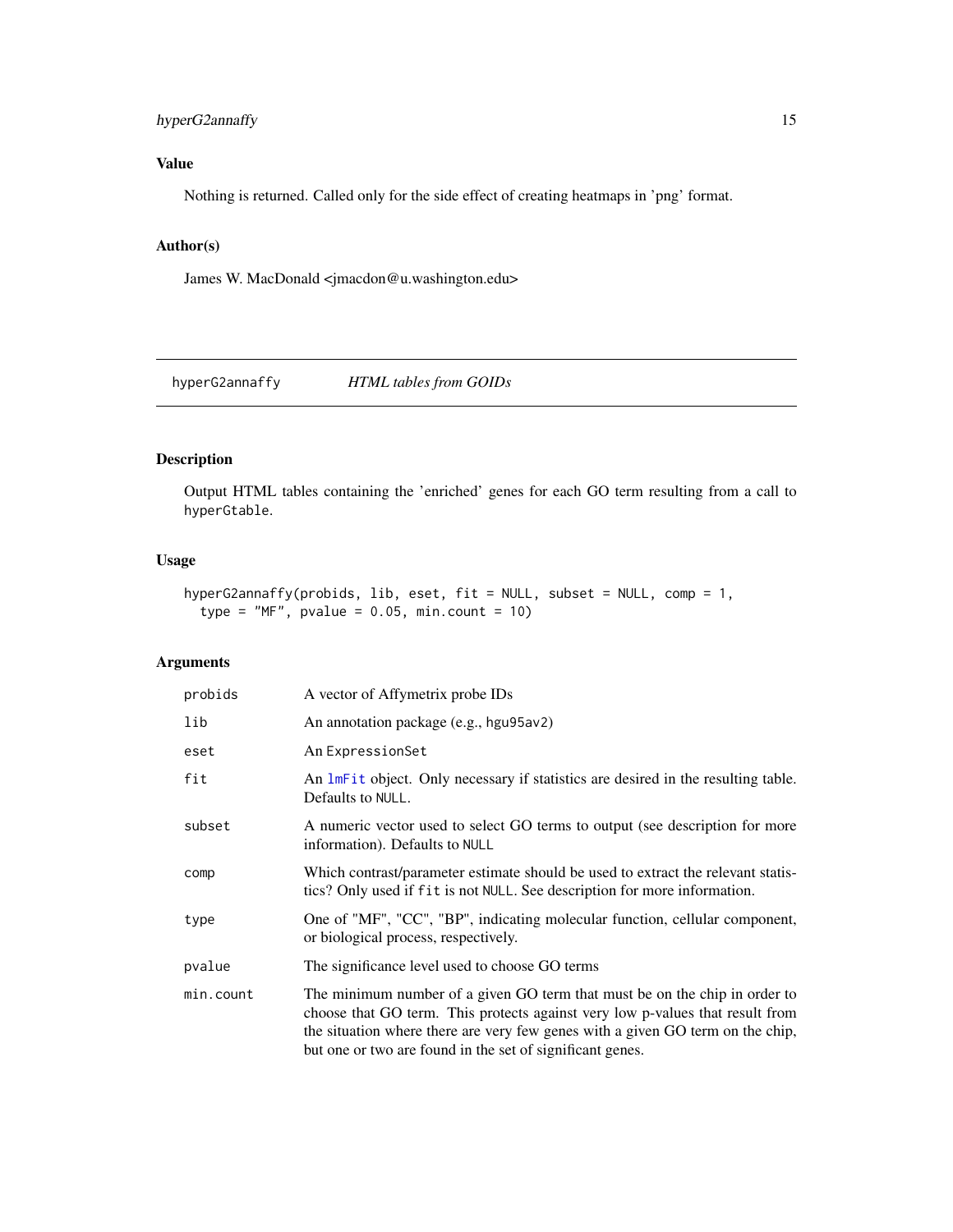## Value

Nothing is returned. Called only for the side effect of creating heatmaps in 'png' format.

## Author(s)

James W. MacDonald <jmacdon@u.washington.edu>

---

# hyperG2annaffy — *HTML tables from GOIDs*

## Description

Output HTML tables containing the 'enriched' genes for each GO term resulting from a call to `hyperGtable`.

## Usage

```
hyperG2annaffy(probids, lib, eset, fit = NULL, subset = NULL, comp = 1,
  type = "MF", pvalue = 0.05, min.count = 10)
```

## Arguments

| | |
|---|---|
| `probids` | A vector of Affymetrix probe IDs |
| `lib` | An annotation package (e.g., hgu95av2) |
| `eset` | An `ExpressionSet` |
| `fit` | An `lmFit` object. Only necessary if statistics are desired in the resulting table. Defaults to `NULL`. |
| `subset` | A numeric vector used to select GO terms to output (see description for more information). Defaults to `NULL` |
| `comp` | Which contrast/parameter estimate should be used to extract the relevant statistics? Only used if `fit` is not `NULL`. See description for more information. |
| `type` | One of "MF", "CC", "BP", indicating molecular function, cellular component, or biological process, respectively. |
| `pvalue` | The significance level used to choose GO terms |
| `min.count` | The minimum number of a given GO term that must be on the chip in order to choose that GO term. This protects against very low p-values that result from the situation where there are very few genes with a given GO term on the chip, but one or two are found in the set of significant genes. |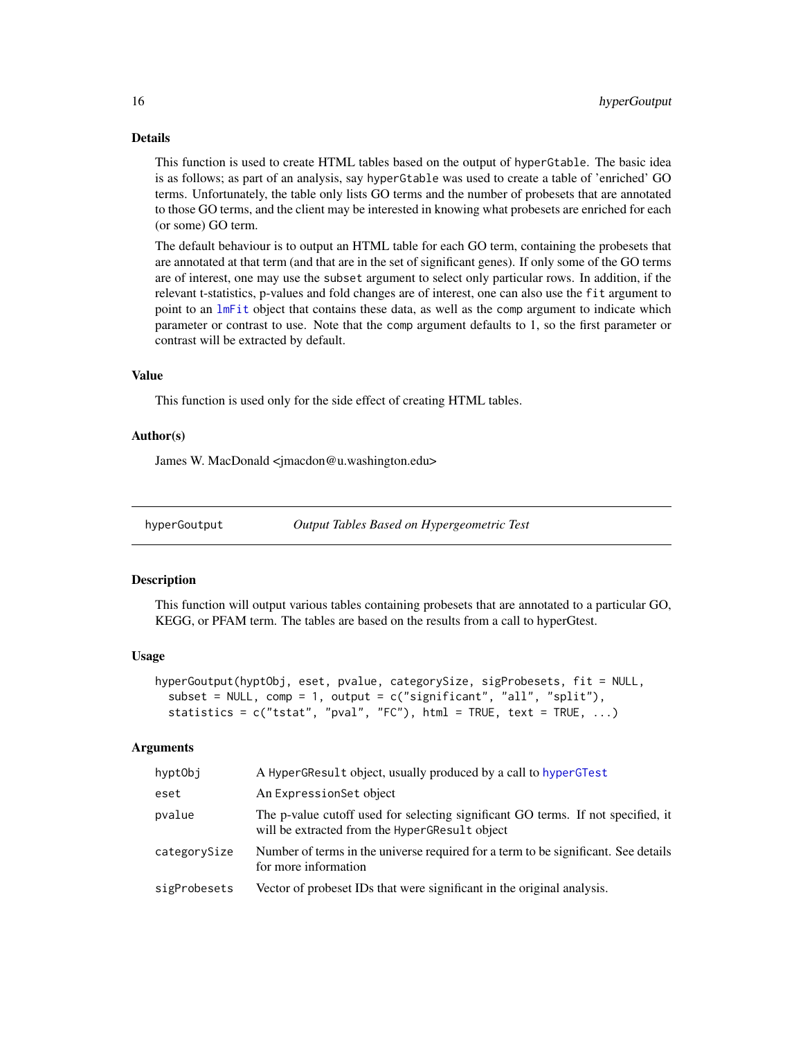## Details

This function is used to create HTML tables based on the output of `hyperGtable`. The basic idea is as follows; as part of an analysis, say `hyperGtable` was used to create a table of 'enriched' GO terms. Unfortunately, the table only lists GO terms and the number of probesets that are annotated to those GO terms, and the client may be interested in knowing what probesets are enriched for each (or some) GO term.

The default behaviour is to output an HTML table for each GO term, containing the probesets that are annotated at that term (and that are in the set of significant genes). If only some of the GO terms are of interest, one may use the `subset` argument to select only particular rows. In addition, if the relevant t-statistics, p-values and fold changes are of interest, one can also use the `fit` argument to point to an `lmFit` object that contains these data, as well as the `comp` argument to indicate which parameter or contrast to use. Note that the `comp` argument defaults to 1, so the first parameter or contrast will be extracted by default.

## Value

This function is used only for the side effect of creating HTML tables.

## Author(s)

James W. MacDonald <jmacdon@u.washington.edu>

---

# hyperGoutput — *Output Tables Based on Hypergeometric Test*

## Description

This function will output various tables containing probesets that are annotated to a particular GO, KEGG, or PFAM term. The tables are based on the results from a call to hyperGtest.

## Usage

```
hyperGoutput(hyptObj, eset, pvalue, categorySize, sigProbesets, fit = NULL,
  subset = NULL, comp = 1, output = c("significant", "all", "split"),
  statistics = c("tstat", "pval", "FC"), html = TRUE, text = TRUE, ...)
```

## Arguments

| | |
|---|---|
| `hyptObj` | A `HyperGResult` object, usually produced by a call to `hyperGTest` |
| `eset` | An `ExpressionSet` object |
| `pvalue` | The p-value cutoff used for selecting significant GO terms. If not specified, it will be extracted from the `HyperGResult` object |
| `categorySize` | Number of terms in the universe required for a term to be significant. See details for more information |
| `sigProbesets` | Vector of probeset IDs that were significant in the original analysis. |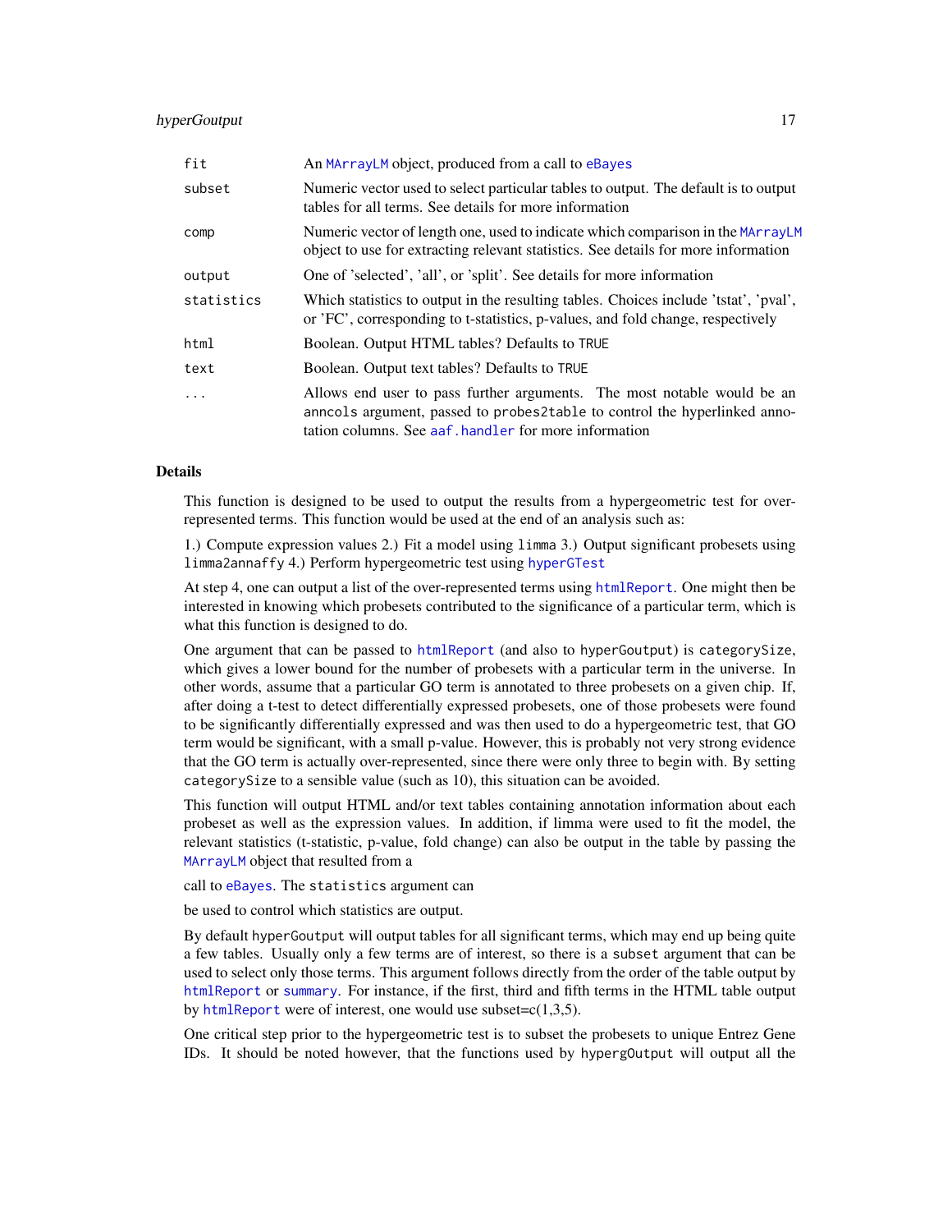| | |
|---|---|
| fit | An MArrayLM object, produced from a call to eBayes |
| subset | Numeric vector used to select particular tables to output. The default is to output tables for all terms. See details for more information |
| comp | Numeric vector of length one, used to indicate which comparison in the MArrayLM object to use for extracting relevant statistics. See details for more information |
| output | One of 'selected', 'all', or 'split'. See details for more information |
| statistics | Which statistics to output in the resulting tables. Choices include 'tstat', 'pval', or 'FC', corresponding to t-statistics, p-values, and fold change, respectively |
| html | Boolean. Output HTML tables? Defaults to TRUE |
| text | Boolean. Output text tables? Defaults to TRUE |
| ... | Allows end user to pass further arguments. The most notable would be an anncols argument, passed to probes2table to control the hyperlinked annotation columns. See aaf.handler for more information |

## Details

This function is designed to be used to output the results from a hypergeometric test for over-represented terms. This function would be used at the end of an analysis such as:

1.) Compute expression values 2.) Fit a model using limma 3.) Output significant probesets using limma2annaffy 4.) Perform hypergeometric test using hyperGTest

At step 4, one can output a list of the over-represented terms using htmlReport. One might then be interested in knowing which probesets contributed to the significance of a particular term, which is what this function is designed to do.

One argument that can be passed to htmlReport (and also to hyperGoutput) is categorySize, which gives a lower bound for the number of probesets with a particular term in the universe. In other words, assume that a particular GO term is annotated to three probesets on a given chip. If, after doing a t-test to detect differentially expressed probesets, one of those probesets were found to be significantly differentially expressed and was then used to do a hypergeometric test, that GO term would be significant, with a small p-value. However, this is probably not very strong evidence that the GO term is actually over-represented, since there were only three to begin with. By setting categorySize to a sensible value (such as 10), this situation can be avoided.

This function will output HTML and/or text tables containing annotation information about each probeset as well as the expression values. In addition, if limma were used to fit the model, the relevant statistics (t-statistic, p-value, fold change) can also be output in the table by passing the MArrayLM object that resulted from a

call to eBayes. The statistics argument can

be used to control which statistics are output.

By default hyperGoutput will output tables for all significant terms, which may end up being quite a few tables. Usually only a few terms are of interest, so there is a subset argument that can be used to select only those terms. This argument follows directly from the order of the table output by htmlReport or summary. For instance, if the first, third and fifth terms in the HTML table output by htmlReport were of interest, one would use subset=c(1,3,5).

One critical step prior to the hypergeometric test is to subset the probesets to unique Entrez Gene IDs. It should be noted however, that the functions used by hypergOutput will output all the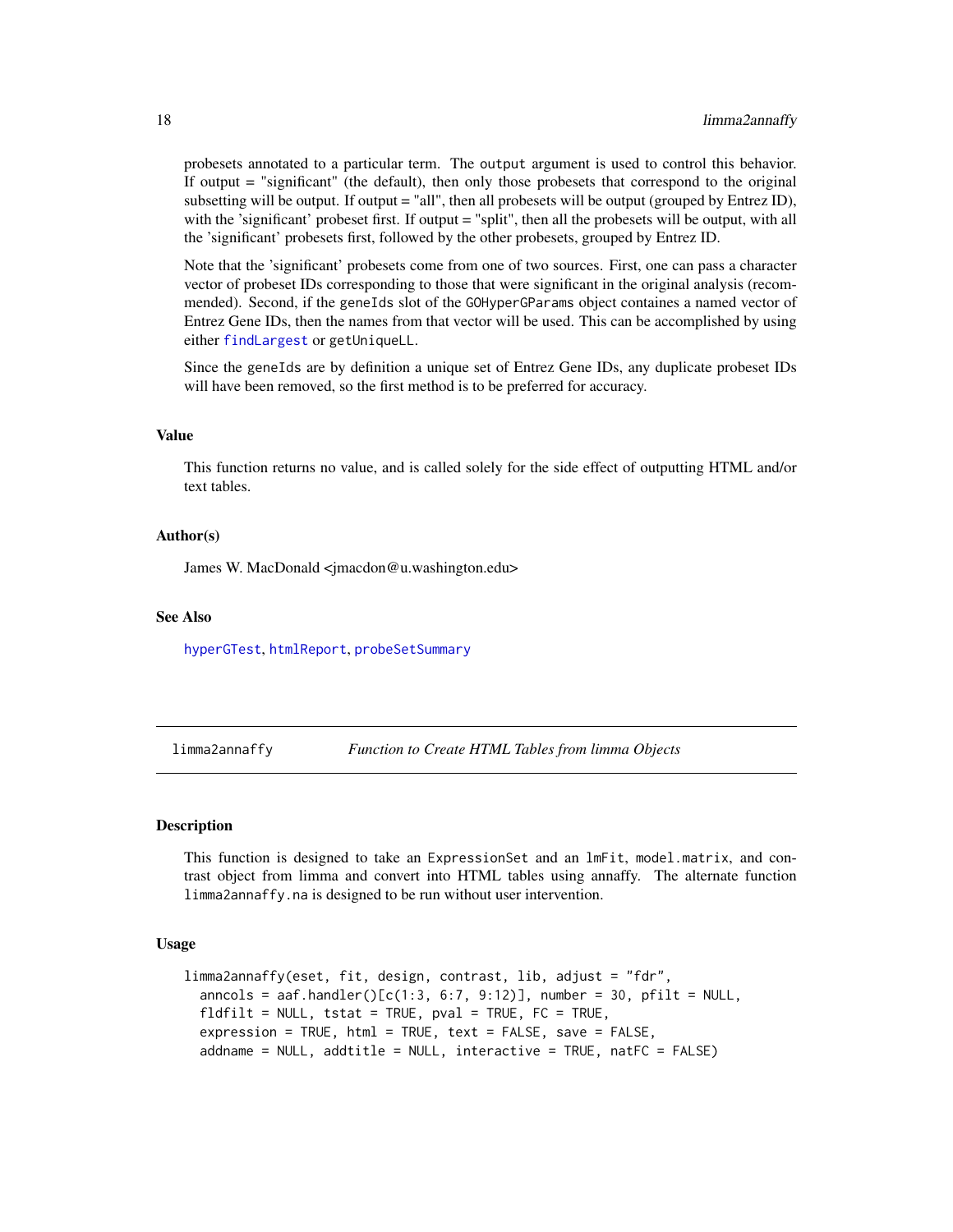probesets annotated to a particular term. The `output` argument is used to control this behavior. If output = "significant" (the default), then only those probesets that correspond to the original subsetting will be output. If output = "all", then all probesets will be output (grouped by Entrez ID), with the 'significant' probeset first. If output = "split", then all the probesets will be output, with all the 'significant' probesets first, followed by the other probesets, grouped by Entrez ID.

Note that the 'significant' probesets come from one of two sources. First, one can pass a character vector of probeset IDs corresponding to those that were significant in the original analysis (recommended). Second, if the `geneIds` slot of the `GOHyperGParams` object containes a named vector of Entrez Gene IDs, then the names from that vector will be used. This can be accomplished by using either `findLargest` or `getUniqueLL`.

Since the `geneIds` are by definition a unique set of Entrez Gene IDs, any duplicate probeset IDs will have been removed, so the first method is to be preferred for accuracy.

### Value

This function returns no value, and is called solely for the side effect of outputting HTML and/or text tables.

### Author(s)

James W. MacDonald <jmacdon@u.washington.edu>

### See Also

`hyperGTest`, `htmlReport`, `probeSetSummary`

---

## limma2annaffy — *Function to Create HTML Tables from limma Objects*

---

### Description

This function is designed to take an `ExpressionSet` and an `lmFit`, `model.matrix`, and contrast object from limma and convert into HTML tables using annaffy. The alternate function `limma2annaffy.na` is designed to be run without user intervention.

### Usage

```
limma2annaffy(eset, fit, design, contrast, lib, adjust = "fdr",
  anncols = aaf.handler()[c(1:3, 6:7, 9:12)], number = 30, pfilt = NULL,
  fldfilt = NULL, tstat = TRUE, pval = TRUE, FC = TRUE,
  expression = TRUE, html = TRUE, text = FALSE, save = FALSE,
  addname = NULL, addtitle = NULL, interactive = TRUE, natFC = FALSE)
```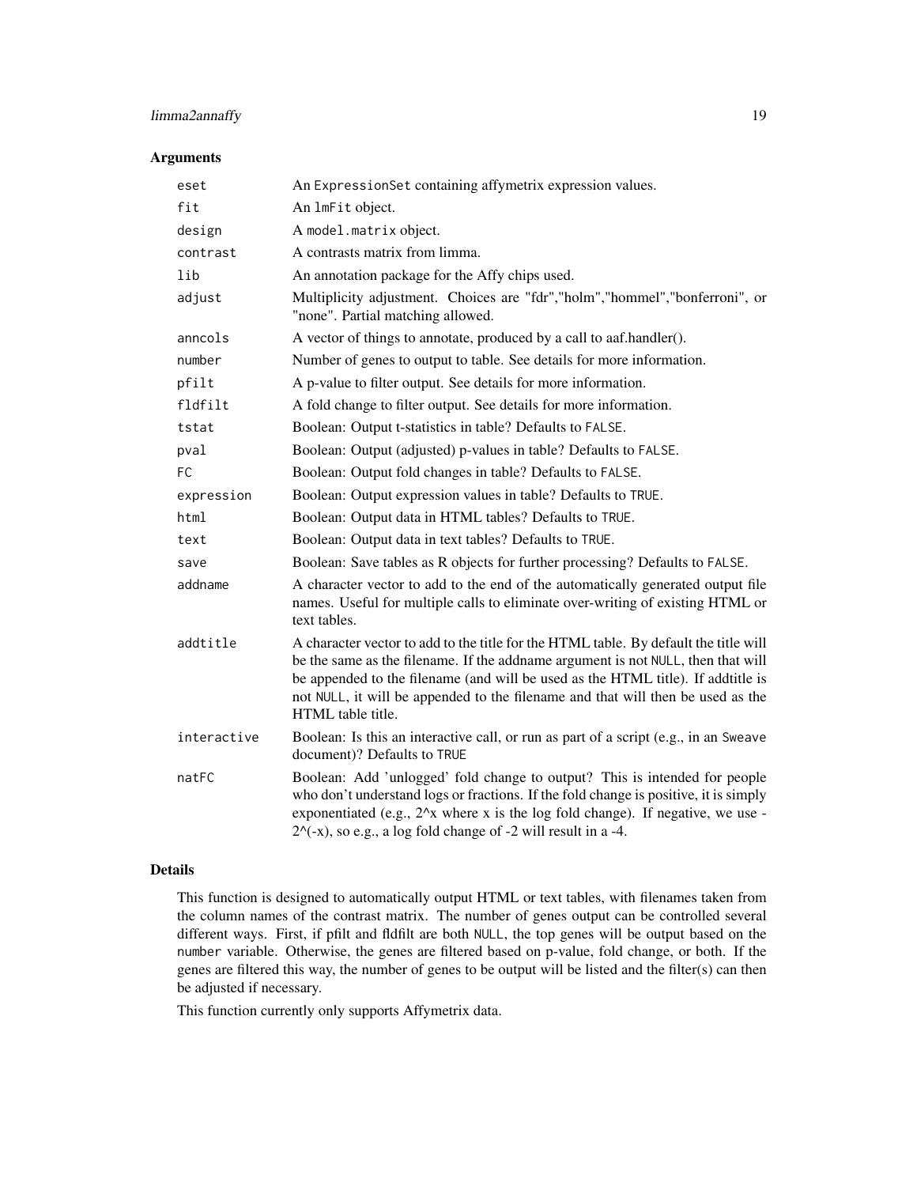## Arguments

| | |
|---|---|
| `eset` | An `ExpressionSet` containing affymetrix expression values. |
| `fit` | An `lmFit` object. |
| `design` | A `model.matrix` object. |
| `contrast` | A contrasts matrix from limma. |
| `lib` | An annotation package for the Affy chips used. |
| `adjust` | Multiplicity adjustment. Choices are "fdr","holm","hommel","bonferroni", or "none". Partial matching allowed. |
| `anncols` | A vector of things to annotate, produced by a call to aaf.handler(). |
| `number` | Number of genes to output to table. See details for more information. |
| `pfilt` | A p-value to filter output. See details for more information. |
| `fldfilt` | A fold change to filter output. See details for more information. |
| `tstat` | Boolean: Output t-statistics in table? Defaults to `FALSE`. |
| `pval` | Boolean: Output (adjusted) p-values in table? Defaults to `FALSE`. |
| `FC` | Boolean: Output fold changes in table? Defaults to `FALSE`. |
| `expression` | Boolean: Output expression values in table? Defaults to `TRUE`. |
| `html` | Boolean: Output data in HTML tables? Defaults to `TRUE`. |
| `text` | Boolean: Output data in text tables? Defaults to `TRUE`. |
| `save` | Boolean: Save tables as R objects for further processing? Defaults to `FALSE`. |
| `addname` | A character vector to add to the end of the automatically generated output file names. Useful for multiple calls to eliminate over-writing of existing HTML or text tables. |
| `addtitle` | A character vector to add to the title for the HTML table. By default the title will be the same as the filename. If the addname argument is not `NULL`, then that will be appended to the filename (and will be used as the HTML title). If addtitle is not `NULL`, it will be appended to the filename and that will then be used as the HTML table title. |
| `interactive` | Boolean: Is this an interactive call, or run as part of a script (e.g., in an `Sweave` document)? Defaults to `TRUE` |
| `natFC` | Boolean: Add 'unlogged' fold change to output? This is intended for people who don't understand logs or fractions. If the fold change is positive, it is simply exponentiated (e.g., 2^x where x is the log fold change). If negative, we use -2^(-x), so e.g., a log fold change of -2 will result in a -4. |

## Details

This function is designed to automatically output HTML or text tables, with filenames taken from the column names of the contrast matrix. The number of genes output can be controlled several different ways. First, if pfilt and fldfilt are both `NULL`, the top genes will be output based on the `number` variable. Otherwise, the genes are filtered based on p-value, fold change, or both. If the genes are filtered this way, the number of genes to be output will be listed and the filter(s) can then be adjusted if necessary.

This function currently only supports Affymetrix data.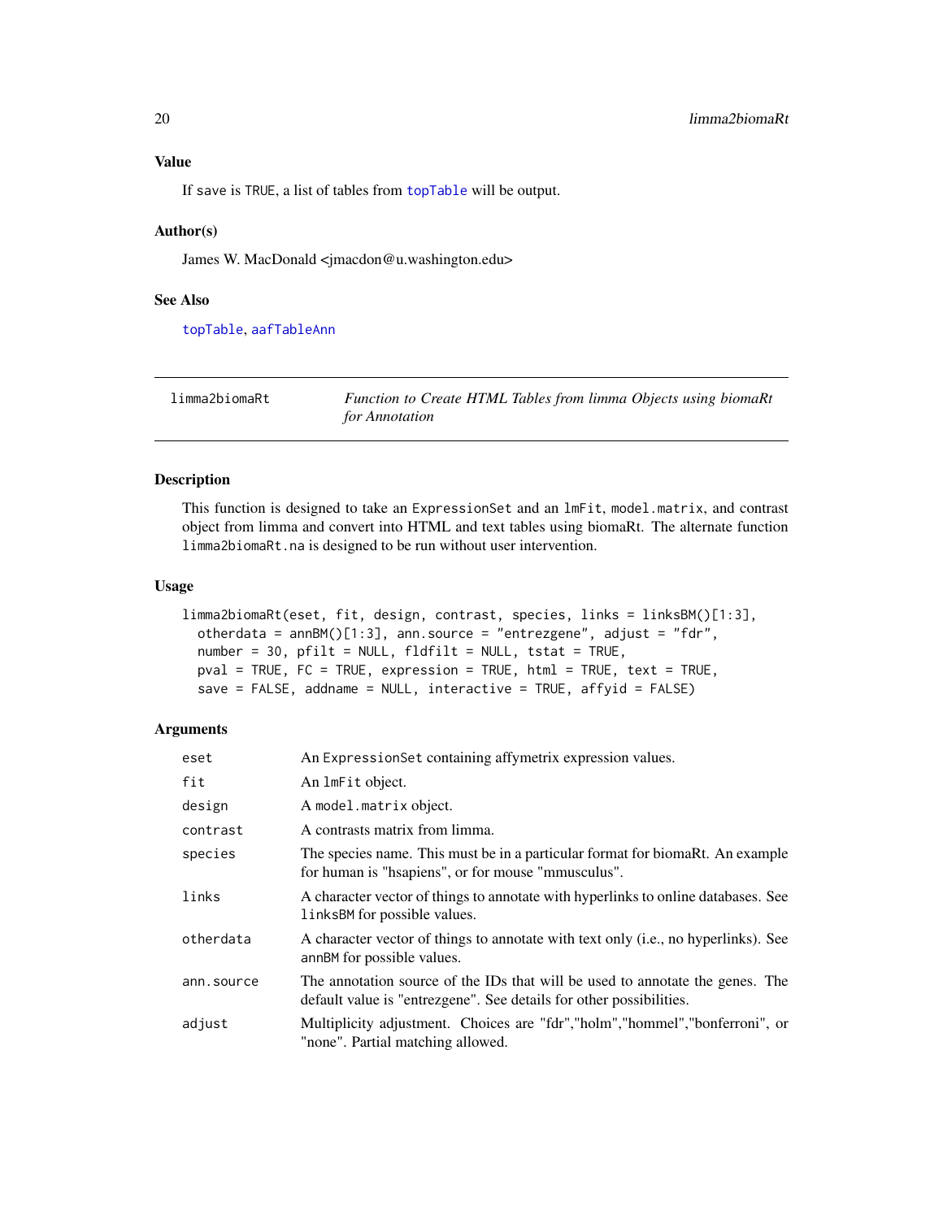## Value

If save is TRUE, a list of tables from topTable will be output.

## Author(s)

James W. MacDonald <jmacdon@u.washington.edu>

## See Also

topTable, aafTableAnn

---

| limma2biomaRt | *Function to Create HTML Tables from limma Objects using biomaRt for Annotation* |
|---|---|

## Description

This function is designed to take an ExpressionSet and an lmFit, model.matrix, and contrast object from limma and convert into HTML and text tables using biomaRt. The alternate function limma2biomaRt.na is designed to be run without user intervention.

## Usage

```
limma2biomaRt(eset, fit, design, contrast, species, links = linksBM()[1:3],
  otherdata = annBM()[1:3], ann.source = "entrezgene", adjust = "fdr",
  number = 30, pfilt = NULL, fldfilt = NULL, tstat = TRUE,
  pval = TRUE, FC = TRUE, expression = TRUE, html = TRUE, text = TRUE,
  save = FALSE, addname = NULL, interactive = TRUE, affyid = FALSE)
```

## Arguments

| | |
|---|---|
| eset | An ExpressionSet containing affymetrix expression values. |
| fit | An lmFit object. |
| design | A model.matrix object. |
| contrast | A contrasts matrix from limma. |
| species | The species name. This must be in a particular format for biomaRt. An example for human is "hsapiens", or for mouse "mmusculus". |
| links | A character vector of things to annotate with hyperlinks to online databases. See linksBM for possible values. |
| otherdata | A character vector of things to annotate with text only (i.e., no hyperlinks). See annBM for possible values. |
| ann.source | The annotation source of the IDs that will be used to annotate the genes. The default value is "entrezgene". See details for other possibilities. |
| adjust | Multiplicity adjustment. Choices are "fdr","holm","hommel","bonferroni", or "none". Partial matching allowed. |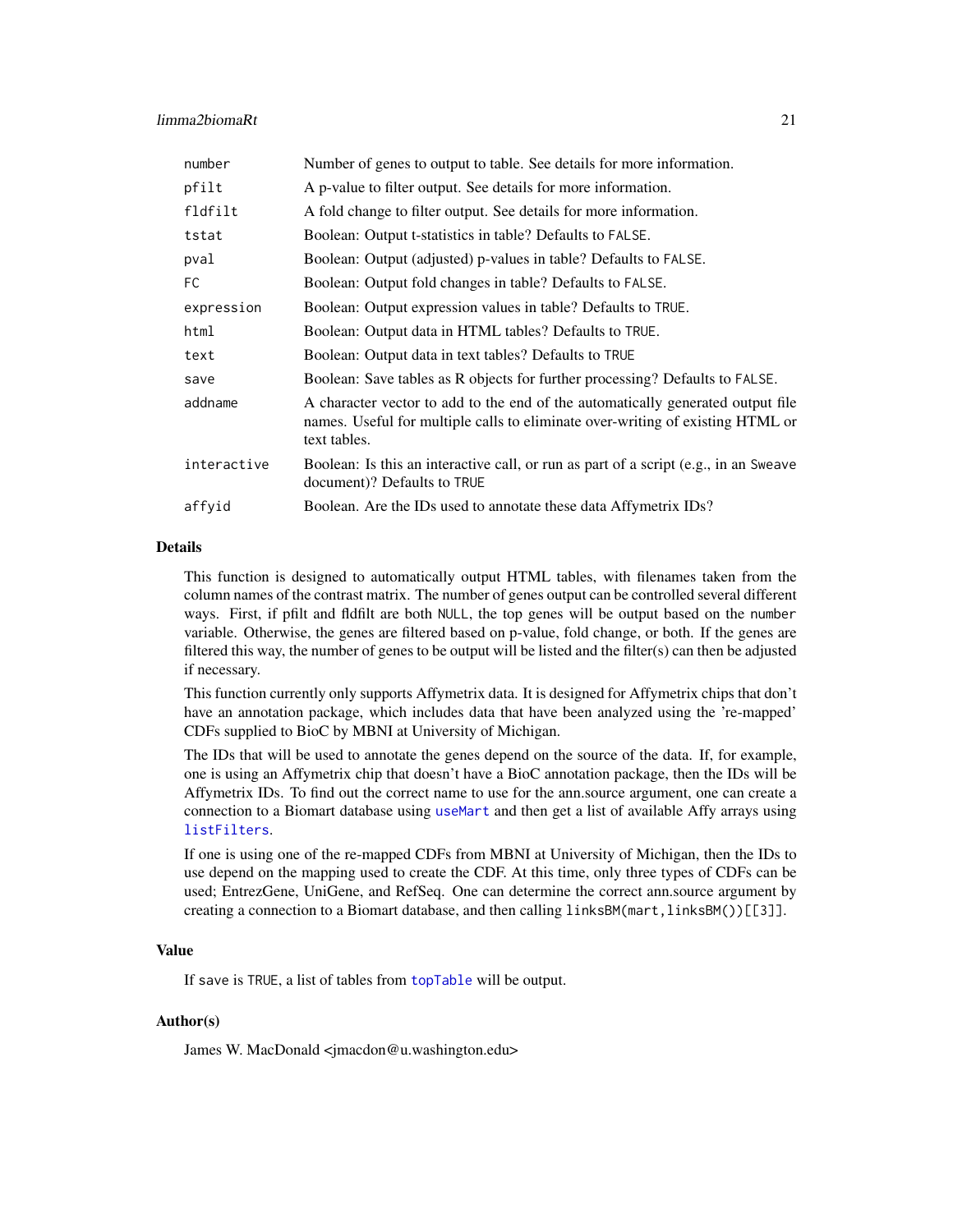| | |
|---|---|
| number | Number of genes to output to table. See details for more information. |
| pfilt | A p-value to filter output. See details for more information. |
| fldfilt | A fold change to filter output. See details for more information. |
| tstat | Boolean: Output t-statistics in table? Defaults to FALSE. |
| pval | Boolean: Output (adjusted) p-values in table? Defaults to FALSE. |
| FC | Boolean: Output fold changes in table? Defaults to FALSE. |
| expression | Boolean: Output expression values in table? Defaults to TRUE. |
| html | Boolean: Output data in HTML tables? Defaults to TRUE. |
| text | Boolean: Output data in text tables? Defaults to TRUE |
| save | Boolean: Save tables as R objects for further processing? Defaults to FALSE. |
| addname | A character vector to add to the end of the automatically generated output file names. Useful for multiple calls to eliminate over-writing of existing HTML or text tables. |
| interactive | Boolean: Is this an interactive call, or run as part of a script (e.g., in an Sweave document)? Defaults to TRUE |
| affyid | Boolean. Are the IDs used to annotate these data Affymetrix IDs? |

## Details

This function is designed to automatically output HTML tables, with filenames taken from the column names of the contrast matrix. The number of genes output can be controlled several different ways. First, if pfilt and fldfilt are both NULL, the top genes will be output based on the number variable. Otherwise, the genes are filtered based on p-value, fold change, or both. If the genes are filtered this way, the number of genes to be output will be listed and the filter(s) can then be adjusted if necessary.

This function currently only supports Affymetrix data. It is designed for Affymetrix chips that don't have an annotation package, which includes data that have been analyzed using the 're-mapped' CDFs supplied to BioC by MBNI at University of Michigan.

The IDs that will be used to annotate the genes depend on the source of the data. If, for example, one is using an Affymetrix chip that doesn't have a BioC annotation package, then the IDs will be Affymetrix IDs. To find out the correct name to use for the ann.source argument, one can create a connection to a Biomart database using useMart and then get a list of available Affy arrays using listFilters.

If one is using one of the re-mapped CDFs from MBNI at University of Michigan, then the IDs to use depend on the mapping used to create the CDF. At this time, only three types of CDFs can be used; EntrezGene, UniGene, and RefSeq. One can determine the correct ann.source argument by creating a connection to a Biomart database, and then calling linksBM(mart,linksBM())[[3]].

## Value

If save is TRUE, a list of tables from topTable will be output.

## Author(s)

James W. MacDonald <jmacdon@u.washington.edu>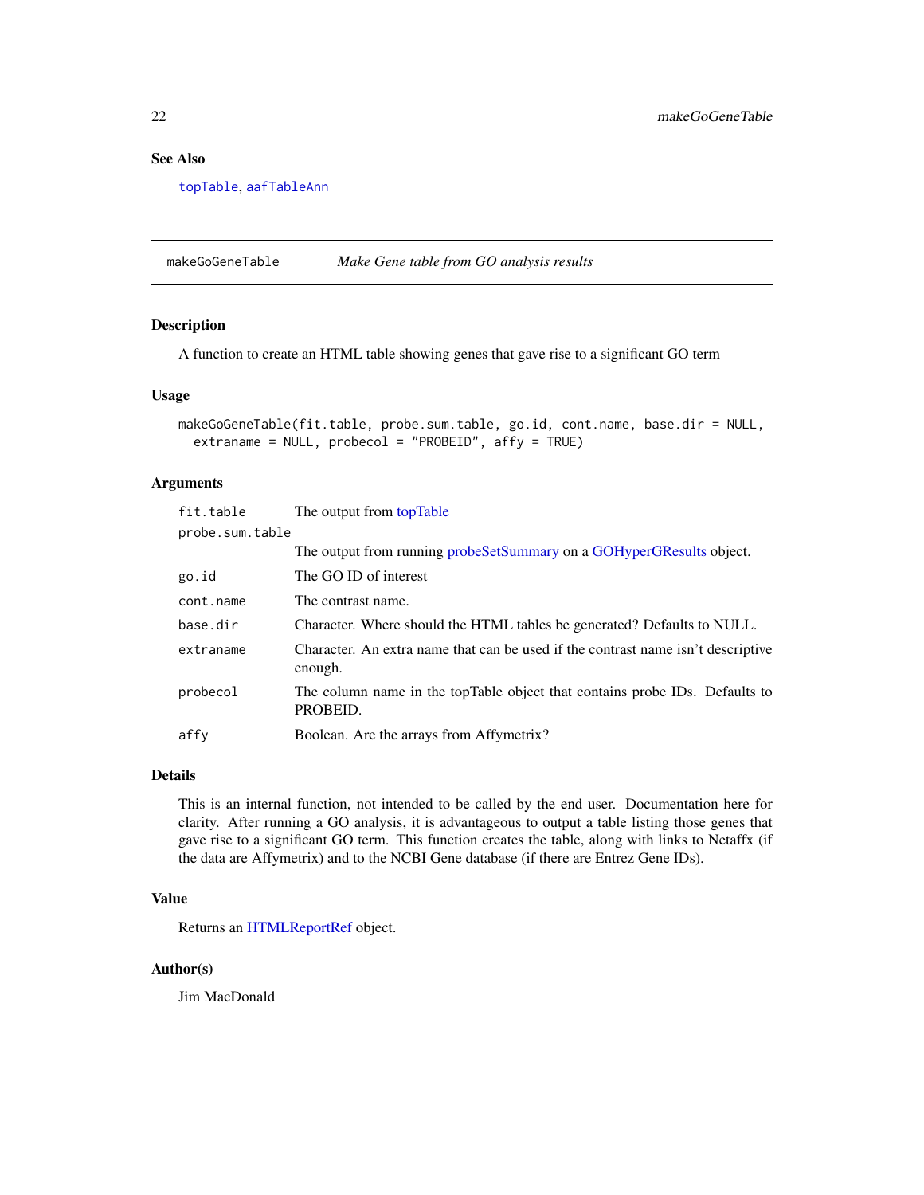## See Also

topTable, aafTableAnn

---

## makeGoGeneTable — *Make Gene table from GO analysis results*

### Description

A function to create an HTML table showing genes that gave rise to a significant GO term

### Usage

```
makeGoGeneTable(fit.table, probe.sum.table, go.id, cont.name, base.dir = NULL,
  extraname = NULL, probecol = "PROBEID", affy = TRUE)
```

### Arguments

| Argument | Description |
|---|---|
| fit.table | The output from topTable |
| probe.sum.table | The output from running probeSetSummary on a GOHyperGResults object. |
| go.id | The GO ID of interest |
| cont.name | The contrast name. |
| base.dir | Character. Where should the HTML tables be generated? Defaults to NULL. |
| extraname | Character. An extra name that can be used if the contrast name isn't descriptive enough. |
| probecol | The column name in the topTable object that contains probe IDs. Defaults to PROBEID. |
| affy | Boolean. Are the arrays from Affymetrix? |

### Details

This is an internal function, not intended to be called by the end user. Documentation here for clarity. After running a GO analysis, it is advantageous to output a table listing those genes that gave rise to a significant GO term. This function creates the table, along with links to Netaffx (if the data are Affymetrix) and to the NCBI Gene database (if there are Entrez Gene IDs).

### Value

Returns an HTMLReportRef object.

### Author(s)

Jim MacDonald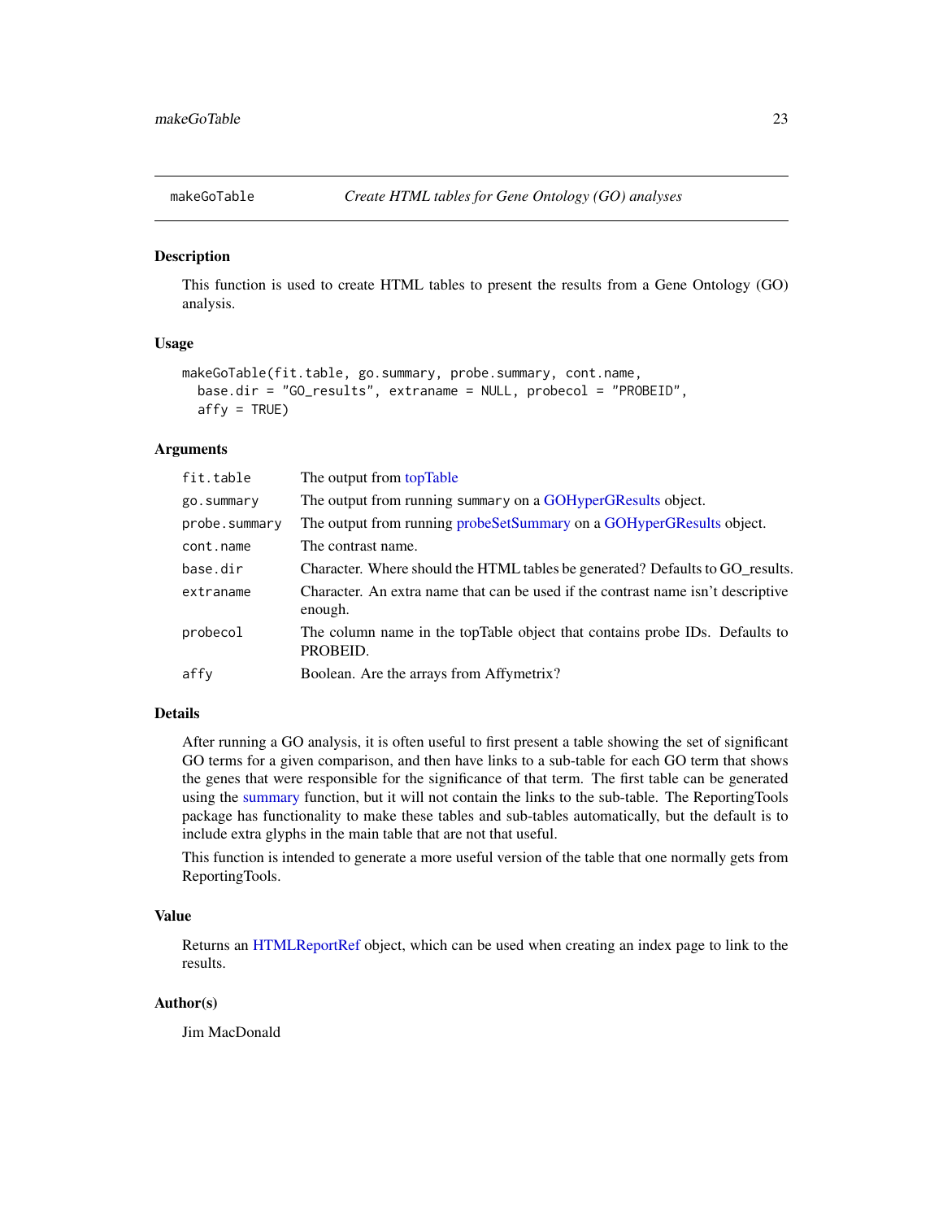## makeGoTable — *Create HTML tables for Gene Ontology (GO) analyses*

### Description

This function is used to create HTML tables to present the results from a Gene Ontology (GO) analysis.

### Usage

```
makeGoTable(fit.table, go.summary, probe.summary, cont.name,
  base.dir = "GO_results", extraname = NULL, probecol = "PROBEID",
  affy = TRUE)
```

### Arguments

| | |
|---|---|
| `fit.table` | The output from topTable |
| `go.summary` | The output from running `summary` on a GOHyperGResults object. |
| `probe.summary` | The output from running probeSetSummary on a GOHyperGResults object. |
| `cont.name` | The contrast name. |
| `base.dir` | Character. Where should the HTML tables be generated? Defaults to GO_results. |
| `extraname` | Character. An extra name that can be used if the contrast name isn't descriptive enough. |
| `probecol` | The column name in the topTable object that contains probe IDs. Defaults to PROBEID. |
| `affy` | Boolean. Are the arrays from Affymetrix? |

### Details

After running a GO analysis, it is often useful to first present a table showing the set of significant GO terms for a given comparison, and then have links to a sub-table for each GO term that shows the genes that were responsible for the significance of that term. The first table can be generated using the summary function, but it will not contain the links to the sub-table. The ReportingTools package has functionality to make these tables and sub-tables automatically, but the default is to include extra glyphs in the main table that are not that useful.

This function is intended to generate a more useful version of the table that one normally gets from ReportingTools.

### Value

Returns an HTMLReportRef object, which can be used when creating an index page to link to the results.

### Author(s)

Jim MacDonald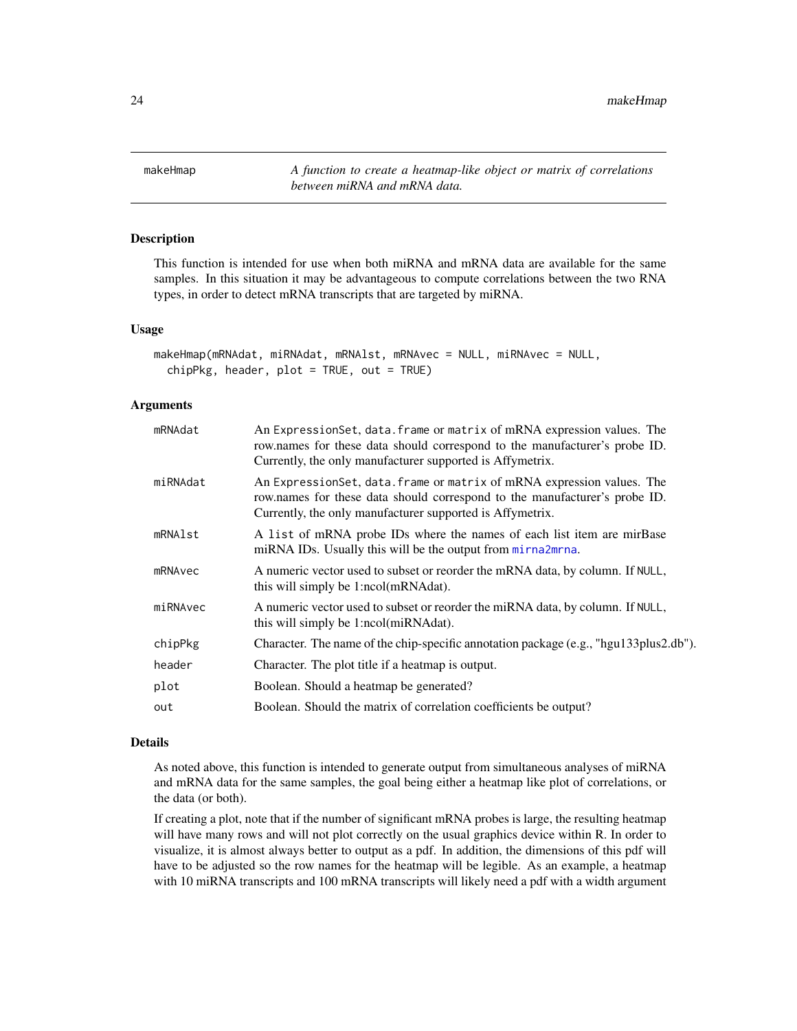# makeHmap

*A function to create a heatmap-like object or matrix of correlations between miRNA and mRNA data.*

## Description

This function is intended for use when both miRNA and mRNA data are available for the same samples. In this situation it may be advantageous to compute correlations between the two RNA types, in order to detect mRNA transcripts that are targeted by miRNA.

## Usage

```
makeHmap(mRNAdat, miRNAdat, mRNAlst, mRNAvec = NULL, miRNAvec = NULL,
  chipPkg, header, plot = TRUE, out = TRUE)
```

## Arguments

| | |
|---|---|
| `mRNAdat` | An `ExpressionSet`, `data.frame` or `matrix` of mRNA expression values. The row.names for these data should correspond to the manufacturer's probe ID. Currently, the only manufacturer supported is Affymetrix. |
| `miRNAdat` | An `ExpressionSet`, `data.frame` or `matrix` of mRNA expression values. The row.names for these data should correspond to the manufacturer's probe ID. Currently, the only manufacturer supported is Affymetrix. |
| `mRNAlst` | A `list` of mRNA probe IDs where the names of each list item are mirBase miRNA IDs. Usually this will be the output from `mirna2mrna`. |
| `mRNAvec` | A numeric vector used to subset or reorder the mRNA data, by column. If `NULL`, this will simply be 1:ncol(mRNAdat). |
| `miRNAvec` | A numeric vector used to subset or reorder the miRNA data, by column. If `NULL`, this will simply be 1:ncol(miRNAdat). |
| `chipPkg` | Character. The name of the chip-specific annotation package (e.g., "hgu133plus2.db"). |
| `header` | Character. The plot title if a heatmap is output. |
| `plot` | Boolean. Should a heatmap be generated? |
| `out` | Boolean. Should the matrix of correlation coefficients be output? |

## Details

As noted above, this function is intended to generate output from simultaneous analyses of miRNA and mRNA data for the same samples, the goal being either a heatmap like plot of correlations, or the data (or both).

If creating a plot, note that if the number of significant mRNA probes is large, the resulting heatmap will have many rows and will not plot correctly on the usual graphics device within R. In order to visualize, it is almost always better to output as a pdf. In addition, the dimensions of this pdf will have to be adjusted so the row names for the heatmap will be legible. As an example, a heatmap with 10 miRNA transcripts and 100 mRNA transcripts will likely need a pdf with a width argument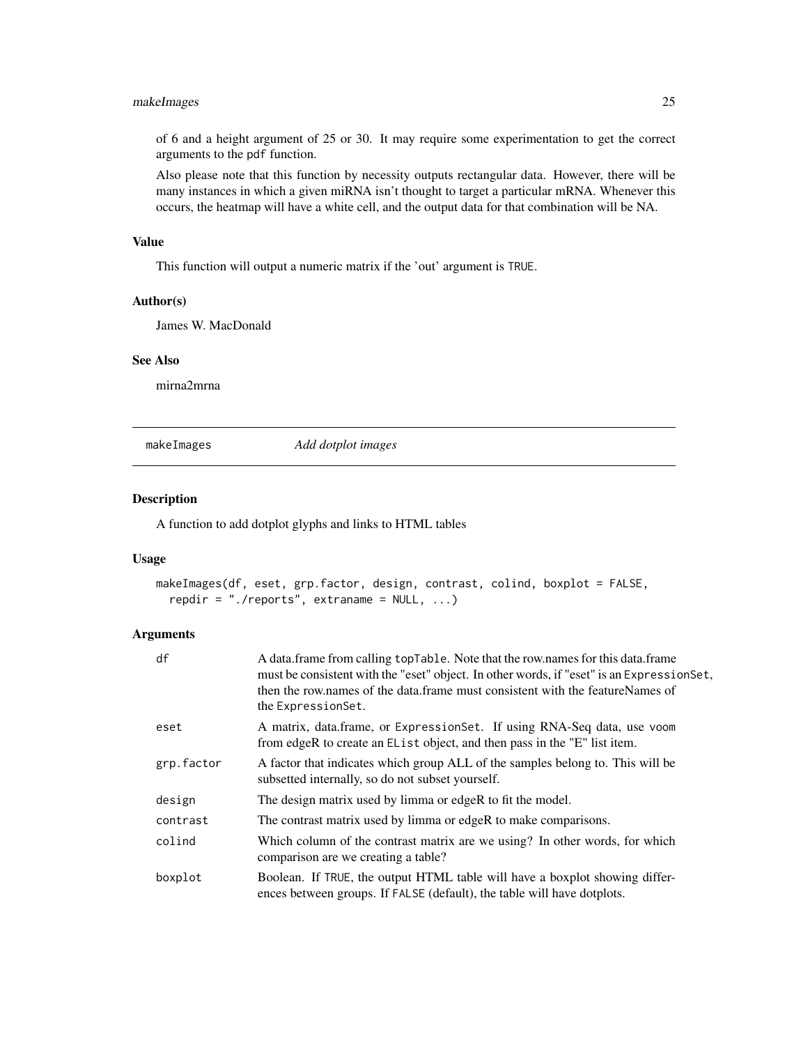of 6 and a height argument of 25 or 30. It may require some experimentation to get the correct arguments to the pdf function.

Also please note that this function by necessity outputs rectangular data. However, there will be many instances in which a given miRNA isn't thought to target a particular mRNA. Whenever this occurs, the heatmap will have a white cell, and the output data for that combination will be NA.

### Value

This function will output a numeric matrix if the 'out' argument is TRUE.

### Author(s)

James W. MacDonald

### See Also

mirna2mrna

---

## makeImages *Add dotplot images*

---

### Description

A function to add dotplot glyphs and links to HTML tables

### Usage

```
makeImages(df, eset, grp.factor, design, contrast, colind, boxplot = FALSE,
  repdir = "./reports", extraname = NULL, ...)
```

### Arguments

| | |
|---|---|
| df | A data.frame from calling topTable. Note that the row.names for this data.frame must be consistent with the "eset" object. In other words, if "eset" is an ExpressionSet, then the row.names of the data.frame must consistent with the featureNames of the ExpressionSet. |
| eset | A matrix, data.frame, or ExpressionSet. If using RNA-Seq data, use voom from edgeR to create an EList object, and then pass in the "E" list item. |
| grp.factor | A factor that indicates which group ALL of the samples belong to. This will be subsetted internally, so do not subset yourself. |
| design | The design matrix used by limma or edgeR to fit the model. |
| contrast | The contrast matrix used by limma or edgeR to make comparisons. |
| colind | Which column of the contrast matrix are we using? In other words, for which comparison are we creating a table? |
| boxplot | Boolean. If TRUE, the output HTML table will have a boxplot showing differences between groups. If FALSE (default), the table will have dotplots. |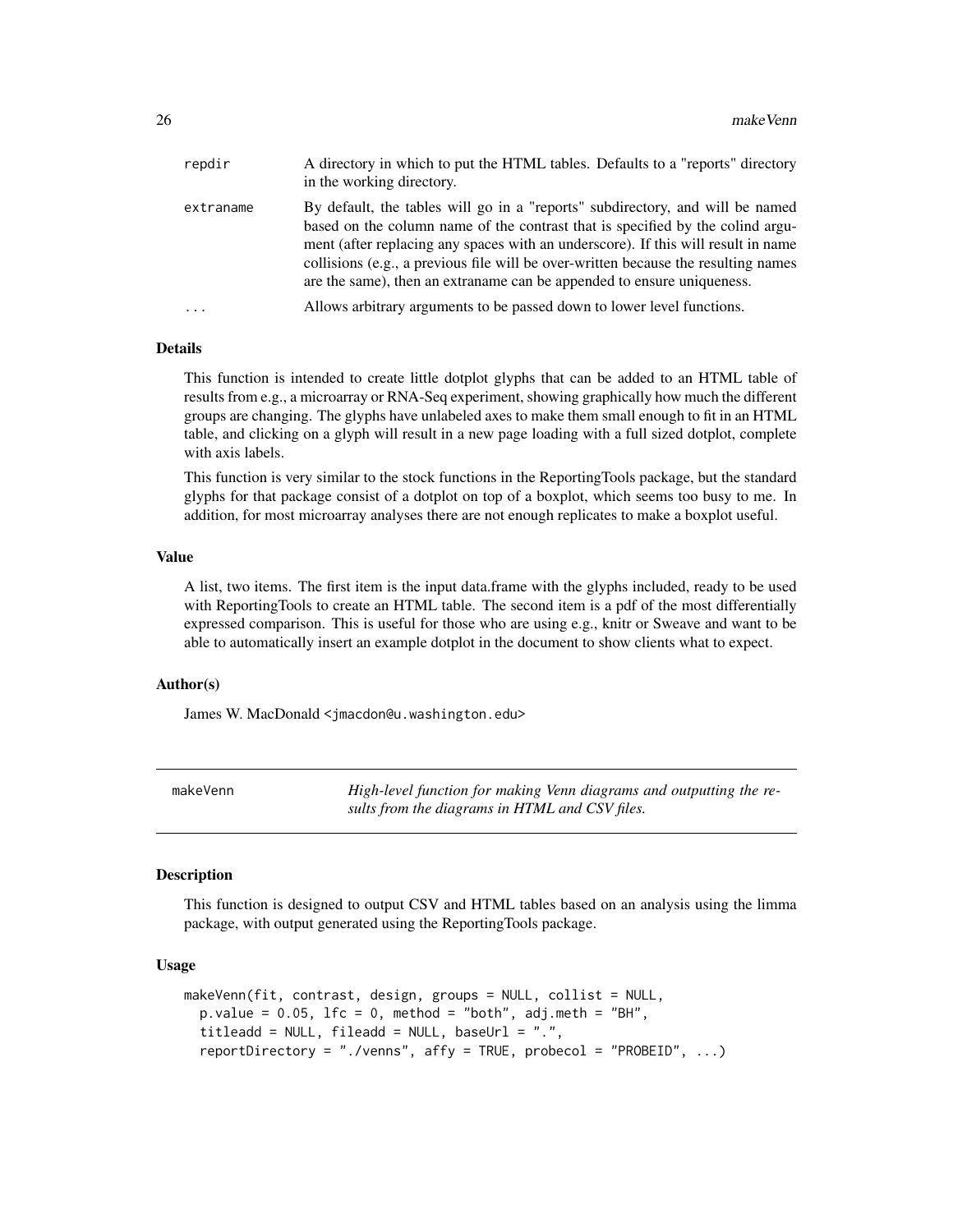| | |
|---|---|
| repdir | A directory in which to put the HTML tables. Defaults to a "reports" directory in the working directory. |
| extraname | By default, the tables will go in a "reports" subdirectory, and will be named based on the column name of the contrast that is specified by the colind argument (after replacing any spaces with an underscore). If this will result in name collisions (e.g., a previous file will be over-written because the resulting names are the same), then an extraname can be appended to ensure uniqueness. |
| ... | Allows arbitrary arguments to be passed down to lower level functions. |

### Details

This function is intended to create little dotplot glyphs that can be added to an HTML table of results from e.g., a microarray or RNA-Seq experiment, showing graphically how much the different groups are changing. The glyphs have unlabeled axes to make them small enough to fit in an HTML table, and clicking on a glyph will result in a new page loading with a full sized dotplot, complete with axis labels.

This function is very similar to the stock functions in the ReportingTools package, but the standard glyphs for that package consist of a dotplot on top of a boxplot, which seems too busy to me. In addition, for most microarray analyses there are not enough replicates to make a boxplot useful.

### Value

A list, two items. The first item is the input data.frame with the glyphs included, ready to be used with ReportingTools to create an HTML table. The second item is a pdf of the most differentially expressed comparison. This is useful for those who are using e.g., knitr or Sweave and want to be able to automatically insert an example dotplot in the document to show clients what to expect.

### Author(s)

James W. MacDonald <jmacdon@u.washington.edu>

## makeVenn — *High-level function for making Venn diagrams and outputting the results from the diagrams in HTML and CSV files.*

### Description

This function is designed to output CSV and HTML tables based on an analysis using the limma package, with output generated using the ReportingTools package.

### Usage

```
makeVenn(fit, contrast, design, groups = NULL, collist = NULL,
  p.value = 0.05, lfc = 0, method = "both", adj.meth = "BH",
  titleadd = NULL, fileadd = NULL, baseUrl = ".",
  reportDirectory = "./venns", affy = TRUE, probecol = "PROBEID", ...)
```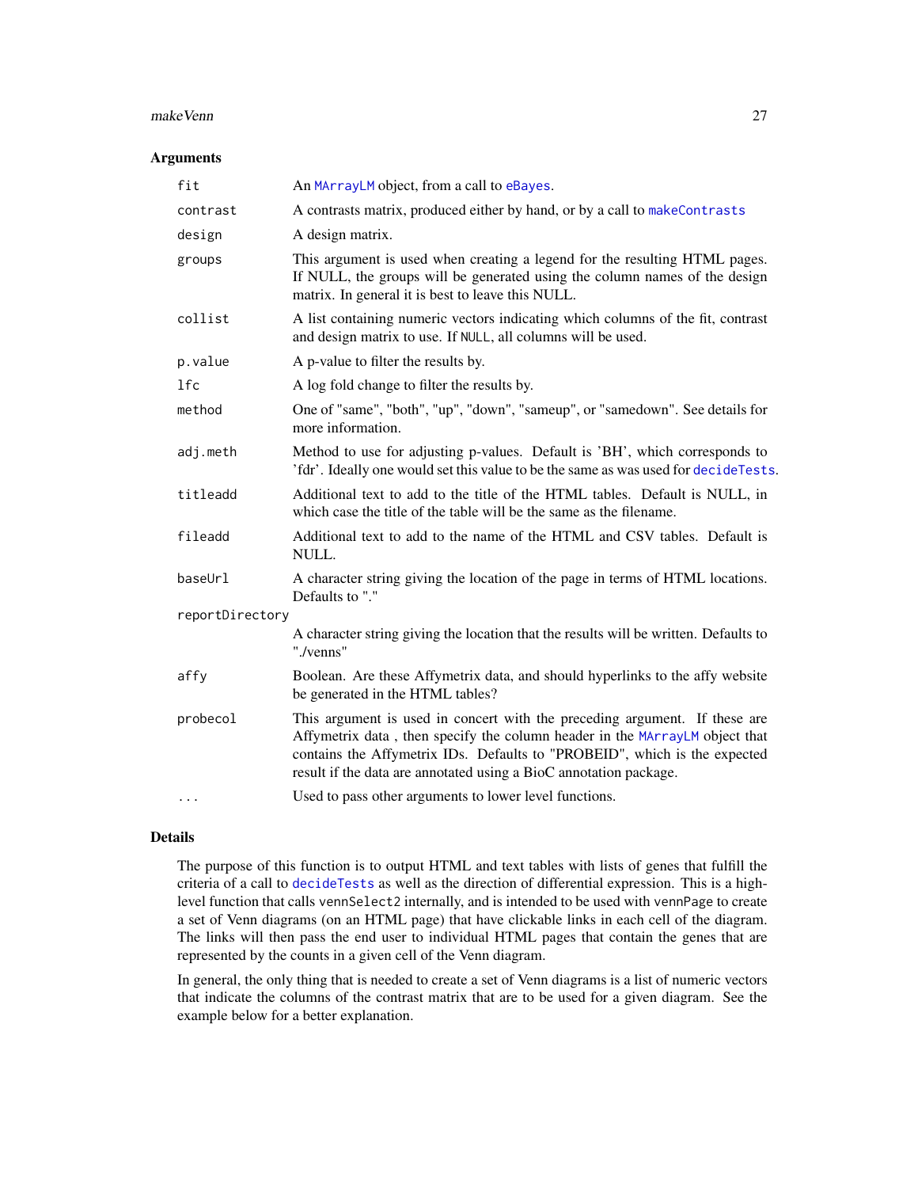## Arguments

| | |
|---|---|
| `fit` | An `MArrayLM` object, from a call to `eBayes`. |
| `contrast` | A contrasts matrix, produced either by hand, or by a call to `makeContrasts` |
| `design` | A design matrix. |
| `groups` | This argument is used when creating a legend for the resulting HTML pages. If NULL, the groups will be generated using the column names of the design matrix. In general it is best to leave this NULL. |
| `collist` | A list containing numeric vectors indicating which columns of the fit, contrast and design matrix to use. If `NULL`, all columns will be used. |
| `p.value` | A p-value to filter the results by. |
| `lfc` | A log fold change to filter the results by. |
| `method` | One of "same", "both", "up", "down", "sameup", or "samedown". See details for more information. |
| `adj.meth` | Method to use for adjusting p-values. Default is 'BH', which corresponds to 'fdr'. Ideally one would set this value to be the same as was used for `decideTests`. |
| `titleadd` | Additional text to add to the title of the HTML tables. Default is NULL, in which case the title of the table will be the same as the filename. |
| `fileadd` | Additional text to add to the name of the HTML and CSV tables. Default is NULL. |
| `baseUrl` | A character string giving the location of the page in terms of HTML locations. Defaults to "." |
| `reportDirectory` | A character string giving the location that the results will be written. Defaults to "./venns" |
| `affy` | Boolean. Are these Affymetrix data, and should hyperlinks to the affy website be generated in the HTML tables? |
| `probecol` | This argument is used in concert with the preceding argument. If these are Affymetrix data , then specify the column header in the `MArrayLM` object that contains the Affymetrix IDs. Defaults to "PROBEID", which is the expected result if the data are annotated using a BioC annotation package. |
| `...` | Used to pass other arguments to lower level functions. |

## Details

The purpose of this function is to output HTML and text tables with lists of genes that fulfill the criteria of a call to `decideTests` as well as the direction of differential expression. This is a high-level function that calls `vennSelect2` internally, and is intended to be used with `vennPage` to create a set of Venn diagrams (on an HTML page) that have clickable links in each cell of the diagram. The links will then pass the end user to individual HTML pages that contain the genes that are represented by the counts in a given cell of the Venn diagram.

In general, the only thing that is needed to create a set of Venn diagrams is a list of numeric vectors that indicate the columns of the contrast matrix that are to be used for a given diagram. See the example below for a better explanation.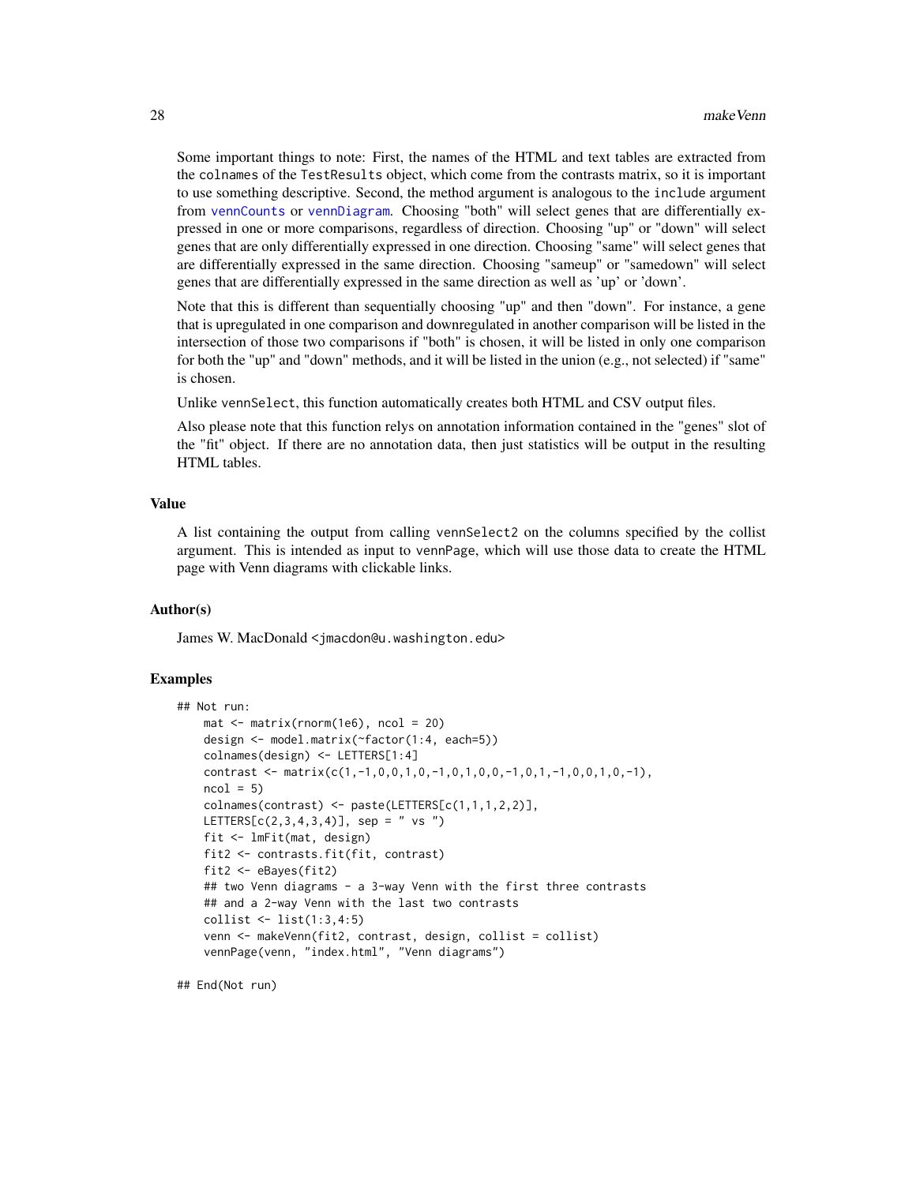Some important things to note: First, the names of the HTML and text tables are extracted from the colnames of the TestResults object, which come from the contrasts matrix, so it is important to use something descriptive. Second, the method argument is analogous to the include argument from vennCounts or vennDiagram. Choosing "both" will select genes that are differentially expressed in one or more comparisons, regardless of direction. Choosing "up" or "down" will select genes that are only differentially expressed in one direction. Choosing "same" will select genes that are differentially expressed in the same direction. Choosing "sameup" or "samedown" will select genes that are differentially expressed in the same direction as well as 'up' or 'down'.

Note that this is different than sequentially choosing "up" and then "down". For instance, a gene that is upregulated in one comparison and downregulated in another comparison will be listed in the intersection of those two comparisons if "both" is chosen, it will be listed in only one comparison for both the "up" and "down" methods, and it will be listed in the union (e.g., not selected) if "same" is chosen.

Unlike vennSelect, this function automatically creates both HTML and CSV output files.

Also please note that this function relys on annotation information contained in the "genes" slot of the "fit" object. If there are no annotation data, then just statistics will be output in the resulting HTML tables.

### Value

A list containing the output from calling vennSelect2 on the columns specified by the collist argument. This is intended as input to vennPage, which will use those data to create the HTML page with Venn diagrams with clickable links.

### Author(s)

James W. MacDonald <jmacdon@u.washington.edu>

### Examples

```
## Not run:
    mat <- matrix(rnorm(1e6), ncol = 20)
    design <- model.matrix(~factor(1:4, each=5))
    colnames(design) <- LETTERS[1:4]
    contrast <- matrix(c(1,-1,0,0,1,0,-1,0,1,0,0,-1,0,1,-1,0,0,1,0,-1),
    ncol = 5)
    colnames(contrast) <- paste(LETTERS[c(1,1,1,2,2)],
    LETTERS[c(2,3,4,3,4)], sep = " vs ")
    fit <- lmFit(mat, design)
    fit2 <- contrasts.fit(fit, contrast)
    fit2 <- eBayes(fit2)
    ## two Venn diagrams - a 3-way Venn with the first three contrasts
    ## and a 2-way Venn with the last two contrasts
    collist <- list(1:3,4:5)
    venn <- makeVenn(fit2, contrast, design, collist = collist)
    vennPage(venn, "index.html", "Venn diagrams")

## End(Not run)
```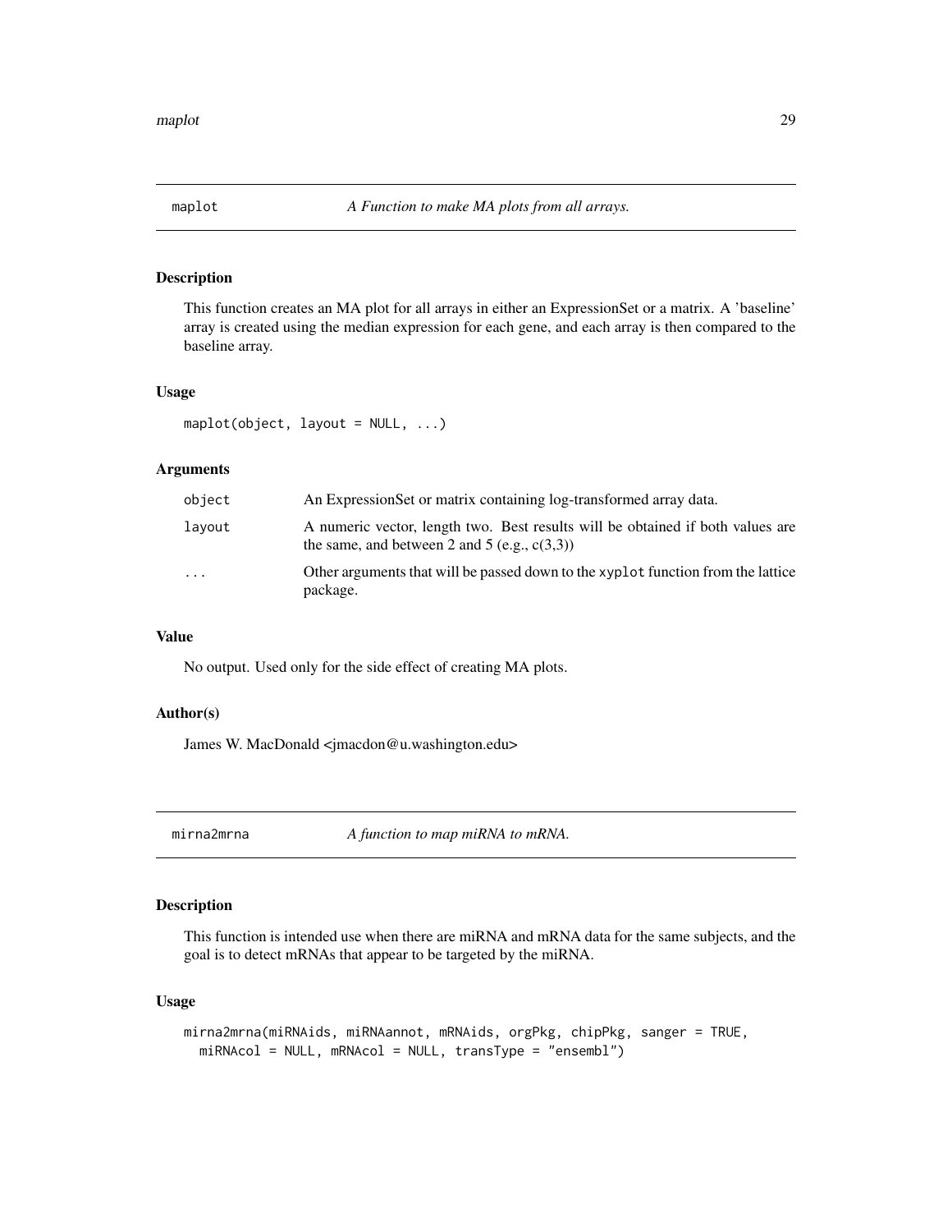## maplot — *A Function to make MA plots from all arrays.*

### Description

This function creates an MA plot for all arrays in either an ExpressionSet or a matrix. A 'baseline' array is created using the median expression for each gene, and each array is then compared to the baseline array.

### Usage

```
maplot(object, layout = NULL, ...)
```

### Arguments

| | |
|---|---|
| `object` | An ExpressionSet or matrix containing log-transformed array data. |
| `layout` | A numeric vector, length two. Best results will be obtained if both values are the same, and between 2 and 5 (e.g., c(3,3)) |
| `...` | Other arguments that will be passed down to the `xyplot` function from the lattice package. |

### Value

No output. Used only for the side effect of creating MA plots.

### Author(s)

James W. MacDonald <jmacdon@u.washington.edu>

## mirna2mrna — *A function to map miRNA to mRNA.*

### Description

This function is intended use when there are miRNA and mRNA data for the same subjects, and the goal is to detect mRNAs that appear to be targeted by the miRNA.

### Usage

```
mirna2mrna(miRNAids, miRNAannot, mRNAids, orgPkg, chipPkg, sanger = TRUE,
  miRNAcol = NULL, mRNAcol = NULL, transType = "ensembl")
```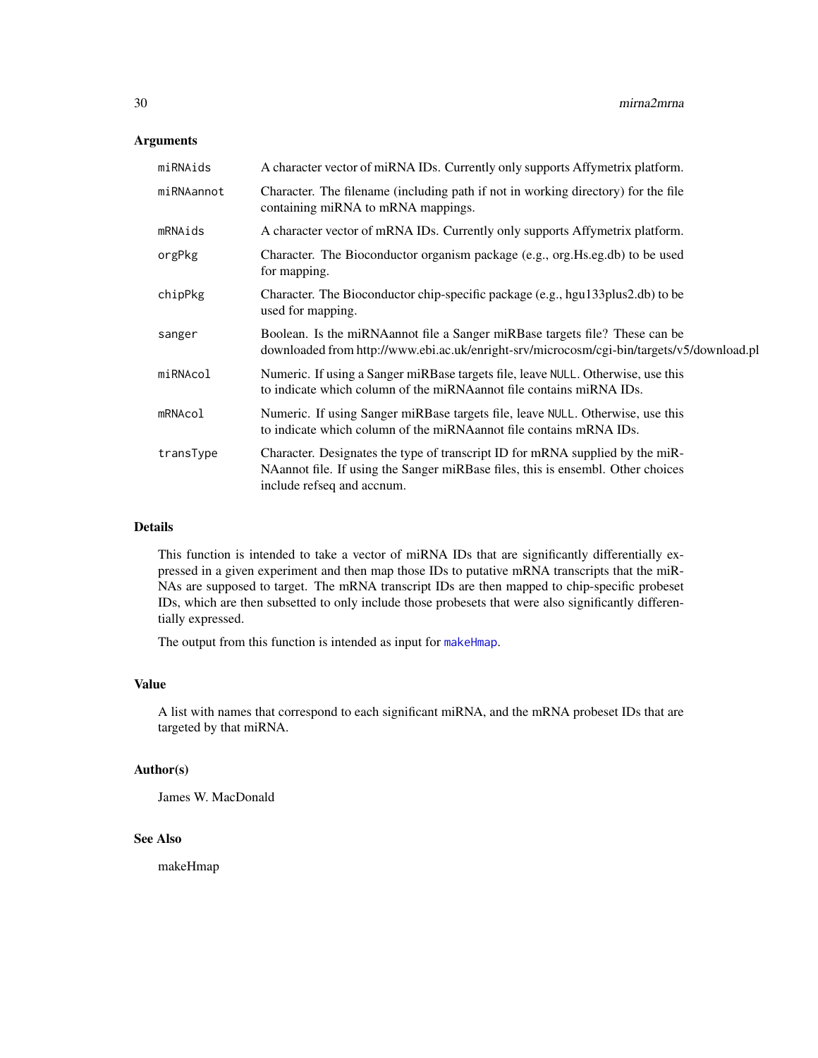## Arguments

| | |
|---|---|
| `miRNAids` | A character vector of miRNA IDs. Currently only supports Affymetrix platform. |
| `miRNAannot` | Character. The filename (including path if not in working directory) for the file containing miRNA to mRNA mappings. |
| `mRNAids` | A character vector of mRNA IDs. Currently only supports Affymetrix platform. |
| `orgPkg` | Character. The Bioconductor organism package (e.g., org.Hs.eg.db) to be used for mapping. |
| `chipPkg` | Character. The Bioconductor chip-specific package (e.g., hgu133plus2.db) to be used for mapping. |
| `sanger` | Boolean. Is the miRNAannot file a Sanger miRBase targets file? These can be downloaded from http://www.ebi.ac.uk/enright-srv/microcosm/cgi-bin/targets/v5/download.pl |
| `miRNAcol` | Numeric. If using a Sanger miRBase targets file, leave `NULL`. Otherwise, use this to indicate which column of the miRNAannot file contains miRNA IDs. |
| `mRNAcol` | Numeric. If using Sanger miRBase targets file, leave `NULL`. Otherwise, use this to indicate which column of the miRNAannot file contains mRNA IDs. |
| `transType` | Character. Designates the type of transcript ID for mRNA supplied by the miRNAannot file. If using the Sanger miRBase files, this is ensembl. Other choices include refseq and accnum. |

## Details

This function is intended to take a vector of miRNA IDs that are significantly differentially expressed in a given experiment and then map those IDs to putative mRNA transcripts that the miRNAs are supposed to target. The mRNA transcript IDs are then mapped to chip-specific probeset IDs, which are then subsetted to only include those probesets that were also significantly differentially expressed.

The output from this function is intended as input for `makeHmap`.

## Value

A list with names that correspond to each significant miRNA, and the mRNA probeset IDs that are targeted by that miRNA.

## Author(s)

James W. MacDonald

## See Also

makeHmap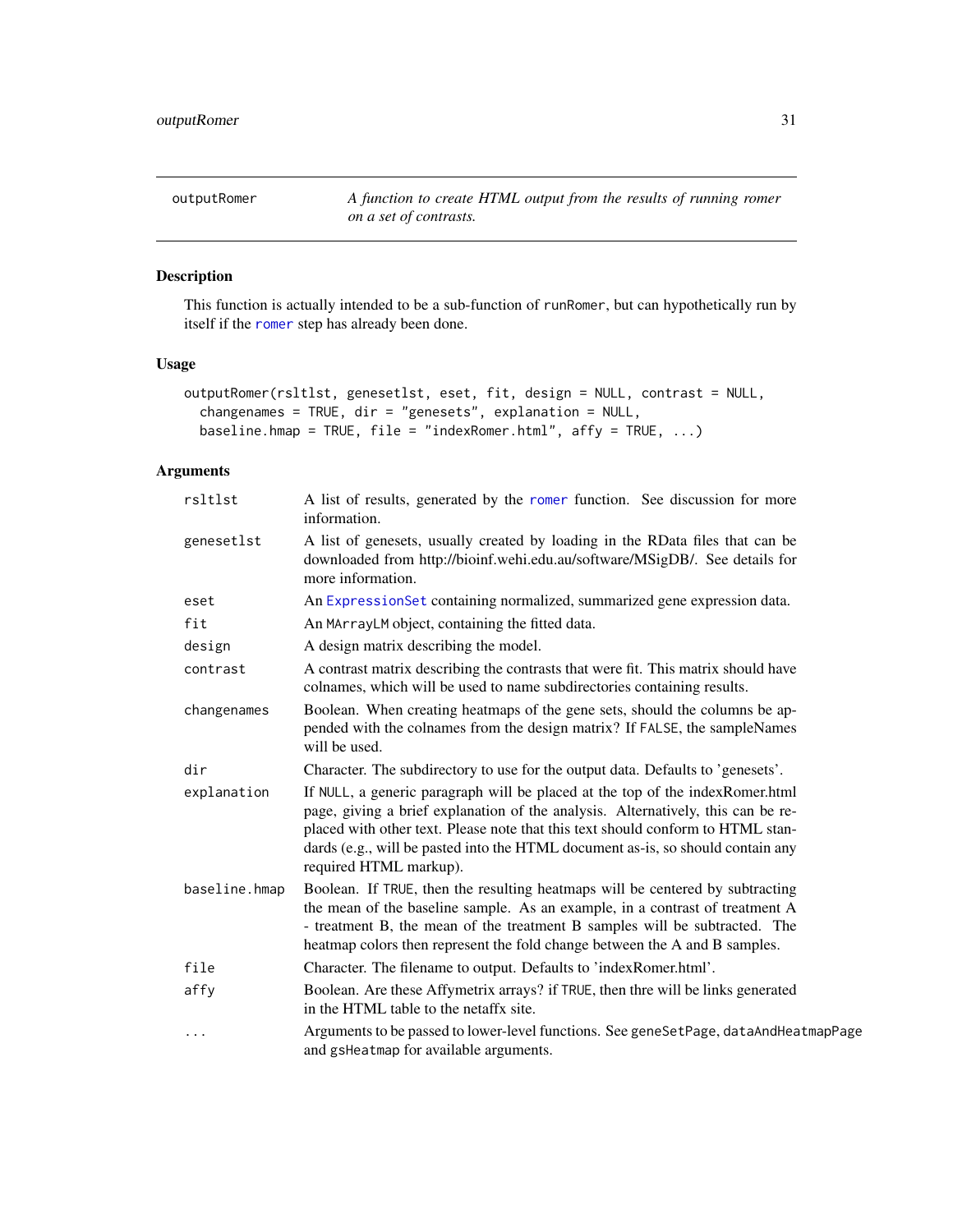outputRomer — *A function to create HTML output from the results of running romer on a set of contrasts.*

## Description

This function is actually intended to be a sub-function of runRomer, but can hypothetically run by itself if the romer step has already been done.

## Usage

```
outputRomer(rsltlst, genesetlst, eset, fit, design = NULL, contrast = NULL,
  changenames = TRUE, dir = "genesets", explanation = NULL,
  baseline.hmap = TRUE, file = "indexRomer.html", affy = TRUE, ...)
```

## Arguments

| | |
|---|---|
| rsltlst | A list of results, generated by the romer function. See discussion for more information. |
| genesetlst | A list of genesets, usually created by loading in the RData files that can be downloaded from http://bioinf.wehi.edu.au/software/MSigDB/. See details for more information. |
| eset | An ExpressionSet containing normalized, summarized gene expression data. |
| fit | An MArrayLM object, containing the fitted data. |
| design | A design matrix describing the model. |
| contrast | A contrast matrix describing the contrasts that were fit. This matrix should have colnames, which will be used to name subdirectories containing results. |
| changenames | Boolean. When creating heatmaps of the gene sets, should the columns be appended with the colnames from the design matrix? If FALSE, the sampleNames will be used. |
| dir | Character. The subdirectory to use for the output data. Defaults to 'genesets'. |
| explanation | If NULL, a generic paragraph will be placed at the top of the indexRomer.html page, giving a brief explanation of the analysis. Alternatively, this can be replaced with other text. Please note that this text should conform to HTML standards (e.g., will be pasted into the HTML document as-is, so should contain any required HTML markup). |
| baseline.hmap | Boolean. If TRUE, then the resulting heatmaps will be centered by subtracting the mean of the baseline sample. As an example, in a contrast of treatment A - treatment B, the mean of the treatment B samples will be subtracted. The heatmap colors then represent the fold change between the A and B samples. |
| file | Character. The filename to output. Defaults to 'indexRomer.html'. |
| affy | Boolean. Are these Affymetrix arrays? if TRUE, then thre will be links generated in the HTML table to the netaffx site. |
| ... | Arguments to be passed to lower-level functions. See geneSetPage, dataAndHeatmapPage and gsHeatmap for available arguments. |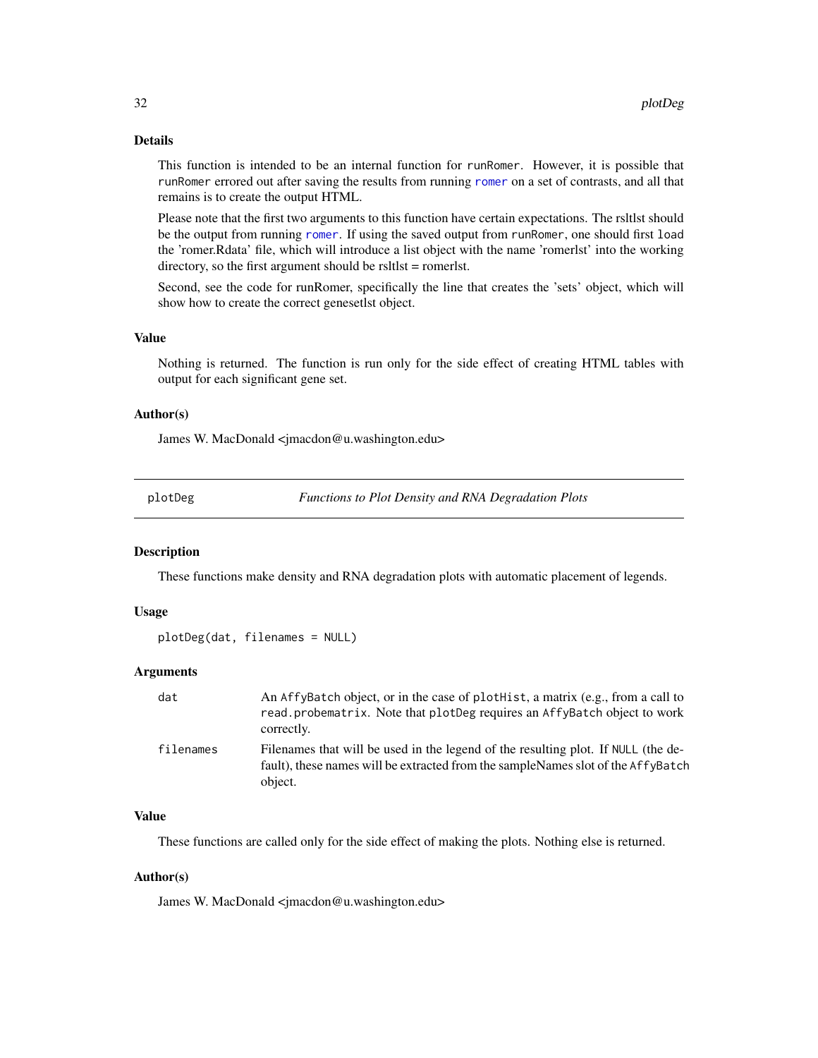### Details

This function is intended to be an internal function for runRomer. However, it is possible that runRomer errored out after saving the results from running romer on a set of contrasts, and all that remains is to create the output HTML.

Please note that the first two arguments to this function have certain expectations. The rsltlst should be the output from running romer. If using the saved output from runRomer, one should first load the 'romer.Rdata' file, which will introduce a list object with the name 'romerlst' into the working directory, so the first argument should be rsltlst = romerlst.

Second, see the code for runRomer, specifically the line that creates the 'sets' object, which will show how to create the correct genesetlst object.

### Value

Nothing is returned. The function is run only for the side effect of creating HTML tables with output for each significant gene set.

### Author(s)

James W. MacDonald <jmacdon@u.washington.edu>

---

## plotDeg — *Functions to Plot Density and RNA Degradation Plots*

### Description

These functions make density and RNA degradation plots with automatic placement of legends.

### Usage

```
plotDeg(dat, filenames = NULL)
```

### Arguments

| | |
|---|---|
| dat | An AffyBatch object, or in the case of plotHist, a matrix (e.g., from a call to read.probematrix. Note that plotDeg requires an AffyBatch object to work correctly. |
| filenames | Filenames that will be used in the legend of the resulting plot. If NULL (the default), these names will be extracted from the sampleNames slot of the AffyBatch object. |

### Value

These functions are called only for the side effect of making the plots. Nothing else is returned.

### Author(s)

James W. MacDonald <jmacdon@u.washington.edu>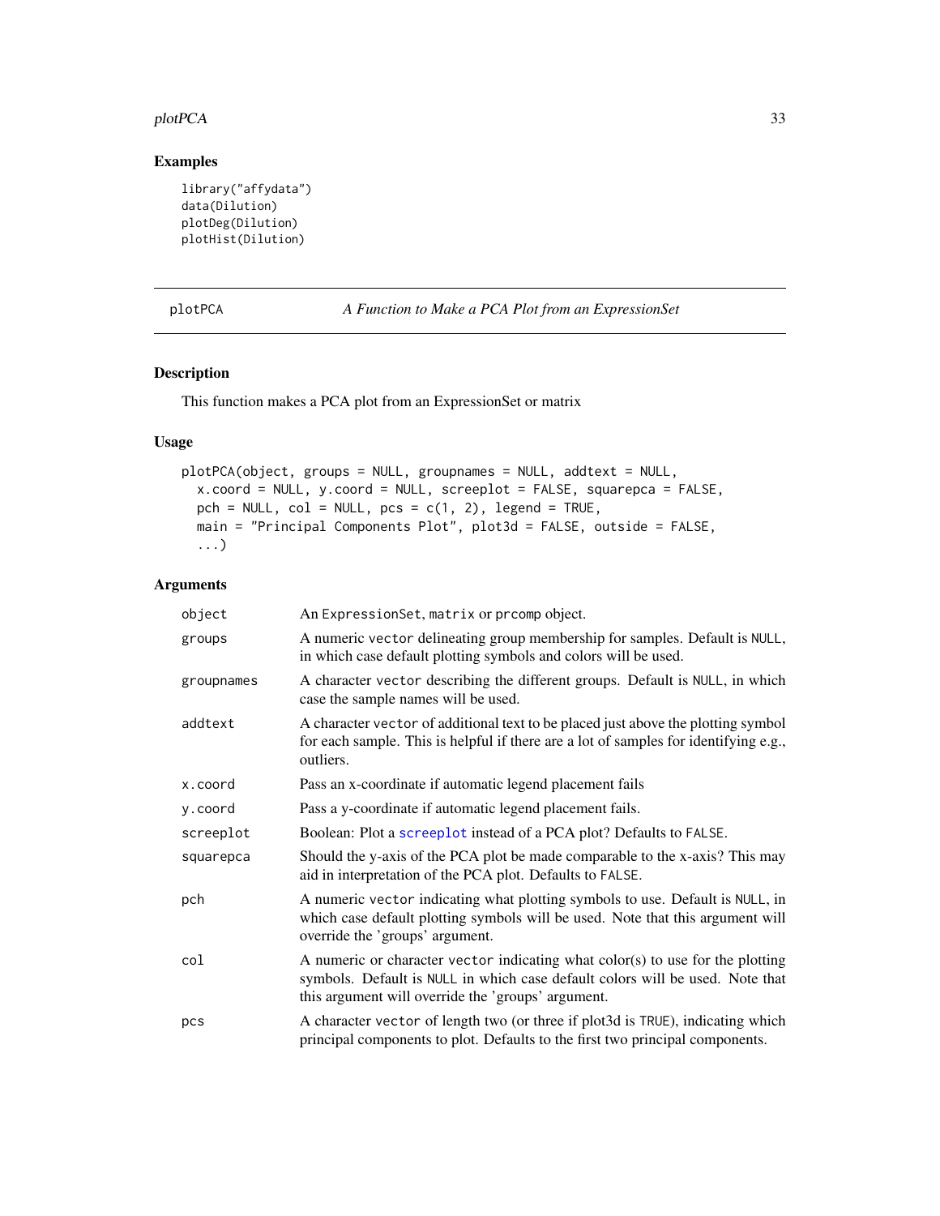## Examples

```
library("affydata")
data(Dilution)
plotDeg(Dilution)
plotHist(Dilution)
```

---

# plotPCA — *A Function to Make a PCA Plot from an ExpressionSet*

---

## Description

This function makes a PCA plot from an ExpressionSet or matrix

## Usage

```
plotPCA(object, groups = NULL, groupnames = NULL, addtext = NULL,
  x.coord = NULL, y.coord = NULL, screeplot = FALSE, squarepca = FALSE,
  pch = NULL, col = NULL, pcs = c(1, 2), legend = TRUE,
  main = "Principal Components Plot", plot3d = FALSE, outside = FALSE,
  ...)
```

## Arguments

| | |
|---|---|
| `object` | An `ExpressionSet`, `matrix` or `prcomp` object. |
| `groups` | A numeric `vector` delineating group membership for samples. Default is `NULL`, in which case default plotting symbols and colors will be used. |
| `groupnames` | A character `vector` describing the different groups. Default is `NULL`, in which case the sample names will be used. |
| `addtext` | A character `vector` of additional text to be placed just above the plotting symbol for each sample. This is helpful if there are a lot of samples for identifying e.g., outliers. |
| `x.coord` | Pass an x-coordinate if automatic legend placement fails |
| `y.coord` | Pass a y-coordinate if automatic legend placement fails. |
| `screeplot` | Boolean: Plot a `screeplot` instead of a PCA plot? Defaults to `FALSE`. |
| `squarepca` | Should the y-axis of the PCA plot be made comparable to the x-axis? This may aid in interpretation of the PCA plot. Defaults to `FALSE`. |
| `pch` | A numeric `vector` indicating what plotting symbols to use. Default is `NULL`, in which case default plotting symbols will be used. Note that this argument will override the 'groups' argument. |
| `col` | A numeric or character `vector` indicating what color(s) to use for the plotting symbols. Default is `NULL` in which case default colors will be used. Note that this argument will override the 'groups' argument. |
| `pcs` | A character `vector` of length two (or three if plot3d is `TRUE`), indicating which principal components to plot. Defaults to the first two principal components. |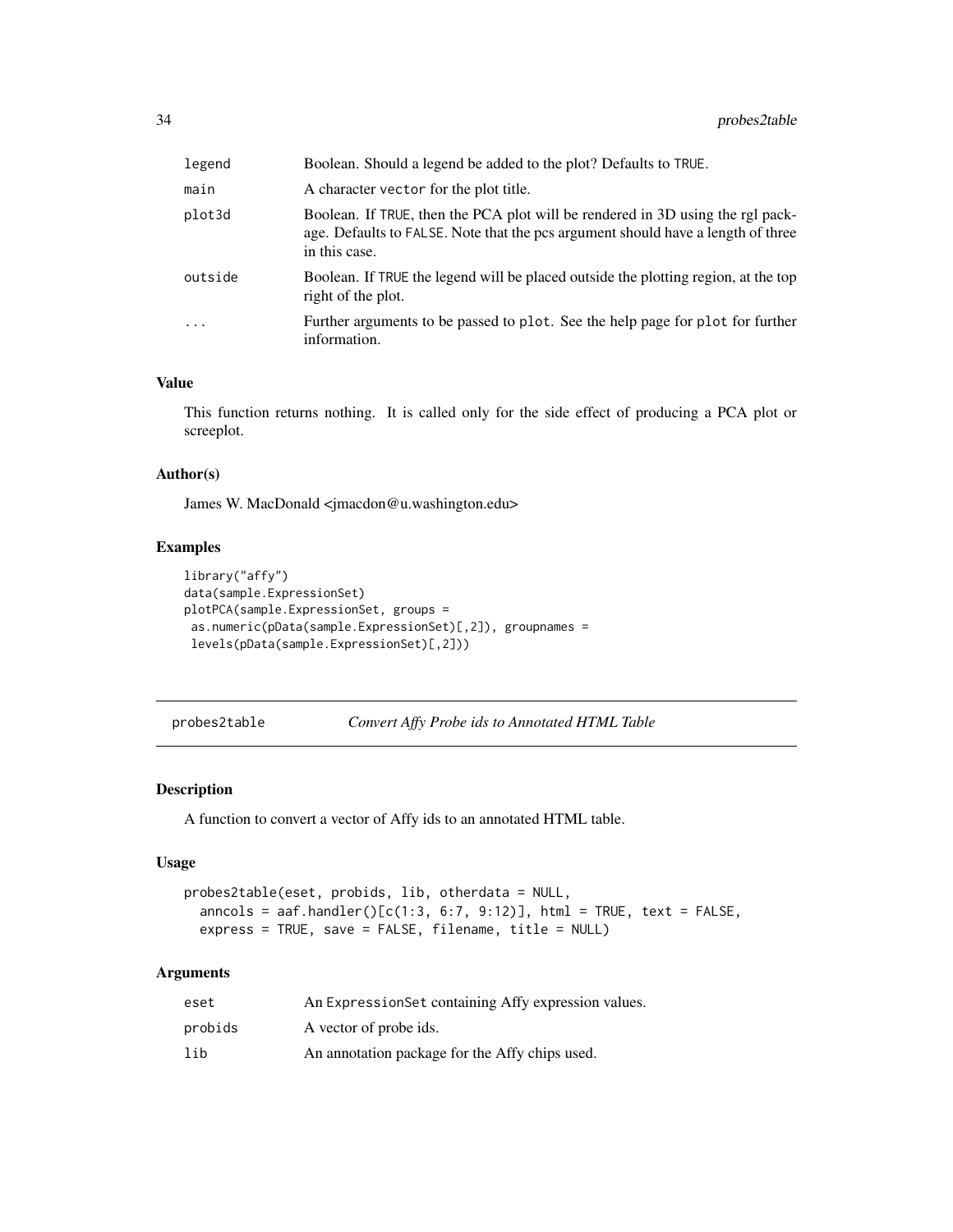| | |
|---|---|
| legend | Boolean. Should a legend be added to the plot? Defaults to TRUE. |
| main | A character vector for the plot title. |
| plot3d | Boolean. If TRUE, then the PCA plot will be rendered in 3D using the rgl package. Defaults to FALSE. Note that the pcs argument should have a length of three in this case. |
| outside | Boolean. If TRUE the legend will be placed outside the plotting region, at the top right of the plot. |
| ... | Further arguments to be passed to plot. See the help page for plot for further information. |

### Value

This function returns nothing. It is called only for the side effect of producing a PCA plot or screeplot.

### Author(s)

James W. MacDonald <jmacdon@u.washington.edu>

### Examples

```
library("affy")
data(sample.ExpressionSet)
plotPCA(sample.ExpressionSet, groups =
 as.numeric(pData(sample.ExpressionSet)[,2]), groupnames =
 levels(pData(sample.ExpressionSet)[,2]))
```

---

## probes2table — *Convert Affy Probe ids to Annotated HTML Table*

### Description

A function to convert a vector of Affy ids to an annotated HTML table.

### Usage

```
probes2table(eset, probids, lib, otherdata = NULL,
  anncols = aaf.handler()[c(1:3, 6:7, 9:12)], html = TRUE, text = FALSE,
  express = TRUE, save = FALSE, filename, title = NULL)
```

### Arguments

| | |
|---|---|
| eset | An ExpressionSet containing Affy expression values. |
| probids | A vector of probe ids. |
| lib | An annotation package for the Affy chips used. |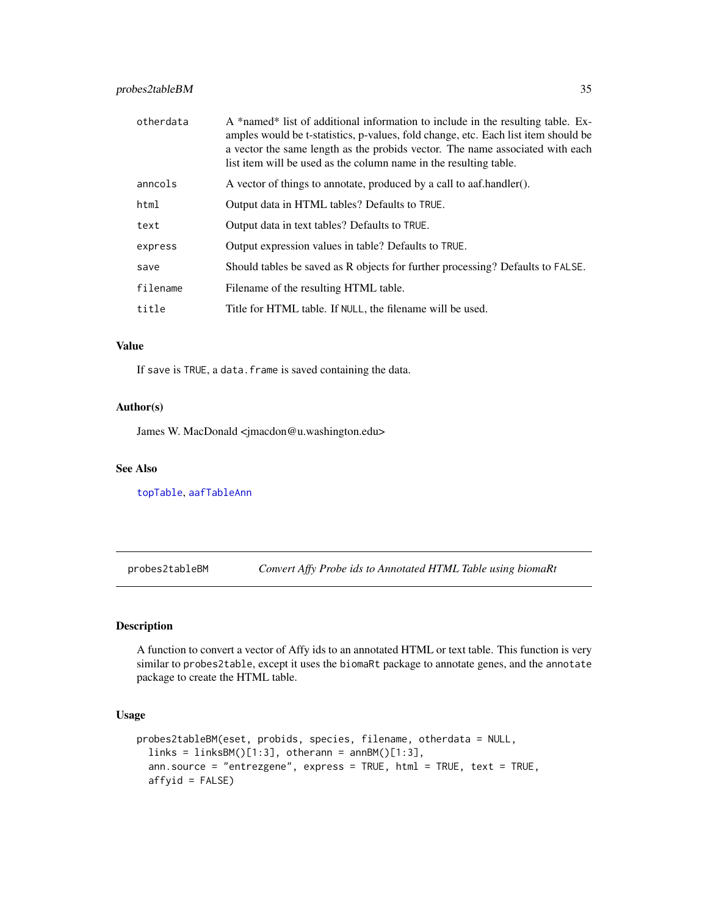| | |
|---|---|
| otherdata | A *named* list of additional information to include in the resulting table. Examples would be t-statistics, p-values, fold change, etc. Each list item should be a vector the same length as the probids vector. The name associated with each list item will be used as the column name in the resulting table. |
| anncols | A vector of things to annotate, produced by a call to aaf.handler(). |
| html | Output data in HTML tables? Defaults to TRUE. |
| text | Output data in text tables? Defaults to TRUE. |
| express | Output expression values in table? Defaults to TRUE. |
| save | Should tables be saved as R objects for further processing? Defaults to FALSE. |
| filename | Filename of the resulting HTML table. |
| title | Title for HTML table. If NULL, the filename will be used. |

### Value

If save is TRUE, a data.frame is saved containing the data.

### Author(s)

James W. MacDonald <jmacdon@u.washington.edu>

### See Also

topTable, aafTableAnn

---

## probes2tableBM — *Convert Affy Probe ids to Annotated HTML Table using biomaRt*

---

### Description

A function to convert a vector of Affy ids to an annotated HTML or text table. This function is very similar to probes2table, except it uses the biomaRt package to annotate genes, and the annotate package to create the HTML table.

### Usage

```
probes2tableBM(eset, probids, species, filename, otherdata = NULL,
  links = linksBM()[1:3], otherann = annBM()[1:3],
  ann.source = "entrezgene", express = TRUE, html = TRUE, text = TRUE,
  affyid = FALSE)
```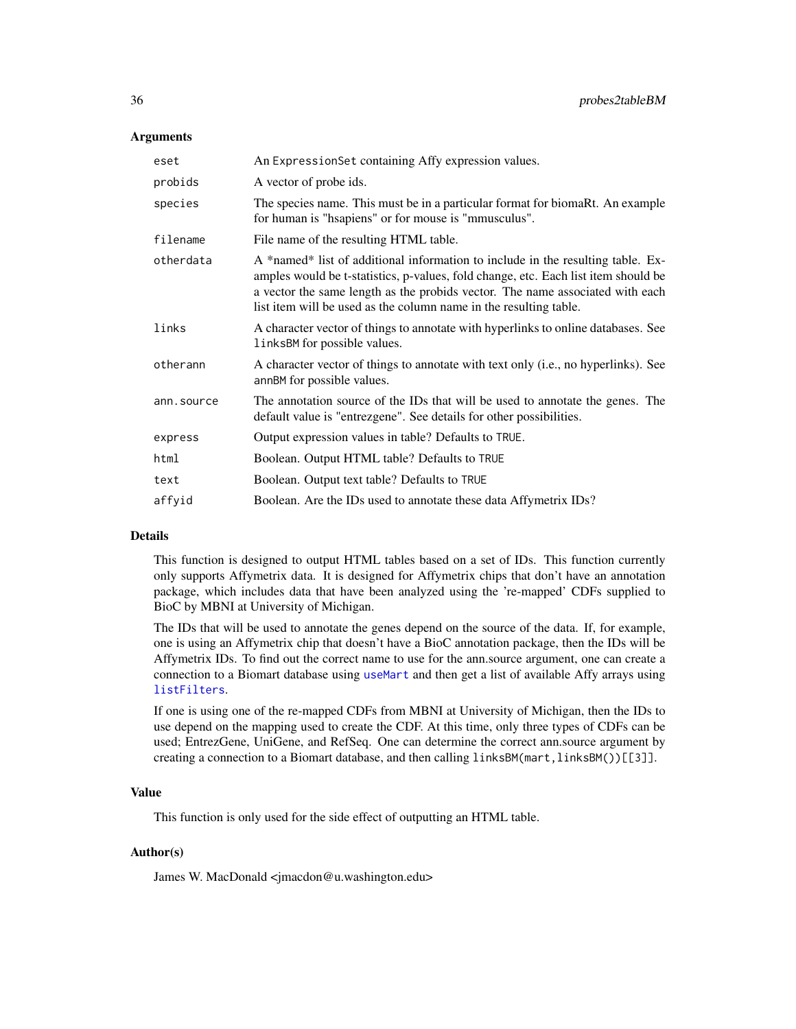## Arguments

| | |
|---|---|
| `eset` | An `ExpressionSet` containing Affy expression values. |
| `probids` | A vector of probe ids. |
| `species` | The species name. This must be in a particular format for biomaRt. An example for human is "hsapiens" or for mouse is "mmusculus". |
| `filename` | File name of the resulting HTML table. |
| `otherdata` | A *named* list of additional information to include in the resulting table. Examples would be t-statistics, p-values, fold change, etc. Each list item should be a vector the same length as the probids vector. The name associated with each list item will be used as the column name in the resulting table. |
| `links` | A character vector of things to annotate with hyperlinks to online databases. See `linksBM` for possible values. |
| `otherann` | A character vector of things to annotate with text only (i.e., no hyperlinks). See `annBM` for possible values. |
| `ann.source` | The annotation source of the IDs that will be used to annotate the genes. The default value is "entrezgene". See details for other possibilities. |
| `express` | Output expression values in table? Defaults to `TRUE`. |
| `html` | Boolean. Output HTML table? Defaults to `TRUE` |
| `text` | Boolean. Output text table? Defaults to `TRUE` |
| `affyid` | Boolean. Are the IDs used to annotate these data Affymetrix IDs? |

## Details

This function is designed to output HTML tables based on a set of IDs. This function currently only supports Affymetrix data. It is designed for Affymetrix chips that don't have an annotation package, which includes data that have been analyzed using the 're-mapped' CDFs supplied to BioC by MBNI at University of Michigan.

The IDs that will be used to annotate the genes depend on the source of the data. If, for example, one is using an Affymetrix chip that doesn't have a BioC annotation package, then the IDs will be Affymetrix IDs. To find out the correct name to use for the ann.source argument, one can create a connection to a Biomart database using `useMart` and then get a list of available Affy arrays using `listFilters`.

If one is using one of the re-mapped CDFs from MBNI at University of Michigan, then the IDs to use depend on the mapping used to create the CDF. At this time, only three types of CDFs can be used; EntrezGene, UniGene, and RefSeq. One can determine the correct ann.source argument by creating a connection to a Biomart database, and then calling `linksBM(mart,linksBM())[[3]]`.

## Value

This function is only used for the side effect of outputting an HTML table.

## Author(s)

James W. MacDonald <jmacdon@u.washington.edu>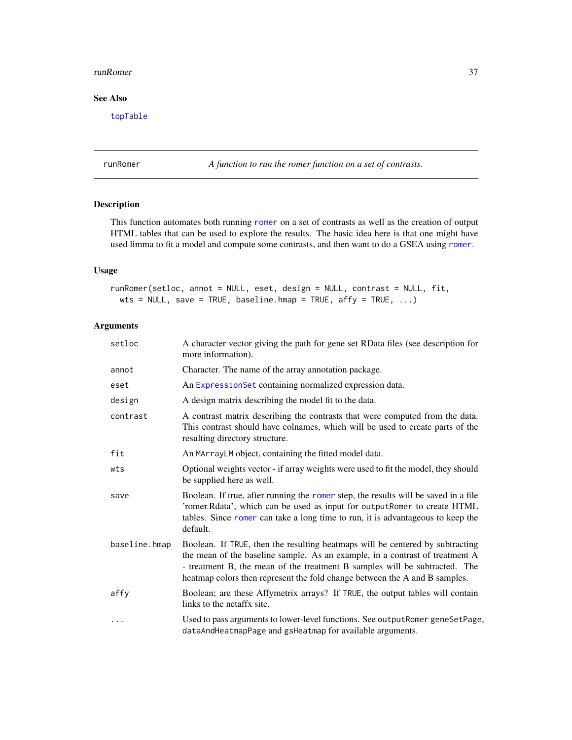## See Also

topTable

---

runRomer — *A function to run the romer function on a set of contrasts.*

---

## Description

This function automates both running romer on a set of contrasts as well as the creation of output HTML tables that can be used to explore the results. The basic idea here is that one might have used limma to fit a model and compute some contrasts, and then want to do a GSEA using romer.

## Usage

```
runRomer(setloc, annot = NULL, eset, design = NULL, contrast = NULL, fit,
  wts = NULL, save = TRUE, baseline.hmap = TRUE, affy = TRUE, ...)
```

## Arguments

| Argument | Description |
|---|---|
| setloc | A character vector giving the path for gene set RData files (see description for more information). |
| annot | Character. The name of the array annotation package. |
| eset | An ExpressionSet containing normalized expression data. |
| design | A design matrix describing the model fit to the data. |
| contrast | A contrast matrix describing the contrasts that were computed from the data. This contrast should have colnames, which will be used to create parts of the resulting directory structure. |
| fit | An MArrayLM object, containing the fitted model data. |
| wts | Optional weights vector - if array weights were used to fit the model, they should be supplied here as well. |
| save | Boolean. If true, after running the romer step, the results will be saved in a file 'romer.Rdata', which can be used as input for outputRomer to create HTML tables. Since romer can take a long time to run, it is advantageous to keep the default. |
| baseline.hmap | Boolean. If TRUE, then the resulting heatmaps will be centered by subtracting the mean of the baseline sample. As an example, in a contrast of treatment A - treatment B, the mean of the treatment B samples will be subtracted. The heatmap colors then represent the fold change between the A and B samples. |
| affy | Boolean; are these Affymetrix arrays? If TRUE, the output tables will contain links to the netaffx site. |
| ... | Used to pass arguments to lower-level functions. See outputRomer geneSetPage, dataAndHeatmapPage and gsHeatmap for available arguments. |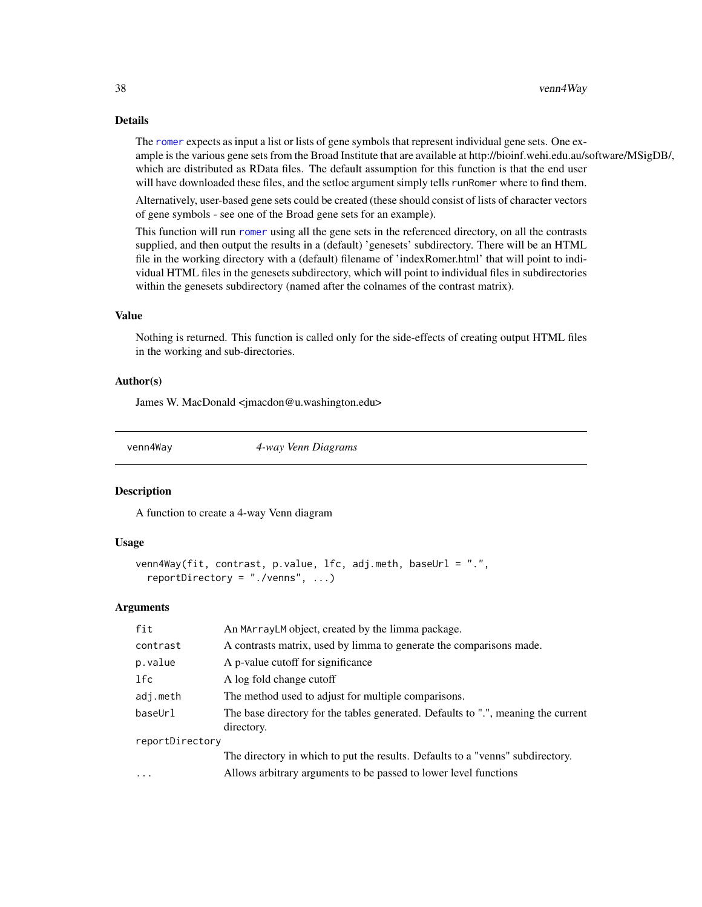## Details

The `romer` expects as input a list or lists of gene symbols that represent individual gene sets. One example is the various gene sets from the Broad Institute that are available at http://bioinf.wehi.edu.au/software/MSigDB/, which are distributed as RData files. The default assumption for this function is that the end user will have downloaded these files, and the setloc argument simply tells `runRomer` where to find them.

Alternatively, user-based gene sets could be created (these should consist of lists of character vectors of gene symbols - see one of the Broad gene sets for an example).

This function will run `romer` using all the gene sets in the referenced directory, on all the contrasts supplied, and then output the results in a (default) 'genesets' subdirectory. There will be an HTML file in the working directory with a (default) filename of 'indexRomer.html' that will point to individual HTML files in the genesets subdirectory, which will point to individual files in subdirectories within the genesets subdirectory (named after the colnames of the contrast matrix).

## Value

Nothing is returned. This function is called only for the side-effects of creating output HTML files in the working and sub-directories.

## Author(s)

James W. MacDonald <jmacdon@u.washington.edu>

---

# venn4Way — *4-way Venn Diagrams*

## Description

A function to create a 4-way Venn diagram

## Usage

```
venn4Way(fit, contrast, p.value, lfc, adj.meth, baseUrl = ".",
  reportDirectory = "./venns", ...)
```

## Arguments

| | |
|---|---|
| `fit` | An `MArrayLM` object, created by the limma package. |
| `contrast` | A contrasts matrix, used by limma to generate the comparisons made. |
| `p.value` | A p-value cutoff for significance |
| `lfc` | A log fold change cutoff |
| `adj.meth` | The method used to adjust for multiple comparisons. |
| `baseUrl` | The base directory for the tables generated. Defaults to ".", meaning the current directory. |
| `reportDirectory` | The directory in which to put the results. Defaults to a "venns" subdirectory. |
| `...` | Allows arbitrary arguments to be passed to lower level functions |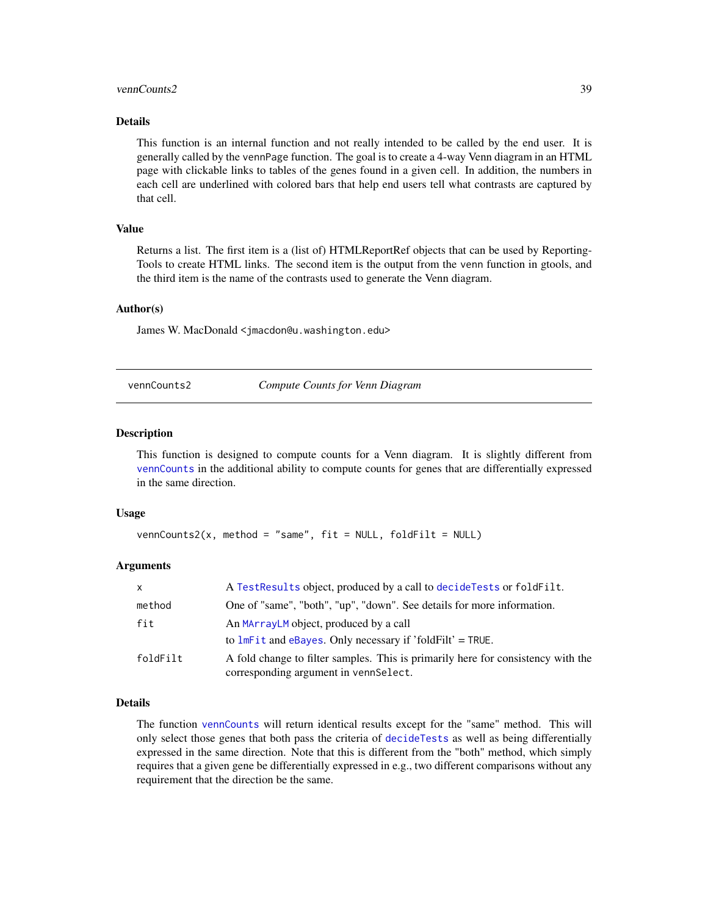### Details

This function is an internal function and not really intended to be called by the end user. It is generally called by the vennPage function. The goal is to create a 4-way Venn diagram in an HTML page with clickable links to tables of the genes found in a given cell. In addition, the numbers in each cell are underlined with colored bars that help end users tell what contrasts are captured by that cell.

### Value

Returns a list. The first item is a (list of) HTMLReportRef objects that can be used by ReportingTools to create HTML links. The second item is the output from the venn function in gtools, and the third item is the name of the contrasts used to generate the Venn diagram.

### Author(s)

James W. MacDonald <jmacdon@u.washington.edu>

---

## vennCounts2 — *Compute Counts for Venn Diagram*

### Description

This function is designed to compute counts for a Venn diagram. It is slightly different from vennCounts in the additional ability to compute counts for genes that are differentially expressed in the same direction.

### Usage

```
vennCounts2(x, method = "same", fit = NULL, foldFilt = NULL)
```

### Arguments

| | |
|---|---|
| x | A TestResults object, produced by a call to decideTests or foldFilt. |
| method | One of "same", "both", "up", "down". See details for more information. |
| fit | An MArrayLM object, produced by a call to lmFit and eBayes. Only necessary if 'foldFilt' = TRUE. |
| foldFilt | A fold change to filter samples. This is primarily here for consistency with the corresponding argument in vennSelect. |

### Details

The function vennCounts will return identical results except for the "same" method. This will only select those genes that both pass the criteria of decideTests as well as being differentially expressed in the same direction. Note that this is different from the "both" method, which simply requires that a given gene be differentially expressed in e.g., two different comparisons without any requirement that the direction be the same.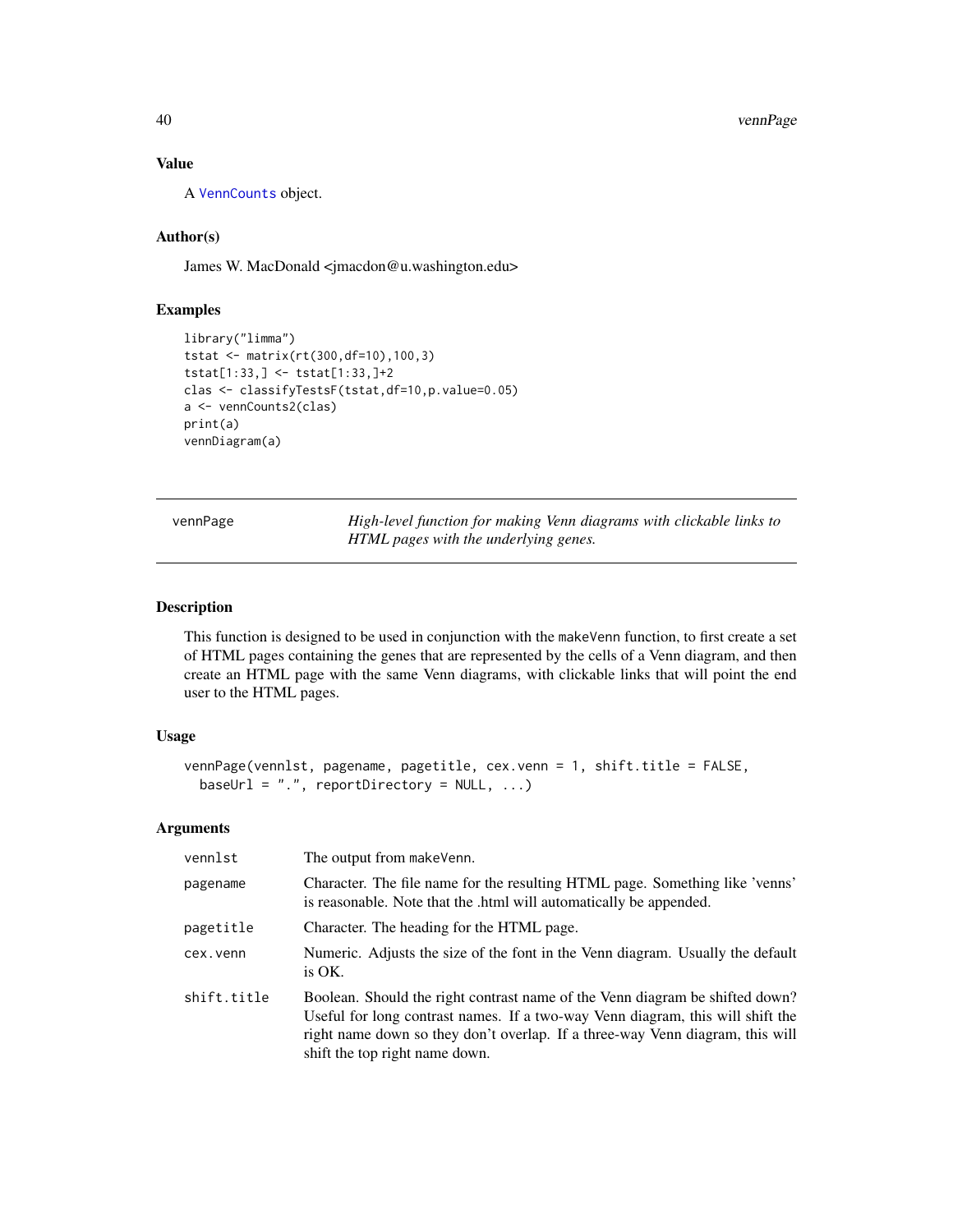### Value

A VennCounts object.

### Author(s)

James W. MacDonald <jmacdon@u.washington.edu>

### Examples

```
library("limma")
tstat <- matrix(rt(300,df=10),100,3)
tstat[1:33,] <- tstat[1:33,]+2
clas <- classifyTestsF(tstat,df=10,p.value=0.05)
a <- vennCounts2(clas)
print(a)
vennDiagram(a)
```

---

## vennPage — *High-level function for making Venn diagrams with clickable links to HTML pages with the underlying genes.*

---

### Description

This function is designed to be used in conjunction with the makeVenn function, to first create a set of HTML pages containing the genes that are represented by the cells of a Venn diagram, and then create an HTML page with the same Venn diagrams, with clickable links that will point the end user to the HTML pages.

### Usage

```
vennPage(vennlst, pagename, pagetitle, cex.venn = 1, shift.title = FALSE,
  baseUrl = ".", reportDirectory = NULL, ...)
```

### Arguments

| | |
|---|---|
| vennlst | The output from makeVenn. |
| pagename | Character. The file name for the resulting HTML page. Something like 'venns' is reasonable. Note that the .html will automatically be appended. |
| pagetitle | Character. The heading for the HTML page. |
| cex.venn | Numeric. Adjusts the size of the font in the Venn diagram. Usually the default is OK. |
| shift.title | Boolean. Should the right contrast name of the Venn diagram be shifted down? Useful for long contrast names. If a two-way Venn diagram, this will shift the right name down so they don't overlap. If a three-way Venn diagram, this will shift the top right name down. |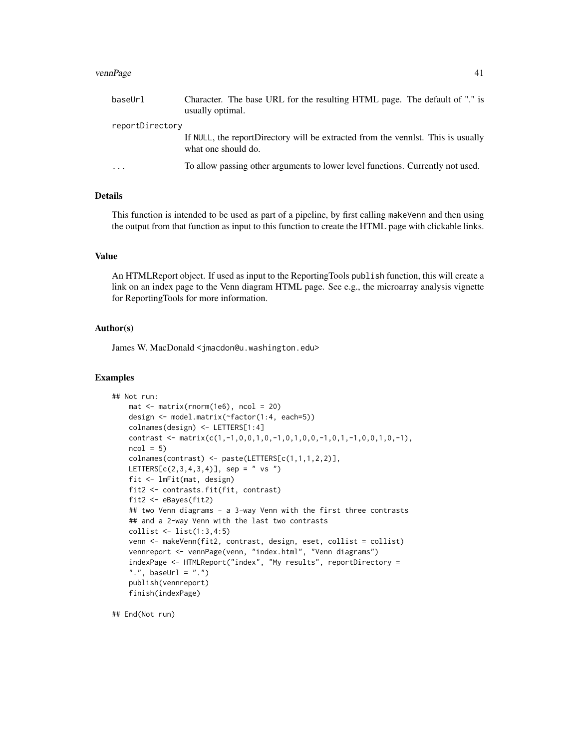| | |
|---|---|
| baseUrl | Character. The base URL for the resulting HTML page. The default of "." is usually optimal. |
| reportDirectory | If NULL, the reportDirectory will be extracted from the vennlst. This is usually what one should do. |
| ... | To allow passing other arguments to lower level functions. Currently not used. |

## Details

This function is intended to be used as part of a pipeline, by first calling makeVenn and then using the output from that function as input to this function to create the HTML page with clickable links.

## Value

An HTMLReport object. If used as input to the ReportingTools publish function, this will create a link on an index page to the Venn diagram HTML page. See e.g., the microarray analysis vignette for ReportingTools for more information.

## Author(s)

James W. MacDonald <jmacdon@u.washington.edu>

## Examples

```
## Not run:
    mat <- matrix(rnorm(1e6), ncol = 20)
    design <- model.matrix(~factor(1:4, each=5))
    colnames(design) <- LETTERS[1:4]
    contrast <- matrix(c(1,-1,0,0,1,0,-1,0,1,0,0,-1,0,1,-1,0,0,1,0,-1),
    ncol = 5)
    colnames(contrast) <- paste(LETTERS[c(1,1,1,2,2)],
    LETTERS[c(2,3,4,3,4)], sep = " vs ")
    fit <- lmFit(mat, design)
    fit2 <- contrasts.fit(fit, contrast)
    fit2 <- eBayes(fit2)
    ## two Venn diagrams - a 3-way Venn with the first three contrasts
    ## and a 2-way Venn with the last two contrasts
    collist <- list(1:3,4:5)
    venn <- makeVenn(fit2, contrast, design, eset, collist = collist)
    vennreport <- vennPage(venn, "index.html", "Venn diagrams")
    indexPage <- HTMLReport("index", "My results", reportDirectory =
    ".", baseUrl = ".")
    publish(vennreport)
    finish(indexPage)

## End(Not run)
```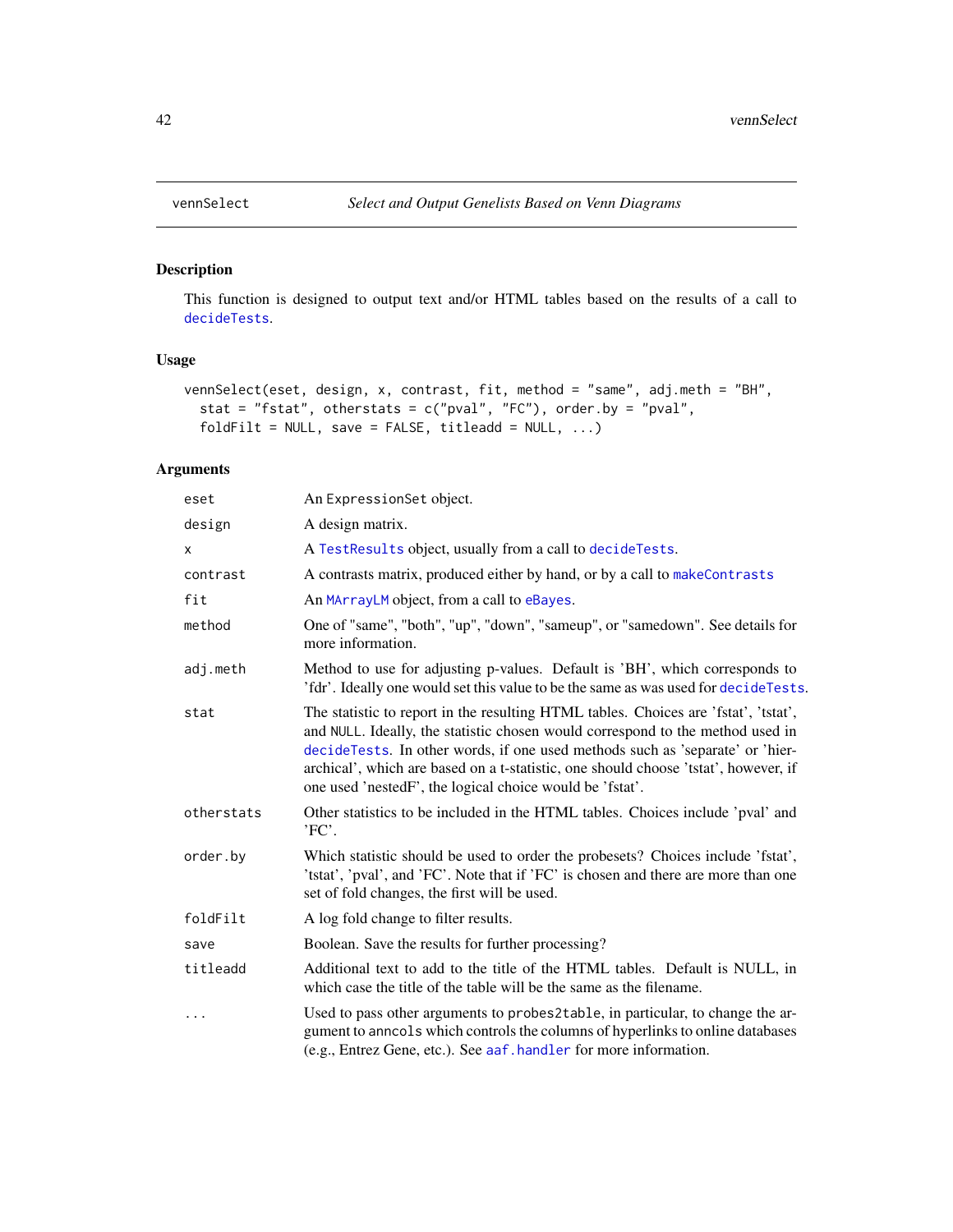`vennSelect` *Select and Output Genelists Based on Venn Diagrams*

## Description

This function is designed to output text and/or HTML tables based on the results of a call to `decideTests`.

## Usage

```
vennSelect(eset, design, x, contrast, fit, method = "same", adj.meth = "BH",
  stat = "fstat", otherstats = c("pval", "FC"), order.by = "pval",
  foldFilt = NULL, save = FALSE, titleadd = NULL, ...)
```

## Arguments

| Argument | Description |
|---|---|
| `eset` | An `ExpressionSet` object. |
| `design` | A design matrix. |
| `x` | A `TestResults` object, usually from a call to `decideTests`. |
| `contrast` | A contrasts matrix, produced either by hand, or by a call to `makeContrasts` |
| `fit` | An `MArrayLM` object, from a call to `eBayes`. |
| `method` | One of "same", "both", "up", "down", "sameup", or "samedown". See details for more information. |
| `adj.meth` | Method to use for adjusting p-values. Default is 'BH', which corresponds to 'fdr'. Ideally one would set this value to be the same as was used for `decideTests`. |
| `stat` | The statistic to report in the resulting HTML tables. Choices are 'fstat', 'tstat', and `NULL`. Ideally, the statistic chosen would correspond to the method used in `decideTests`. In other words, if one used methods such as 'separate' or 'hierarchical', which are based on a t-statistic, one should choose 'tstat', however, if one used 'nestedF', the logical choice would be 'fstat'. |
| `otherstats` | Other statistics to be included in the HTML tables. Choices include 'pval' and 'FC'. |
| `order.by` | Which statistic should be used to order the probesets? Choices include 'fstat', 'tstat', 'pval', and 'FC'. Note that if 'FC' is chosen and there are more than one set of fold changes, the first will be used. |
| `foldFilt` | A log fold change to filter results. |
| `save` | Boolean. Save the results for further processing? |
| `titleadd` | Additional text to add to the title of the HTML tables. Default is NULL, in which case the title of the table will be the same as the filename. |
| `...` | Used to pass other arguments to `probes2table`, in particular, to change the argument to `anncols` which controls the columns of hyperlinks to online databases (e.g., Entrez Gene, etc.). See `aaf.handler` for more information. |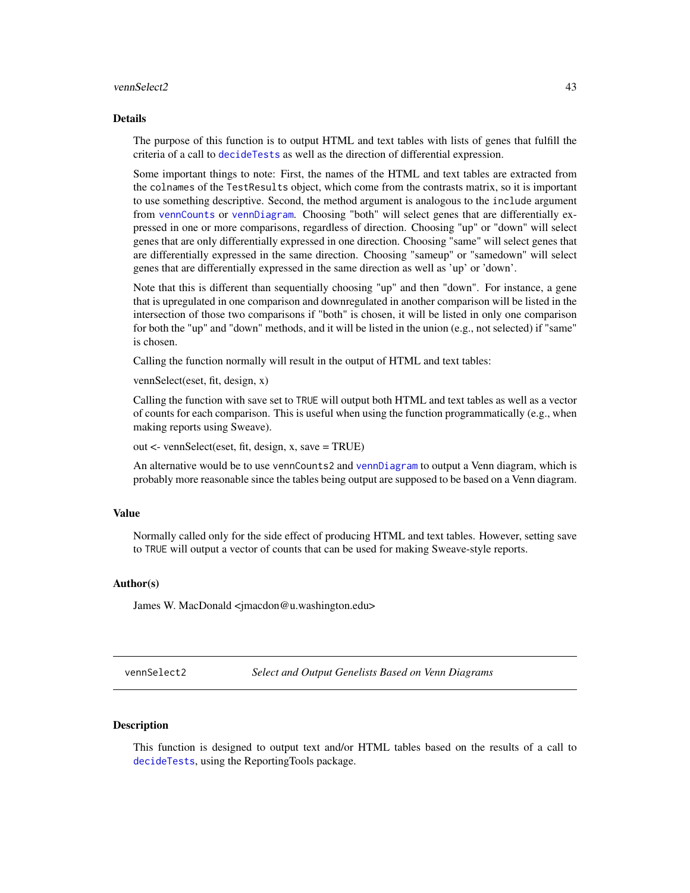## Details

The purpose of this function is to output HTML and text tables with lists of genes that fulfill the criteria of a call to `decideTests` as well as the direction of differential expression.

Some important things to note: First, the names of the HTML and text tables are extracted from the `colnames` of the `TestResults` object, which come from the contrasts matrix, so it is important to use something descriptive. Second, the method argument is analogous to the `include` argument from `vennCounts` or `vennDiagram`. Choosing "both" will select genes that are differentially expressed in one or more comparisons, regardless of direction. Choosing "up" or "down" will select genes that are only differentially expressed in one direction. Choosing "same" will select genes that are differentially expressed in the same direction. Choosing "sameup" or "samedown" will select genes that are differentially expressed in the same direction as well as 'up' or 'down'.

Note that this is different than sequentially choosing "up" and then "down". For instance, a gene that is upregulated in one comparison and downregulated in another comparison will be listed in the intersection of those two comparisons if "both" is chosen, it will be listed in only one comparison for both the "up" and "down" methods, and it will be listed in the union (e.g., not selected) if "same" is chosen.

Calling the function normally will result in the output of HTML and text tables:

vennSelect(eset, fit, design, x)

Calling the function with save set to `TRUE` will output both HTML and text tables as well as a vector of counts for each comparison. This is useful when using the function programmatically (e.g., when making reports using Sweave).

out <- vennSelect(eset, fit, design, x, save = TRUE)

An alternative would be to use `vennCounts2` and `vennDiagram` to output a Venn diagram, which is probably more reasonable since the tables being output are supposed to be based on a Venn diagram.

## Value

Normally called only for the side effect of producing HTML and text tables. However, setting save to `TRUE` will output a vector of counts that can be used for making Sweave-style reports.

## Author(s)

James W. MacDonald <jmacdon@u.washington.edu>

---

# vennSelect2 — *Select and Output Genelists Based on Venn Diagrams*

## Description

This function is designed to output text and/or HTML tables based on the results of a call to `decideTests`, using the ReportingTools package.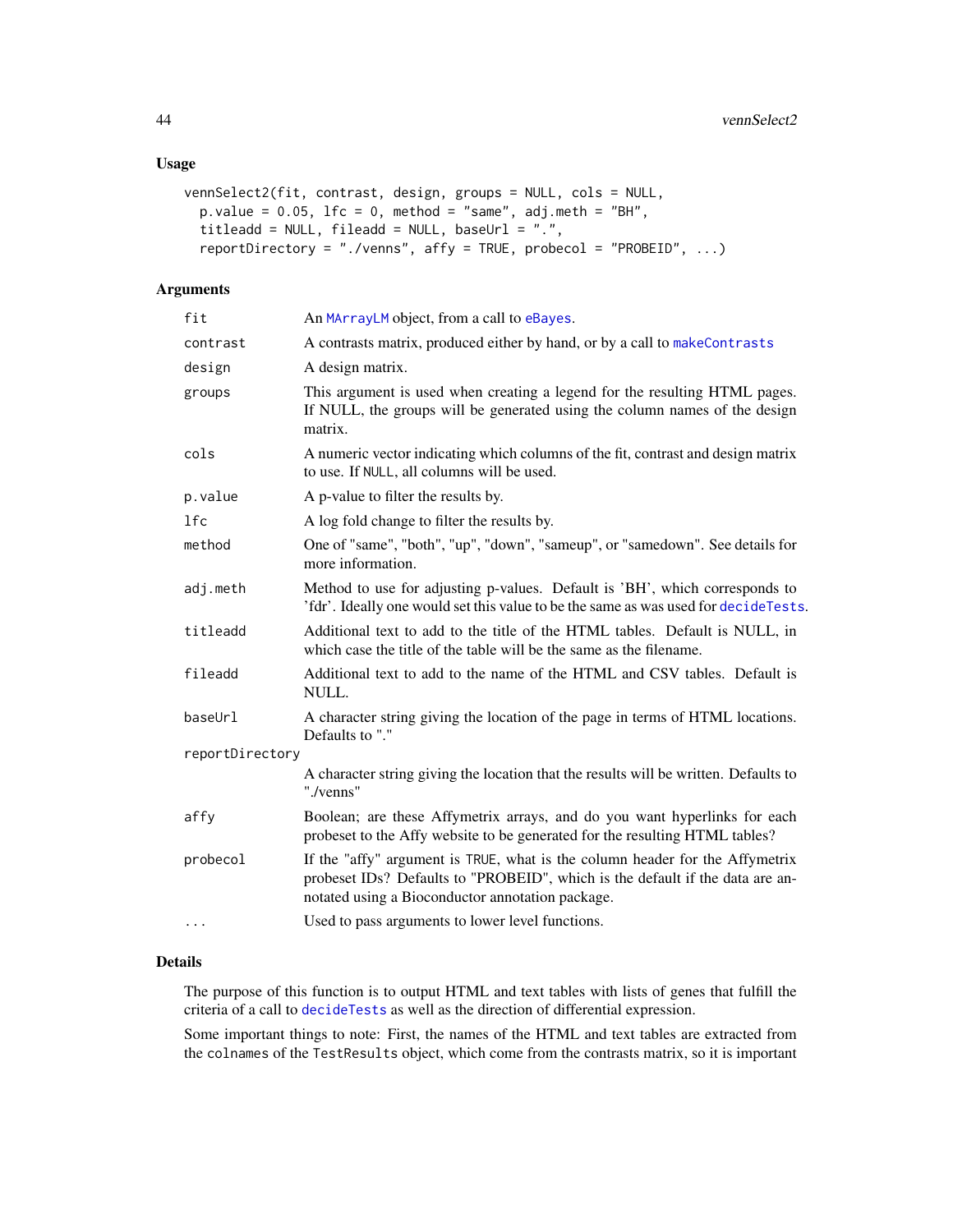## Usage

```
vennSelect2(fit, contrast, design, groups = NULL, cols = NULL,
  p.value = 0.05, lfc = 0, method = "same", adj.meth = "BH",
  titleadd = NULL, fileadd = NULL, baseUrl = ".",
  reportDirectory = "./venns", affy = TRUE, probecol = "PROBEID", ...)
```

## Arguments

| | |
|---|---|
| `fit` | An `MArrayLM` object, from a call to `eBayes`. |
| `contrast` | A contrasts matrix, produced either by hand, or by a call to `makeContrasts` |
| `design` | A design matrix. |
| `groups` | This argument is used when creating a legend for the resulting HTML pages. If NULL, the groups will be generated using the column names of the design matrix. |
| `cols` | A numeric vector indicating which columns of the fit, contrast and design matrix to use. If `NULL`, all columns will be used. |
| `p.value` | A p-value to filter the results by. |
| `lfc` | A log fold change to filter the results by. |
| `method` | One of "same", "both", "up", "down", "sameup", or "samedown". See details for more information. |
| `adj.meth` | Method to use for adjusting p-values. Default is 'BH', which corresponds to 'fdr'. Ideally one would set this value to be the same as was used for `decideTests`. |
| `titleadd` | Additional text to add to the title of the HTML tables. Default is NULL, in which case the title of the table will be the same as the filename. |
| `fileadd` | Additional text to add to the name of the HTML and CSV tables. Default is NULL. |
| `baseUrl` | A character string giving the location of the page in terms of HTML locations. Defaults to "." |
| `reportDirectory` | A character string giving the location that the results will be written. Defaults to "./venns" |
| `affy` | Boolean; are these Affymetrix arrays, and do you want hyperlinks for each probeset to the Affy website to be generated for the resulting HTML tables? |
| `probecol` | If the "affy" argument is `TRUE`, what is the column header for the Affymetrix probeset IDs? Defaults to "PROBEID", which is the default if the data are annotated using a Bioconductor annotation package. |
| `...` | Used to pass arguments to lower level functions. |

## Details

The purpose of this function is to output HTML and text tables with lists of genes that fulfill the criteria of a call to `decideTests` as well as the direction of differential expression.

Some important things to note: First, the names of the HTML and text tables are extracted from the `colnames` of the `TestResults` object, which come from the contrasts matrix, so it is important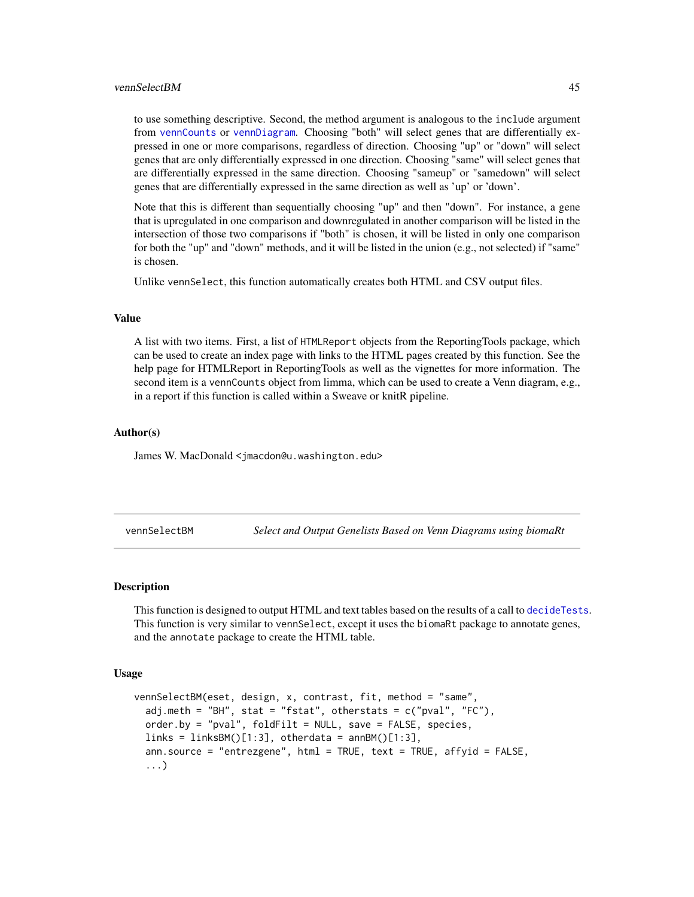to use something descriptive. Second, the method argument is analogous to the include argument from vennCounts or vennDiagram. Choosing "both" will select genes that are differentially expressed in one or more comparisons, regardless of direction. Choosing "up" or "down" will select genes that are only differentially expressed in one direction. Choosing "same" will select genes that are differentially expressed in the same direction. Choosing "sameup" or "samedown" will select genes that are differentially expressed in the same direction as well as 'up' or 'down'.

Note that this is different than sequentially choosing "up" and then "down". For instance, a gene that is upregulated in one comparison and downregulated in another comparison will be listed in the intersection of those two comparisons if "both" is chosen, it will be listed in only one comparison for both the "up" and "down" methods, and it will be listed in the union (e.g., not selected) if "same" is chosen.

Unlike vennSelect, this function automatically creates both HTML and CSV output files.

### Value

A list with two items. First, a list of HTMLReport objects from the ReportingTools package, which can be used to create an index page with links to the HTML pages created by this function. See the help page for HTMLReport in ReportingTools as well as the vignettes for more information. The second item is a vennCounts object from limma, which can be used to create a Venn diagram, e.g., in a report if this function is called within a Sweave or knitR pipeline.

### Author(s)

James W. MacDonald <jmacdon@u.washington.edu>

---

## vennSelectBM — *Select and Output Genelists Based on Venn Diagrams using biomaRt*

### Description

This function is designed to output HTML and text tables based on the results of a call to decideTests. This function is very similar to vennSelect, except it uses the biomaRt package to annotate genes, and the annotate package to create the HTML table.

### Usage

```
vennSelectBM(eset, design, x, contrast, fit, method = "same",
  adj.meth = "BH", stat = "fstat", otherstats = c("pval", "FC"),
  order.by = "pval", foldFilt = NULL, save = FALSE, species,
  links = linksBM()[1:3], otherdata = annBM()[1:3],
  ann.source = "entrezgene", html = TRUE, text = TRUE, affyid = FALSE,
  ...)
```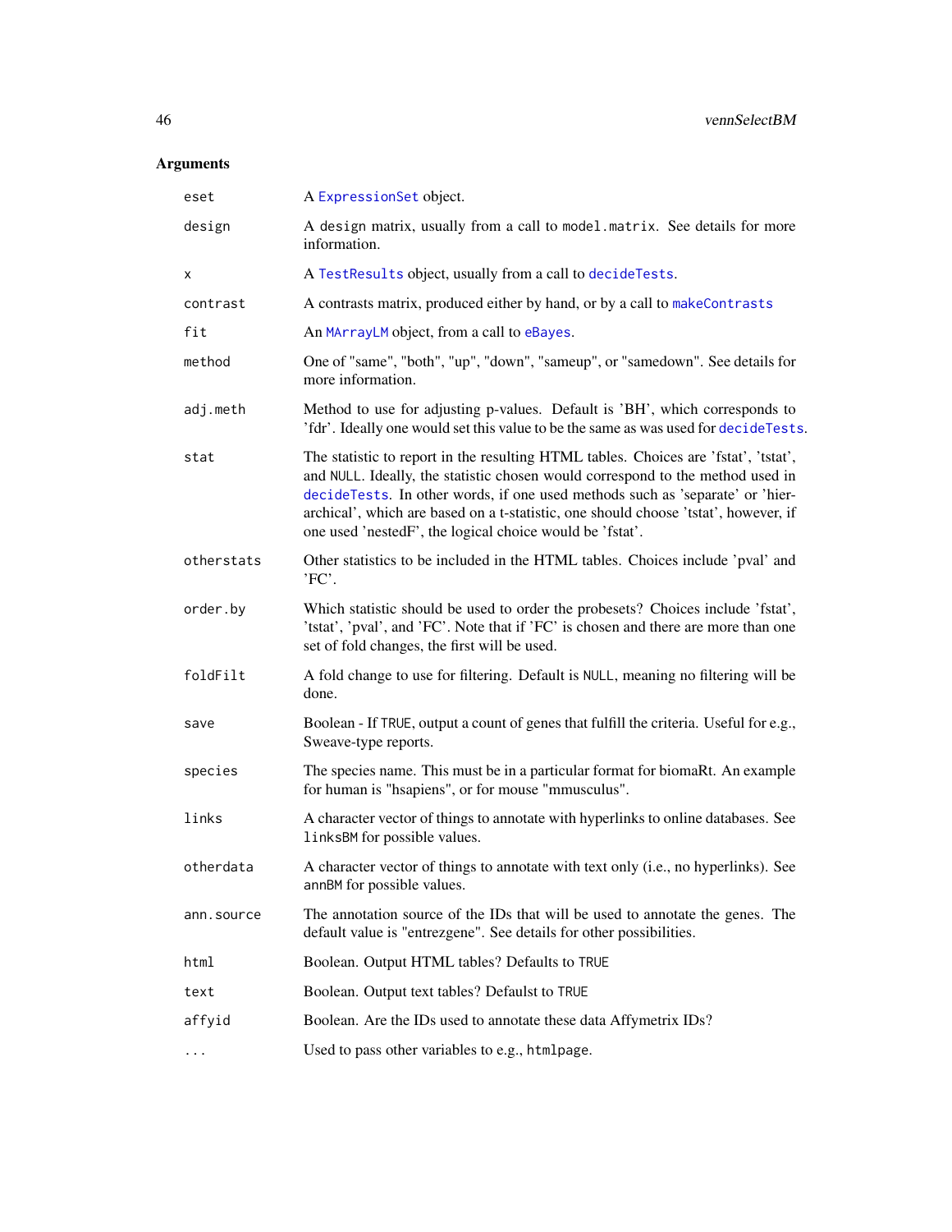## Arguments

| | |
|---|---|
| eset | A ExpressionSet object. |
| design | A design matrix, usually from a call to model.matrix. See details for more information. |
| x | A TestResults object, usually from a call to decideTests. |
| contrast | A contrasts matrix, produced either by hand, or by a call to makeContrasts |
| fit | An MArrayLM object, from a call to eBayes. |
| method | One of "same", "both", "up", "down", "sameup", or "samedown". See details for more information. |
| adj.meth | Method to use for adjusting p-values. Default is 'BH', which corresponds to 'fdr'. Ideally one would set this value to be the same as was used for decideTests. |
| stat | The statistic to report in the resulting HTML tables. Choices are 'fstat', 'tstat', and NULL. Ideally, the statistic chosen would correspond to the method used in decideTests. In other words, if one used methods such as 'separate' or 'hierarchical', which are based on a t-statistic, one should choose 'tstat', however, if one used 'nestedF', the logical choice would be 'fstat'. |
| otherstats | Other statistics to be included in the HTML tables. Choices include 'pval' and 'FC'. |
| order.by | Which statistic should be used to order the probesets? Choices include 'fstat', 'tstat', 'pval', and 'FC'. Note that if 'FC' is chosen and there are more than one set of fold changes, the first will be used. |
| foldFilt | A fold change to use for filtering. Default is NULL, meaning no filtering will be done. |
| save | Boolean - If TRUE, output a count of genes that fulfill the criteria. Useful for e.g., Sweave-type reports. |
| species | The species name. This must be in a particular format for biomaRt. An example for human is "hsapiens", or for mouse "mmusculus". |
| links | A character vector of things to annotate with hyperlinks to online databases. See linksBM for possible values. |
| otherdata | A character vector of things to annotate with text only (i.e., no hyperlinks). See annBM for possible values. |
| ann.source | The annotation source of the IDs that will be used to annotate the genes. The default value is "entrezgene". See details for other possibilities. |
| html | Boolean. Output HTML tables? Defaults to TRUE |
| text | Boolean. Output text tables? Defaulst to TRUE |
| affyid | Boolean. Are the IDs used to annotate these data Affymetrix IDs? |
| ... | Used to pass other variables to e.g., htmlpage. |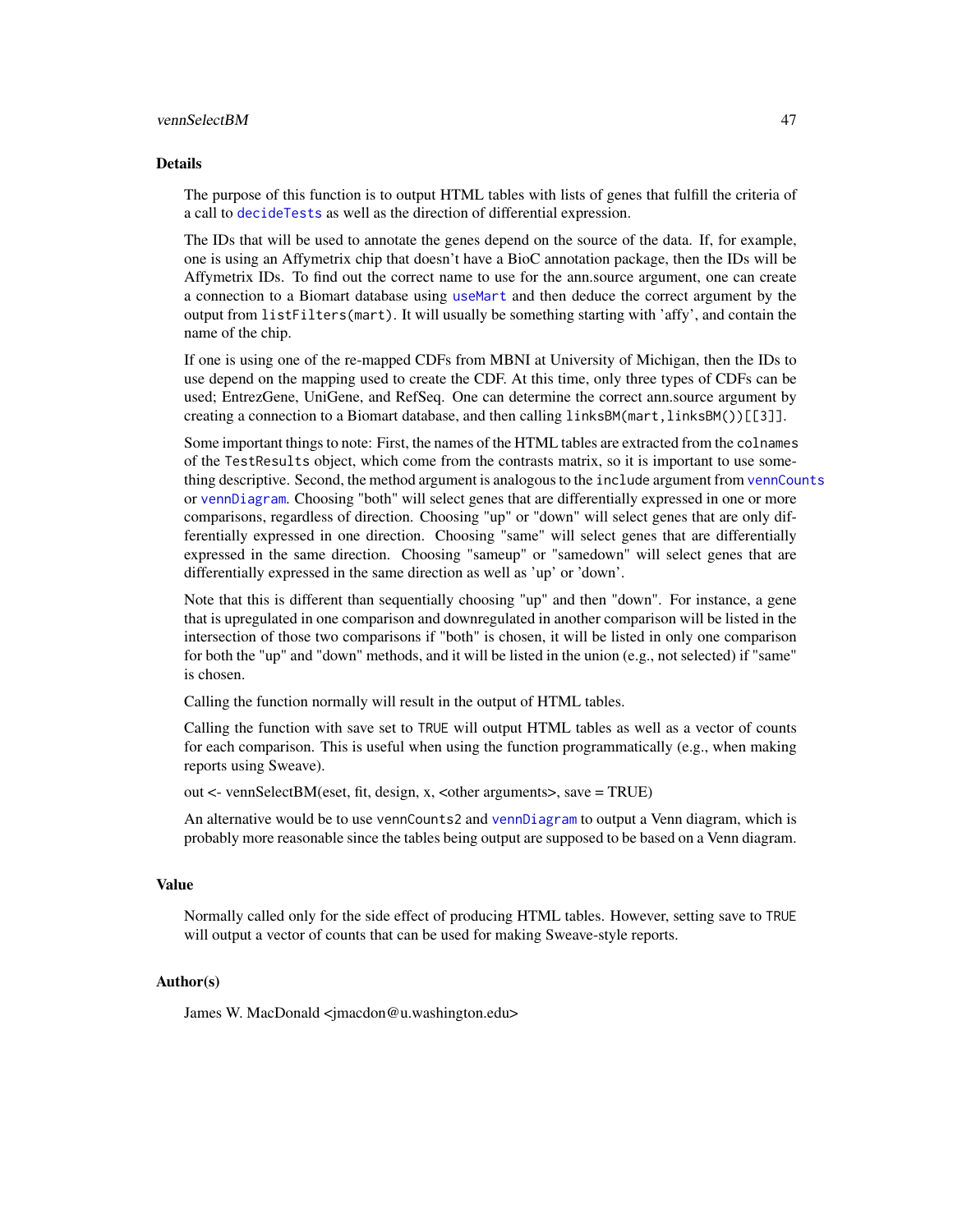## Details

The purpose of this function is to output HTML tables with lists of genes that fulfill the criteria of a call to `decideTests` as well as the direction of differential expression.

The IDs that will be used to annotate the genes depend on the source of the data. If, for example, one is using an Affymetrix chip that doesn't have a BioC annotation package, then the IDs will be Affymetrix IDs. To find out the correct name to use for the ann.source argument, one can create a connection to a Biomart database using `useMart` and then deduce the correct argument by the output from `listFilters(mart)`. It will usually be something starting with 'affy', and contain the name of the chip.

If one is using one of the re-mapped CDFs from MBNI at University of Michigan, then the IDs to use depend on the mapping used to create the CDF. At this time, only three types of CDFs can be used; EntrezGene, UniGene, and RefSeq. One can determine the correct ann.source argument by creating a connection to a Biomart database, and then calling `linksBM(mart,linksBM())[[3]]`.

Some important things to note: First, the names of the HTML tables are extracted from the `colnames` of the `TestResults` object, which come from the contrasts matrix, so it is important to use something descriptive. Second, the method argument is analogous to the `include` argument from `vennCounts` or `vennDiagram`. Choosing "both" will select genes that are differentially expressed in one or more comparisons, regardless of direction. Choosing "up" or "down" will select genes that are only differentially expressed in one direction. Choosing "same" will select genes that are differentially expressed in the same direction. Choosing "sameup" or "samedown" will select genes that are differentially expressed in the same direction as well as 'up' or 'down'.

Note that this is different than sequentially choosing "up" and then "down". For instance, a gene that is upregulated in one comparison and downregulated in another comparison will be listed in the intersection of those two comparisons if "both" is chosen, it will be listed in only one comparison for both the "up" and "down" methods, and it will be listed in the union (e.g., not selected) if "same" is chosen.

Calling the function normally will result in the output of HTML tables.

Calling the function with save set to `TRUE` will output HTML tables as well as a vector of counts for each comparison. This is useful when using the function programmatically (e.g., when making reports using Sweave).

out <- vennSelectBM(eset, fit, design, x, <other arguments>, save = TRUE)

An alternative would be to use `vennCounts2` and `vennDiagram` to output a Venn diagram, which is probably more reasonable since the tables being output are supposed to be based on a Venn diagram.

## Value

Normally called only for the side effect of producing HTML tables. However, setting save to `TRUE` will output a vector of counts that can be used for making Sweave-style reports.

## Author(s)

James W. MacDonald <jmacdon@u.washington.edu>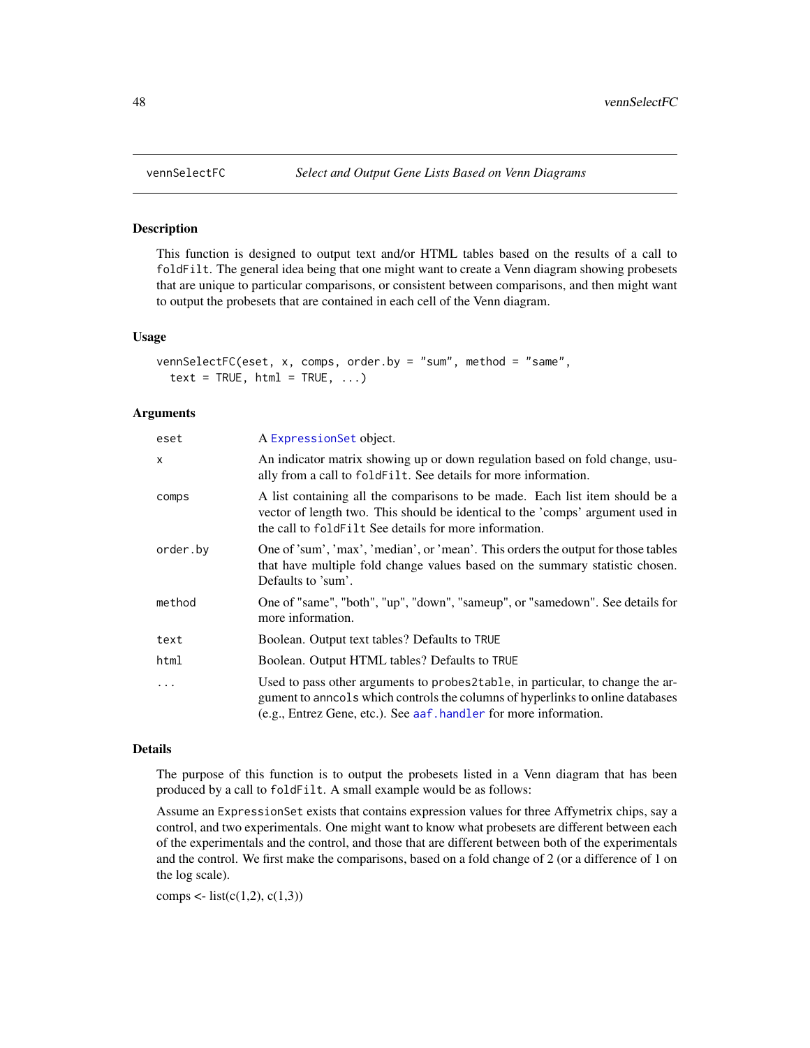## vennSelectFC — *Select and Output Gene Lists Based on Venn Diagrams*

### Description

This function is designed to output text and/or HTML tables based on the results of a call to `foldFilt`. The general idea being that one might want to create a Venn diagram showing probesets that are unique to particular comparisons, or consistent between comparisons, and then might want to output the probesets that are contained in each cell of the Venn diagram.

### Usage

```
vennSelectFC(eset, x, comps, order.by = "sum", method = "same",
  text = TRUE, html = TRUE, ...)
```

### Arguments

| | |
|---|---|
| `eset` | A `ExpressionSet` object. |
| `x` | An indicator matrix showing up or down regulation based on fold change, usually from a call to `foldFilt`. See details for more information. |
| `comps` | A list containing all the comparisons to be made. Each list item should be a vector of length two. This should be identical to the 'comps' argument used in the call to `foldFilt` See details for more information. |
| `order.by` | One of 'sum', 'max', 'median', or 'mean'. This orders the output for those tables that have multiple fold change values based on the summary statistic chosen. Defaults to 'sum'. |
| `method` | One of "same", "both", "up", "down", "sameup", or "samedown". See details for more information. |
| `text` | Boolean. Output text tables? Defaults to `TRUE` |
| `html` | Boolean. Output HTML tables? Defaults to `TRUE` |
| `...` | Used to pass other arguments to `probes2table`, in particular, to change the argument to `anncols` which controls the columns of hyperlinks to online databases (e.g., Entrez Gene, etc.). See `aaf.handler` for more information. |

### Details

The purpose of this function is to output the probesets listed in a Venn diagram that has been produced by a call to `foldFilt`. A small example would be as follows:

Assume an `ExpressionSet` exists that contains expression values for three Affymetrix chips, say a control, and two experimentals. One might want to know what probesets are different between each of the experimentals and the control, and those that are different between both of the experimentals and the control. We first make the comparisons, based on a fold change of 2 (or a difference of 1 on the log scale).

comps <- list(c(1,2), c(1,3))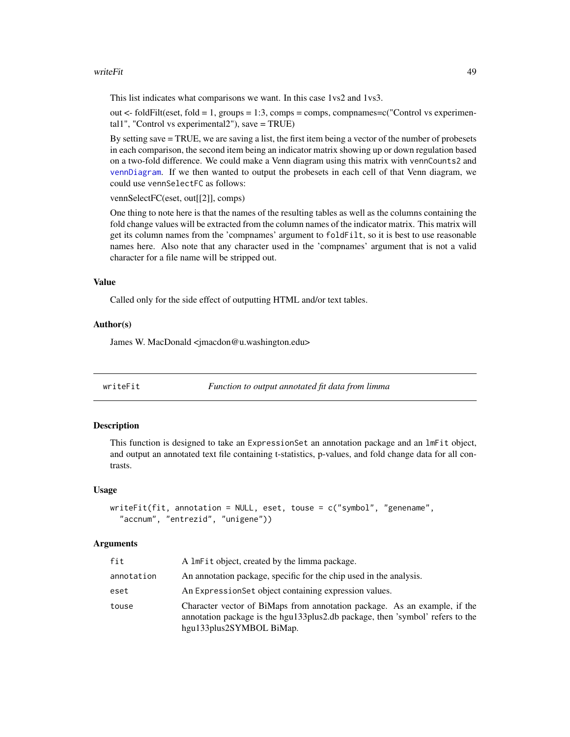This list indicates what comparisons we want. In this case 1vs2 and 1vs3.

out <- foldFilt(eset, fold = 1, groups = 1:3, comps = comps, compnames=c("Control vs experimental1", "Control vs experimental2"), save = TRUE)

By setting save = TRUE, we are saving a list, the first item being a vector of the number of probesets in each comparison, the second item being an indicator matrix showing up or down regulation based on a two-fold difference. We could make a Venn diagram using this matrix with `vennCounts2` and `vennDiagram`. If we then wanted to output the probesets in each cell of that Venn diagram, we could use `vennSelectFC` as follows:

vennSelectFC(eset, out[[2]], comps)

One thing to note here is that the names of the resulting tables as well as the columns containing the fold change values will be extracted from the column names of the indicator matrix. This matrix will get its column names from the 'compnames' argument to `foldFilt`, so it is best to use reasonable names here. Also note that any character used in the 'compnames' argument that is not a valid character for a file name will be stripped out.

### Value

Called only for the side effect of outputting HTML and/or text tables.

### Author(s)

James W. MacDonald <jmacdon@u.washington.edu>

---

## writeFit — *Function to output annotated fit data from limma*

### Description

This function is designed to take an `ExpressionSet` an annotation package and an `lmFit` object, and output an annotated text file containing t-statistics, p-values, and fold change data for all contrasts.

### Usage

```
writeFit(fit, annotation = NULL, eset, touse = c("symbol", "genename",
  "accnum", "entrezid", "unigene"))
```

### Arguments

| | |
|---|---|
| `fit` | A `lmFit` object, created by the limma package. |
| `annotation` | An annotation package, specific for the chip used in the analysis. |
| `eset` | An `ExpressionSet` object containing expression values. |
| `touse` | Character vector of BiMaps from annotation package. As an example, if the annotation package is the hgu133plus2.db package, then 'symbol' refers to the hgu133plus2SYMBOL BiMap. |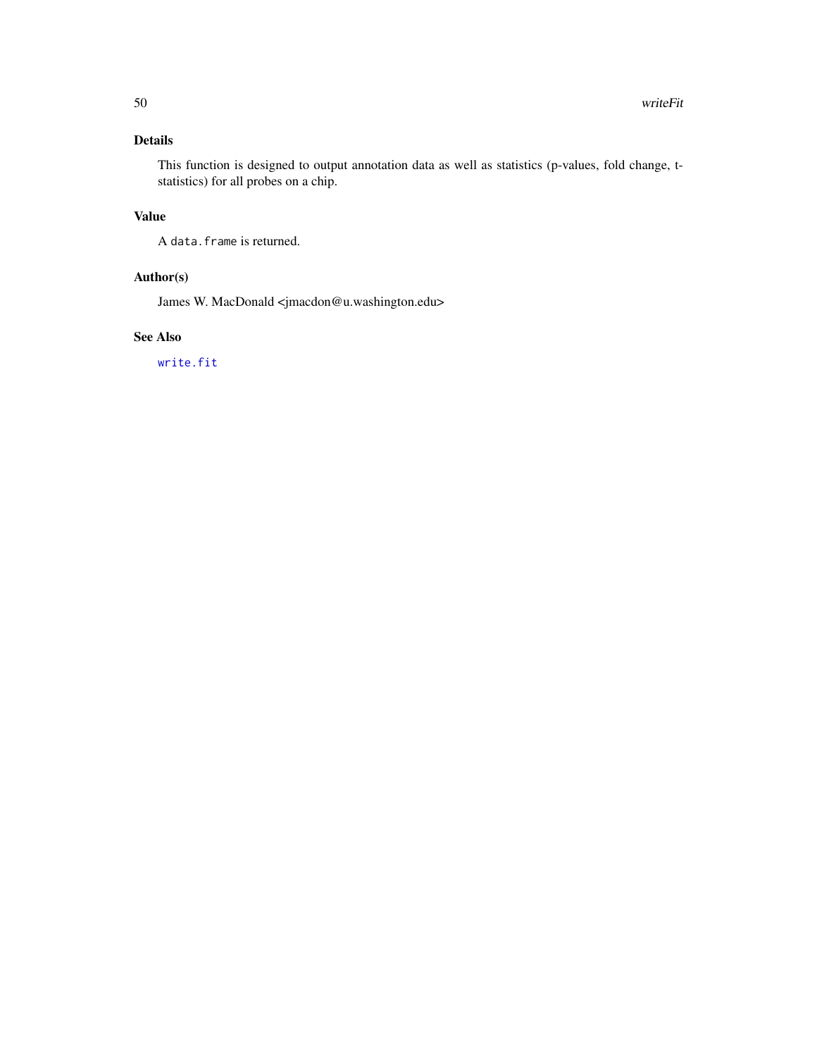## Details

This function is designed to output annotation data as well as statistics (p-values, fold change, t-statistics) for all probes on a chip.

## Value

A `data.frame` is returned.

## Author(s)

James W. MacDonald <jmacdon@u.washington.edu>

## See Also

`write.fit`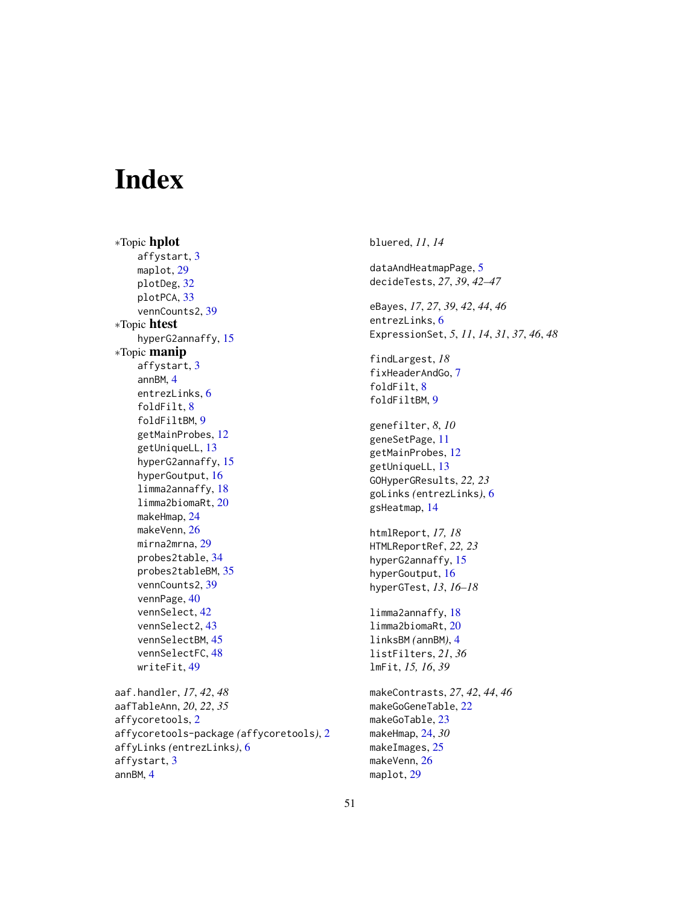# Index

∗Topic **hplot**
affystart, 3
maplot, 29
plotDeg, 32
plotPCA, 33
vennCounts2, 39

∗Topic **htest**
hyperG2annaffy, 15

∗Topic **manip**
affystart, 3
annBM, 4
entrezLinks, 6
foldFilt, 8
foldFiltBM, 9
getMainProbes, 12
getUniqueLL, 13
hyperG2annaffy, 15
hyperGoutput, 16
limma2annaffy, 18
limma2biomaRt, 20
makeHmap, 24
makeVenn, 26
mirna2mrna, 29
probes2table, 34
probes2tableBM, 35
vennCounts2, 39
vennPage, 40
vennSelect, 42
vennSelect2, 43
vennSelectBM, 45
vennSelectFC, 48
writeFit, 49

aaf.handler, *17*, *42*, *48*
aafTableAnn, *20*, *22*, *35*
affycoretools, 2
affycoretools-package *(*affycoretools*)*, 2
affyLinks *(*entrezLinks*)*, 6
affystart, 3
annBM, 4

bluered, *11*, *14*

dataAndHeatmapPage, 5
decideTests, *27*, *39*, *42–47*

eBayes, *17*, *27*, *39*, *42*, *44*, *46*
entrezLinks, 6
ExpressionSet, *5*, *11*, *14*, *31*, *37*, *46*, *48*

findLargest, *18*
fixHeaderAndGo, 7
foldFilt, 8
foldFiltBM, 9

genefilter, *8*, *10*
geneSetPage, 11
getMainProbes, 12
getUniqueLL, 13
GOHyperGResults, *22, 23*
goLinks *(*entrezLinks*)*, 6
gsHeatmap, 14

htmlReport, *17, 18*
HTMLReportRef, *22, 23*
hyperG2annaffy, 15
hyperGoutput, 16
hyperGTest, *13*, *16–18*

limma2annaffy, 18
limma2biomaRt, 20
linksBM *(*annBM*)*, 4
listFilters, *21*, *36*
lmFit, *15, 16*, *39*

makeContrasts, *27*, *42*, *44*, *46*
makeGoGeneTable, 22
makeGoTable, 23
makeHmap, 24, *30*
makeImages, 25
makeVenn, 26
maplot, 29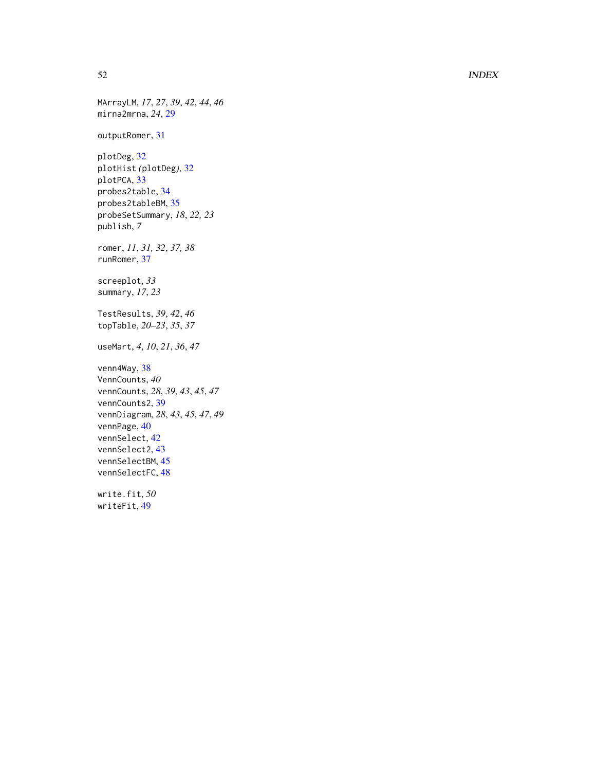MArrayLM, *17*, *27*, *39*, *42*, *44*, *46*
mirna2mrna, *24*, 29

outputRomer, 31

plotDeg, 32
plotHist *(*plotDeg*)*, 32
plotPCA, 33
probes2table, 34
probes2tableBM, 35
probeSetSummary, *18*, *22, 23*
publish, *7*

romer, *11*, *31, 32*, *37, 38*
runRomer, 37

screeplot, *33*
summary, *17*, *23*

TestResults, *39*, *42*, *46*
topTable, *20–23*, *35*, *37*

useMart, *4*, *10*, *21*, *36*, *47*

venn4Way, 38
VennCounts, *40*
vennCounts, *28*, *39*, *43*, *45*, *47*
vennCounts2, 39
vennDiagram, *28*, *43*, *45*, *47*, *49*
vennPage, 40
vennSelect, 42
vennSelect2, 43
vennSelectBM, 45
vennSelectFC, 48

write.fit, *50*
writeFit, 49